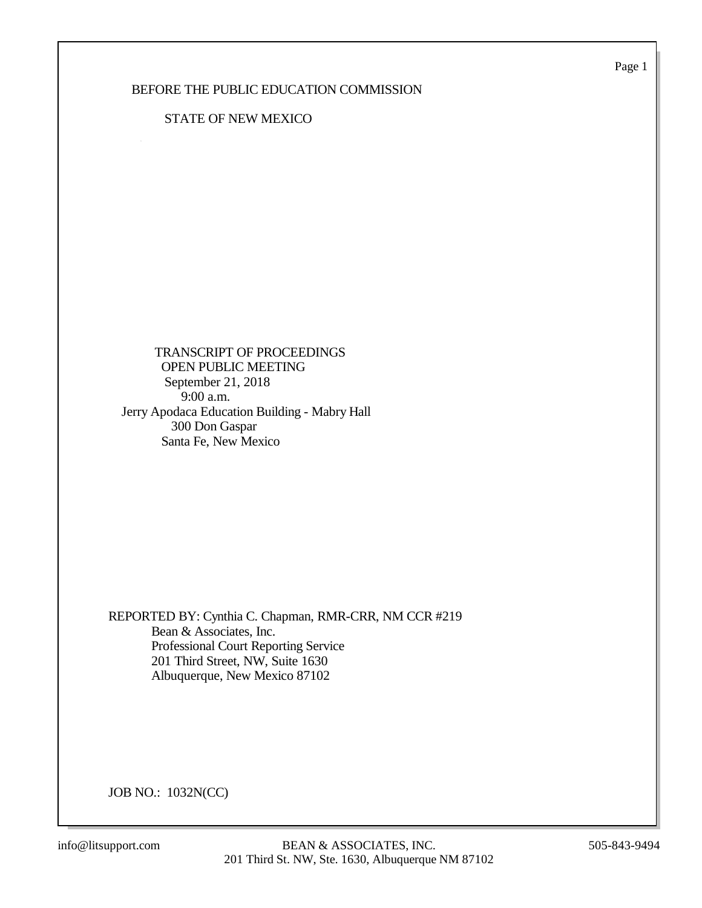BEFORE THE PUBLIC EDUCATION COMMISSION

STATE OF NEW MEXICO

TRANSCRIPT OF PROCEEDINGS
OPEN PUBLIC MEETING
September 21, 2018
9:00 a.m.
Jerry Apodaca Education Building - Mabry Hall
300 Don Gaspar
Santa Fe, New Mexico

REPORTED BY: Cynthia C. Chapman, RMR-CRR, NM CCR #219
Bean & Associates, Inc.
Professional Court Reporting Service
201 Third Street, NW, Suite 1630
Albuquerque, New Mexico 87102

JOB NO.: 1032N(CC)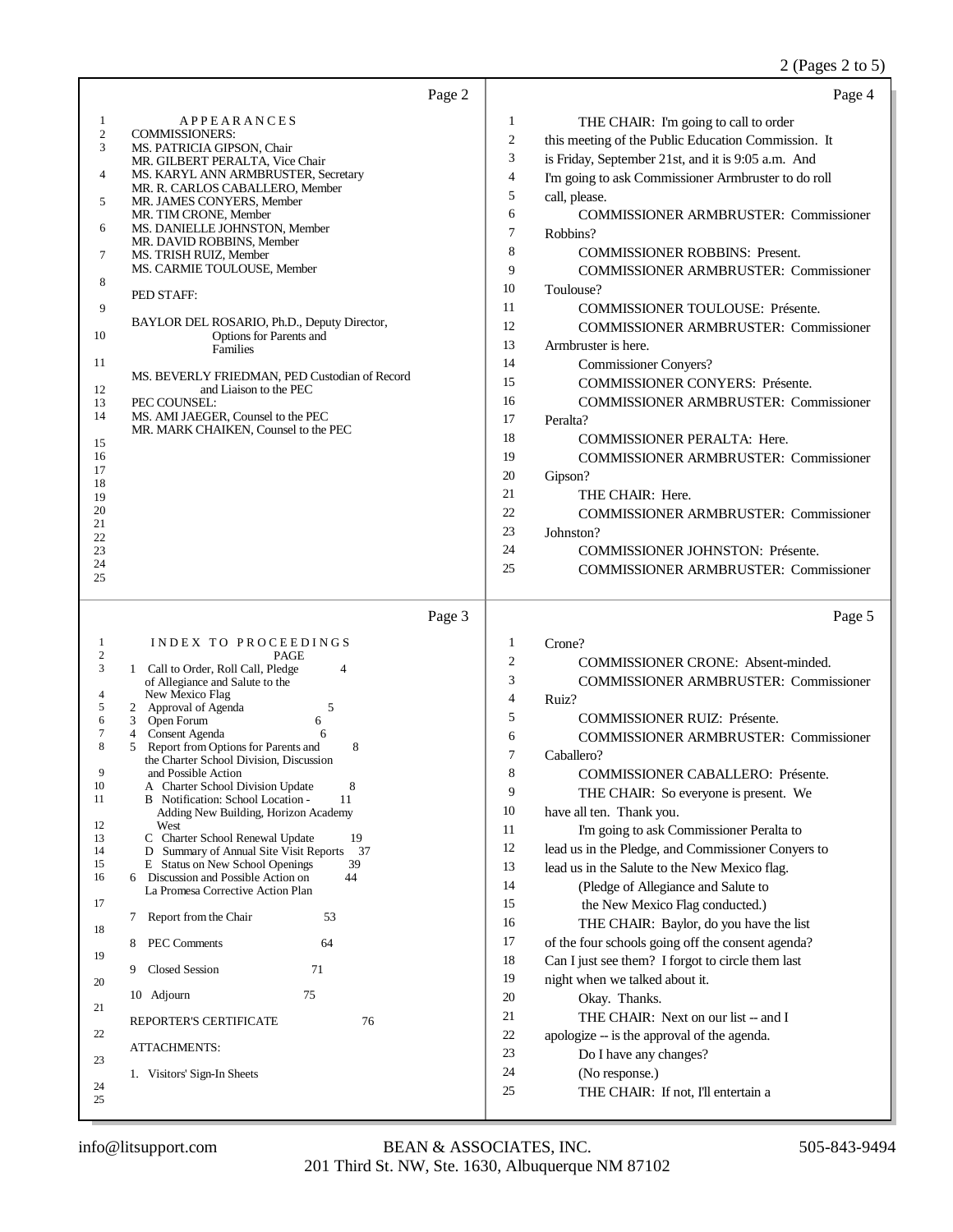Page 2

APPEARANCES

COMMISSIONERS:

MS. PATRICIA GIPSON, Chair
MR. GILBERT PERALTA, Vice Chair
MS. KARYL ANN ARMBRUSTER, Secretary
MR. R. CARLOS CABALLERO, Member
MR. JAMES CONYERS, Member
MR. TIM CRONE, Member
MS. DANIELLE JOHNSTON, Member
MR. DAVID ROBBINS, Member
MS. TRISH RUIZ, Member
MS. CARMIE TOULOUSE, Member

PED STAFF:

BAYLOR DEL ROSARIO, Ph.D., Deputy Director, Options for Parents and Families

MS. BEVERLY FRIEDMAN, PED Custodian of Record and Liaison to the PEC

PEC COUNSEL:

MS. AMI JAEGER, Counsel to the PEC
MR. MARK CHAIKEN, Counsel to the PEC

Page 3

INDEX TO PROCEEDINGS

| | PAGE |
|---|---|
| 1 Call to Order, Roll Call, Pledge of Allegiance and Salute to the New Mexico Flag | 4 |
| 2 Approval of Agenda | 5 |
| 3 Open Forum | 6 |
| 4 Consent Agenda | 6 |
| 5 Report from Options for Parents and the Charter School Division, Discussion and Possible Action | 8 |
| A Charter School Division Update | 8 |
| B Notification: School Location - Adding New Building, Horizon Academy West | 11 |
| C Charter School Renewal Update | 19 |
| D Summary of Annual Site Visit Reports | 37 |
| E Status on New School Openings | 39 |
| 6 Discussion and Possible Action on La Promesa Corrective Action Plan | 44 |
| 7 Report from the Chair | 53 |
| 8 PEC Comments | 64 |
| 9 Closed Session | 71 |
| 10 Adjourn | 75 |
| REPORTER'S CERTIFICATE | 76 |
| ATTACHMENTS: | |
| 1. Visitors' Sign-In Sheets | |

Page 4

THE CHAIR: I'm going to call to order this meeting of the Public Education Commission. It is Friday, September 21st, and it is 9:05 a.m. And I'm going to ask Commissioner Armbruster to do roll call, please.

COMMISSIONER ARMBRUSTER: Commissioner Robbins?

COMMISSIONER ROBBINS: Present.

COMMISSIONER ARMBRUSTER: Commissioner Toulouse?

COMMISSIONER TOULOUSE: Présente.

COMMISSIONER ARMBRUSTER: Commissioner Armbruster is here.

Commissioner Conyers?

COMMISSIONER CONYERS: Présente.

COMMISSIONER ARMBRUSTER: Commissioner Peralta?

COMMISSIONER PERALTA: Here.

COMMISSIONER ARMBRUSTER: Commissioner Gipson?

THE CHAIR: Here.

COMMISSIONER ARMBRUSTER: Commissioner Johnston?

COMMISSIONER JOHNSTON: Présente.

COMMISSIONER ARMBRUSTER: Commissioner Crone?

Page 5

COMMISSIONER CRONE: Absent-minded.

COMMISSIONER ARMBRUSTER: Commissioner Ruiz?

COMMISSIONER RUIZ: Présente.

COMMISSIONER ARMBRUSTER: Commissioner Caballero?

COMMISSIONER CABALLERO: Présente.

THE CHAIR: So everyone is present. We have all ten. Thank you.

I'm going to ask Commissioner Peralta to lead us in the Pledge, and Commissioner Conyers to lead us in the Salute to the New Mexico flag.

(Pledge of Allegiance and Salute to the New Mexico Flag conducted.)

THE CHAIR: Baylor, do you have the list of the four schools going off the consent agenda? Can I just see them? I forgot to circle them last night when we talked about it.

Okay. Thanks.

THE CHAIR: Next on our list -- and I apologize -- is the approval of the agenda.

Do I have any changes?

(No response.)

THE CHAIR: If not, I'll entertain a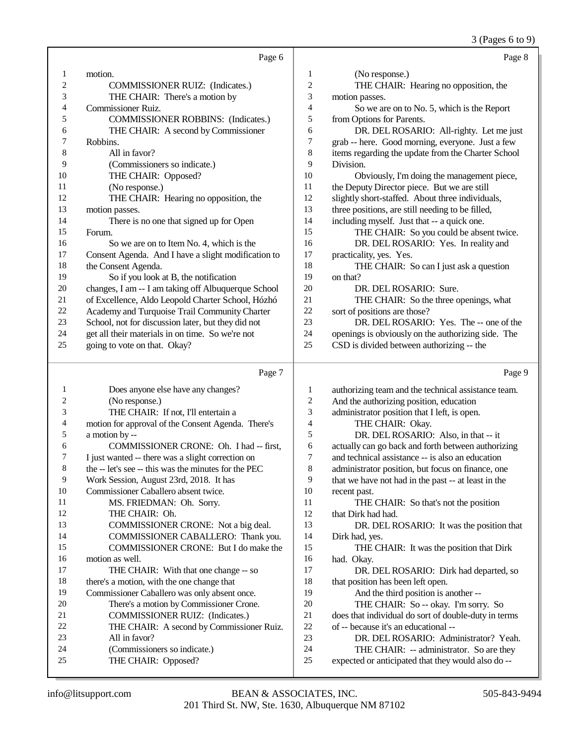Page 6

1 motion.
2 COMMISSIONER RUIZ: (Indicates.)
3 THE CHAIR: There's a motion by
4 Commissioner Ruiz.
5 COMMISSIONER ROBBINS: (Indicates.)
6 THE CHAIR: A second by Commissioner
7 Robbins.
8 All in favor?
9 (Commissioners so indicate.)
10 THE CHAIR: Opposed?
11 (No response.)
12 THE CHAIR: Hearing no opposition, the
13 motion passes.
14 There is no one that signed up for Open
15 Forum.
16 So we are on to Item No. 4, which is the
17 Consent Agenda. And I have a slight modification to
18 the Consent Agenda.
19 So if you look at B, the notification
20 changes, I am -- I am taking off Albuquerque School
21 of Excellence, Aldo Leopold Charter School, Hózhó
22 Academy and Turquoise Trail Community Charter
23 School, not for discussion later, but they did not
24 get all their materials in on time. So we're not
25 going to vote on that. Okay?

Page 7

1 Does anyone else have any changes?
2 (No response.)
3 THE CHAIR: If not, I'll entertain a
4 motion for approval of the Consent Agenda. There's
5 a motion by --
6 COMMISSIONER CRONE: Oh. I had -- first,
7 I just wanted -- there was a slight correction on
8 the -- let's see -- this was the minutes for the PEC
9 Work Session, August 23rd, 2018. It has
10 Commissioner Caballero absent twice.
11 MS. FRIEDMAN: Oh. Sorry.
12 THE CHAIR: Oh.
13 COMMISSIONER CRONE: Not a big deal.
14 COMMISSIONER CABALLERO: Thank you.
15 COMMISSIONER CRONE: But I do make the
16 motion as well.
17 THE CHAIR: With that one change -- so
18 there's a motion, with the one change that
19 Commissioner Caballero was only absent once.
20 There's a motion by Commissioner Crone.
21 COMMISSIONER RUIZ: (Indicates.)
22 THE CHAIR: A second by Commissioner Ruiz.
23 All in favor?
24 (Commissioners so indicate.)
25 THE CHAIR: Opposed?

Page 8

1 (No response.)
2 THE CHAIR: Hearing no opposition, the
3 motion passes.
4 So we are on to No. 5, which is the Report
5 from Options for Parents.
6 DR. DEL ROSARIO: All-righty. Let me just
7 grab -- here. Good morning, everyone. Just a few
8 items regarding the update from the Charter School
9 Division.
10 Obviously, I'm doing the management piece,
11 the Deputy Director piece. But we are still
12 slightly short-staffed. About three individuals,
13 three positions, are still needing to be filled,
14 including myself. Just that -- a quick one.
15 THE CHAIR: So you could be absent twice.
16 DR. DEL ROSARIO: Yes. In reality and
17 practicality, yes. Yes.
18 THE CHAIR: So can I just ask a question
19 on that?
20 DR. DEL ROSARIO: Sure.
21 THE CHAIR: So the three openings, what
22 sort of positions are those?
23 DR. DEL ROSARIO: Yes. The -- one of the
24 openings is obviously on the authorizing side. The
25 CSD is divided between authorizing -- the

Page 9

1 authorizing team and the technical assistance team.
2 And the authorizing position, education
3 administrator position that I left, is open.
4 THE CHAIR: Okay.
5 DR. DEL ROSARIO: Also, in that -- it
6 actually can go back and forth between authorizing
7 and technical assistance -- is also an education
8 administrator position, but focus on finance, one
9 that we have not had in the past -- at least in the
10 recent past.
11 THE CHAIR: So that's not the position
12 that Dirk had had.
13 DR. DEL ROSARIO: It was the position that
14 Dirk had, yes.
15 THE CHAIR: It was the position that Dirk
16 had. Okay.
17 DR. DEL ROSARIO: Dirk had departed, so
18 that position has been left open.
19 And the third position is another --
20 THE CHAIR: So -- okay. I'm sorry. So
21 does that individual do sort of double-duty in terms
22 of -- because it's an educational --
23 DR. DEL ROSARIO: Administrator? Yeah.
24 THE CHAIR: -- administrator. So are they
25 expected or anticipated that they would also do --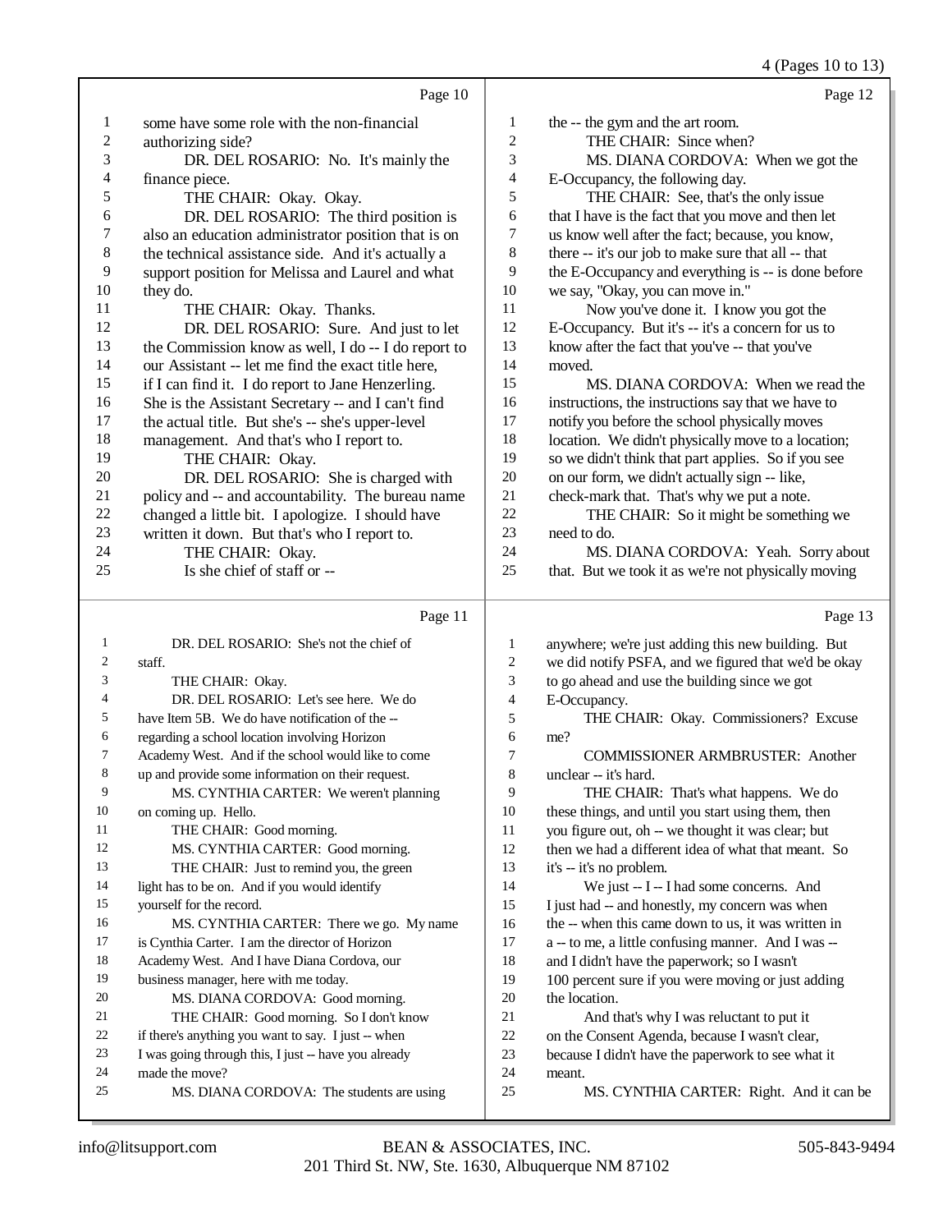Page 10

1 some have some role with the non-financial
2 authorizing side?
3 DR. DEL ROSARIO: No. It's mainly the
4 finance piece.
5 THE CHAIR: Okay. Okay.
6 DR. DEL ROSARIO: The third position is
7 also an education administrator position that is on
8 the technical assistance side. And it's actually a
9 support position for Melissa and Laurel and what
10 they do.
11 THE CHAIR: Okay. Thanks.
12 DR. DEL ROSARIO: Sure. And just to let
13 the Commission know as well, I do -- I do report to
14 our Assistant -- let me find the exact title here,
15 if I can find it. I do report to Jane Henzerling.
16 She is the Assistant Secretary -- and I can't find
17 the actual title. But she's -- she's upper-level
18 management. And that's who I report to.
19 THE CHAIR: Okay.
20 DR. DEL ROSARIO: She is charged with
21 policy and -- and accountability. The bureau name
22 changed a little bit. I apologize. I should have
23 written it down. But that's who I report to.
24 THE CHAIR: Okay.
25 Is she chief of staff or --

Page 11

1 DR. DEL ROSARIO: She's not the chief of
2 staff.
3 THE CHAIR: Okay.
4 DR. DEL ROSARIO: Let's see here. We do
5 have Item 5B. We do have notification of the --
6 regarding a school location involving Horizon
7 Academy West. And if the school would like to come
8 up and provide some information on their request.
9 MS. CYNTHIA CARTER: We weren't planning
10 on coming up. Hello.
11 THE CHAIR: Good morning.
12 MS. CYNTHIA CARTER: Good morning.
13 THE CHAIR: Just to remind you, the green
14 light has to be on. And if you would identify
15 yourself for the record.
16 MS. CYNTHIA CARTER: There we go. My name
17 is Cynthia Carter. I am the director of Horizon
18 Academy West. And I have Diana Cordova, our
19 business manager, here with me today.
20 MS. DIANA CORDOVA: Good morning.
21 THE CHAIR: Good morning. So I don't know
22 if there's anything you want to say. I just -- when
23 I was going through this, I just -- have you already
24 made the move?
25 MS. DIANA CORDOVA: The students are using

Page 12

1 the -- the gym and the art room.
2 THE CHAIR: Since when?
3 MS. DIANA CORDOVA: When we got the
4 E-Occupancy, the following day.
5 THE CHAIR: See, that's the only issue
6 that I have is the fact that you move and then let
7 us know well after the fact; because, you know,
8 there -- it's our job to make sure that all -- that
9 the E-Occupancy and everything is -- is done before
10 we say, "Okay, you can move in."
11 Now you've done it. I know you got the
12 E-Occupancy. But it's -- it's a concern for us to
13 know after the fact that you've -- that you've
14 moved.
15 MS. DIANA CORDOVA: When we read the
16 instructions, the instructions say that we have to
17 notify you before the school physically moves
18 location. We didn't physically move to a location;
19 so we didn't think that part applies. So if you see
20 on our form, we didn't actually sign -- like,
21 check-mark that. That's why we put a note.
22 THE CHAIR: So it might be something we
23 need to do.
24 MS. DIANA CORDOVA: Yeah. Sorry about
25 that. But we took it as we're not physically moving

Page 13

1 anywhere; we're just adding this new building. But
2 we did notify PSFA, and we figured that we'd be okay
3 to go ahead and use the building since we got
4 E-Occupancy.
5 THE CHAIR: Okay. Commissioners? Excuse
6 me?
7 COMMISSIONER ARMBRUSTER: Another
8 unclear -- it's hard.
9 THE CHAIR: That's what happens. We do
10 these things, and until you start using them, then
11 you figure out, oh -- we thought it was clear; but
12 then we had a different idea of what that meant. So
13 it's -- it's no problem.
14 We just -- I -- I had some concerns. And
15 I just had -- and honestly, my concern was when
16 the -- when this came down to us, it was written in
17 a -- to me, a little confusing manner. And I was --
18 and I didn't have the paperwork; so I wasn't
19 100 percent sure if you were moving or just adding
20 the location.
21 And that's why I was reluctant to put it
22 on the Consent Agenda, because I wasn't clear,
23 because I didn't have the paperwork to see what it
24 meant.
25 MS. CYNTHIA CARTER: Right. And it can be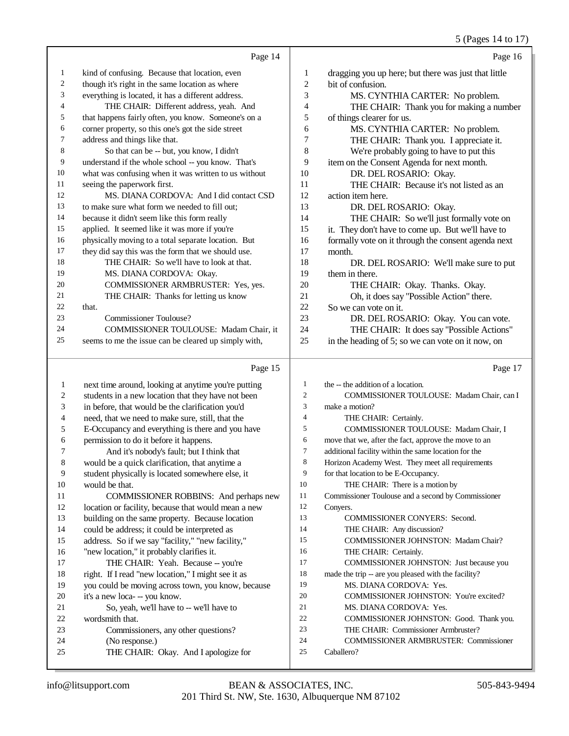Page 14

1 kind of confusing. Because that location, even
2 though it's right in the same location as where
3 everything is located, it has a different address.
4 THE CHAIR: Different address, yeah. And
5 that happens fairly often, you know. Someone's on a
6 corner property, so this one's got the side street
7 address and things like that.
8 So that can be -- but, you know, I didn't
9 understand if the whole school -- you know. That's
10 what was confusing when it was written to us without
11 seeing the paperwork first.
12 MS. DIANA CORDOVA: And I did contact CSD
13 to make sure what form we needed to fill out;
14 because it didn't seem like this form really
15 applied. It seemed like it was more if you're
16 physically moving to a total separate location. But
17 they did say this was the form that we should use.
18 THE CHAIR: So we'll have to look at that.
19 MS. DIANA CORDOVA: Okay.
20 COMMISSIONER ARMBRUSTER: Yes, yes.
21 THE CHAIR: Thanks for letting us know
22 that.
23 Commissioner Toulouse?
24 COMMISSIONER TOULOUSE: Madam Chair, it
25 seems to me the issue can be cleared up simply with,

Page 15

1 next time around, looking at anytime you're putting
2 students in a new location that they have not been
3 in before, that would be the clarification you'd
4 need, that we need to make sure, still, that the
5 E-Occupancy and everything is there and you have
6 permission to do it before it happens.
7 And it's nobody's fault; but I think that
8 would be a quick clarification, that anytime a
9 student physically is located somewhere else, it
10 would be that.
11 COMMISSIONER ROBBINS: And perhaps new
12 location or facility, because that would mean a new
13 building on the same property. Because location
14 could be address; it could be interpreted as
15 address. So if we say "facility," "new facility,"
16 "new location," it probably clarifies it.
17 THE CHAIR: Yeah. Because -- you're
18 right. If I read "new location," I might see it as
19 you could be moving across town, you know, because
20 it's a new loca- -- you know.
21 So, yeah, we'll have to -- we'll have to
22 wordsmith that.
23 Commissioners, any other questions?
24 (No response.)
25 THE CHAIR: Okay. And I apologize for

Page 16

1 dragging you up here; but there was just that little
2 bit of confusion.
3 MS. CYNTHIA CARTER: No problem.
4 THE CHAIR: Thank you for making a number
5 of things clearer for us.
6 MS. CYNTHIA CARTER: No problem.
7 THE CHAIR: Thank you. I appreciate it.
8 We're probably going to have to put this
9 item on the Consent Agenda for next month.
10 DR. DEL ROSARIO: Okay.
11 THE CHAIR: Because it's not listed as an
12 action item here.
13 DR. DEL ROSARIO: Okay.
14 THE CHAIR: So we'll just formally vote on
15 it. They don't have to come up. But we'll have to
16 formally vote on it through the consent agenda next
17 month.
18 DR. DEL ROSARIO: We'll make sure to put
19 them in there.
20 THE CHAIR: Okay. Thanks. Okay.
21 Oh, it does say "Possible Action" there.
22 So we can vote on it.
23 DR. DEL ROSARIO: Okay. You can vote.
24 THE CHAIR: It does say "Possible Actions"
25 in the heading of 5; so we can vote on it now, on

Page 17

1 the -- the addition of a location.
2 COMMISSIONER TOULOUSE: Madam Chair, can I
3 make a motion?
4 THE CHAIR: Certainly.
5 COMMISSIONER TOULOUSE: Madam Chair, I
6 move that we, after the fact, approve the move to an
7 additional facility within the same location for the
8 Horizon Academy West. They meet all requirements
9 for that location to be E-Occupancy.
10 THE CHAIR: There is a motion by
11 Commissioner Toulouse and a second by Commissioner
12 Conyers.
13 COMMISSIONER CONYERS: Second.
14 THE CHAIR: Any discussion?
15 COMMISSIONER JOHNSTON: Madam Chair?
16 THE CHAIR: Certainly.
17 COMMISSIONER JOHNSTON: Just because you
18 made the trip -- are you pleased with the facility?
19 MS. DIANA CORDOVA: Yes.
20 COMMISSIONER JOHNSTON: You're excited?
21 MS. DIANA CORDOVA: Yes.
22 COMMISSIONER JOHNSTON: Good. Thank you.
23 THE CHAIR: Commissioner Armbruster?
24 COMMISSIONER ARMBRUSTER: Commissioner
25 Caballero?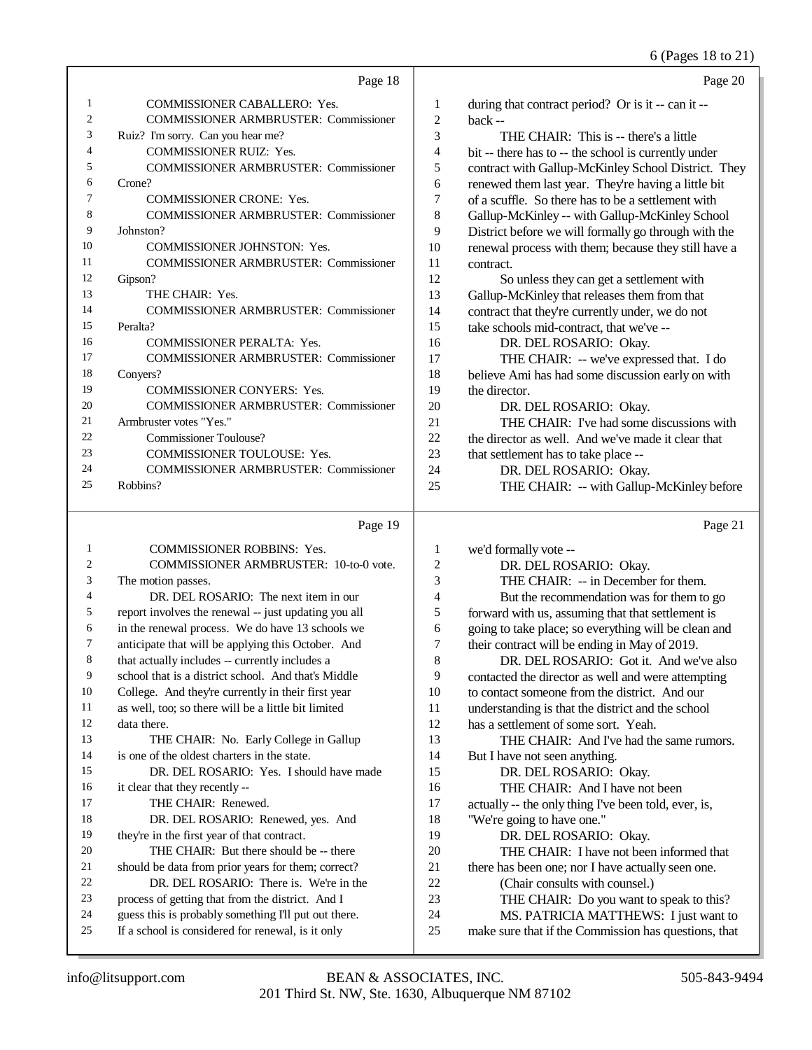Page 18

1 COMMISSIONER CABALLERO: Yes.
2 COMMISSIONER ARMBRUSTER: Commissioner
3 Ruiz? I'm sorry. Can you hear me?
4 COMMISSIONER RUIZ: Yes.
5 COMMISSIONER ARMBRUSTER: Commissioner
6 Crone?
7 COMMISSIONER CRONE: Yes.
8 COMMISSIONER ARMBRUSTER: Commissioner
9 Johnston?
10 COMMISSIONER JOHNSTON: Yes.
11 COMMISSIONER ARMBRUSTER: Commissioner
12 Gipson?
13 THE CHAIR: Yes.
14 COMMISSIONER ARMBRUSTER: Commissioner
15 Peralta?
16 COMMISSIONER PERALTA: Yes.
17 COMMISSIONER ARMBRUSTER: Commissioner
18 Conyers?
19 COMMISSIONER CONYERS: Yes.
20 COMMISSIONER ARMBRUSTER: Commissioner
21 Armbruster votes "Yes."
22 Commissioner Toulouse?
23 COMMISSIONER TOULOUSE: Yes.
24 COMMISSIONER ARMBRUSTER: Commissioner
25 Robbins?

Page 19

1 COMMISSIONER ROBBINS: Yes.
2 COMMISSIONER ARMBRUSTER: 10-to-0 vote.
3 The motion passes.
4 DR. DEL ROSARIO: The next item in our
5 report involves the renewal -- just updating you all
6 in the renewal process. We do have 13 schools we
7 anticipate that will be applying this October. And
8 that actually includes -- currently includes a
9 school that is a district school. And that's Middle
10 College. And they're currently in their first year
11 as well, too; so there will be a little bit limited
12 data there.
13 THE CHAIR: No. Early College in Gallup
14 is one of the oldest charters in the state.
15 DR. DEL ROSARIO: Yes. I should have made
16 it clear that they recently --
17 THE CHAIR: Renewed.
18 DR. DEL ROSARIO: Renewed, yes. And
19 they're in the first year of that contract.
20 THE CHAIR: But there should be -- there
21 should be data from prior years for them; correct?
22 DR. DEL ROSARIO: There is. We're in the
23 process of getting that from the district. And I
24 guess this is probably something I'll put out there.
25 If a school is considered for renewal, is it only

Page 20

1 during that contract period? Or is it -- can it --
2 back --
3 THE CHAIR: This is -- there's a little
4 bit -- there has to -- the school is currently under
5 contract with Gallup-McKinley School District. They
6 renewed them last year. They're having a little bit
7 of a scuffle. So there has to be a settlement with
8 Gallup-McKinley -- with Gallup-McKinley School
9 District before we will formally go through with the
10 renewal process with them; because they still have a
11 contract.
12 So unless they can get a settlement with
13 Gallup-McKinley that releases them from that
14 contract that they're currently under, we do not
15 take schools mid-contract, that we've --
16 DR. DEL ROSARIO: Okay.
17 THE CHAIR: -- we've expressed that. I do
18 believe Ami has had some discussion early on with
19 the director.
20 DR. DEL ROSARIO: Okay.
21 THE CHAIR: I've had some discussions with
22 the director as well. And we've made it clear that
23 that settlement has to take place --
24 DR. DEL ROSARIO: Okay.
25 THE CHAIR: -- with Gallup-McKinley before

Page 21

1 we'd formally vote --
2 DR. DEL ROSARIO: Okay.
3 THE CHAIR: -- in December for them.
4 But the recommendation was for them to go
5 forward with us, assuming that that settlement is
6 going to take place; so everything will be clean and
7 their contract will be ending in May of 2019.
8 DR. DEL ROSARIO: Got it. And we've also
9 contacted the director as well and were attempting
10 to contact someone from the district. And our
11 understanding is that the district and the school
12 has a settlement of some sort. Yeah.
13 THE CHAIR: And I've had the same rumors.
14 But I have not seen anything.
15 DR. DEL ROSARIO: Okay.
16 THE CHAIR: And I have not been
17 actually -- the only thing I've been told, ever, is,
18 "We're going to have one."
19 DR. DEL ROSARIO: Okay.
20 THE CHAIR: I have not been informed that
21 there has been one; nor I have actually seen one.
22 (Chair consults with counsel.)
23 THE CHAIR: Do you want to speak to this?
24 MS. PATRICIA MATTHEWS: I just want to
25 make sure that if the Commission has questions, that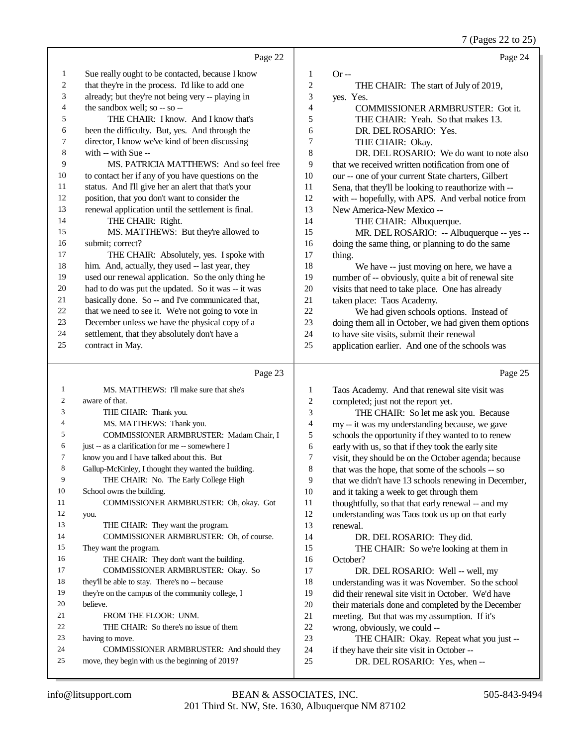Page 22

1 Sue really ought to be contacted, because I know
2 that they're in the process. I'd like to add one
3 already; but they're not being very -- playing in
4 the sandbox well; so -- so --
5 THE CHAIR: I know. And I know that's
6 been the difficulty. But, yes. And through the
7 director, I know we've kind of been discussing
8 with -- with Sue --
9 MS. PATRICIA MATTHEWS: And so feel free
10 to contact her if any of you have questions on the
11 status. And I'll give her an alert that that's your
12 position, that you don't want to consider the
13 renewal application until the settlement is final.
14 THE CHAIR: Right.
15 MS. MATTHEWS: But they're allowed to
16 submit; correct?
17 THE CHAIR: Absolutely, yes. I spoke with
18 him. And, actually, they used -- last year, they
19 used our renewal application. So the only thing he
20 had to do was put the updated. So it was -- it was
21 basically done. So -- and I've communicated that,
22 that we need to see it. We're not going to vote in
23 December unless we have the physical copy of a
24 settlement, that they absolutely don't have a
25 contract in May.

Page 23

1 MS. MATTHEWS: I'll make sure that she's
2 aware of that.
3 THE CHAIR: Thank you.
4 MS. MATTHEWS: Thank you.
5 COMMISSIONER ARMBRUSTER: Madam Chair, I
6 just -- as a clarification for me -- somewhere I
7 know you and I have talked about this. But
8 Gallup-McKinley, I thought they wanted the building.
9 THE CHAIR: No. The Early College High
10 School owns the building.
11 COMMISSIONER ARMBRUSTER: Oh, okay. Got
12 you.
13 THE CHAIR: They want the program.
14 COMMISSIONER ARMBRUSTER: Oh, of course.
15 They want the program.
16 THE CHAIR: They don't want the building.
17 COMMISSIONER ARMBRUSTER: Okay. So
18 they'll be able to stay. There's no -- because
19 they're on the campus of the community college, I
20 believe.
21 FROM THE FLOOR: UNM.
22 THE CHAIR: So there's no issue of them
23 having to move.
24 COMMISSIONER ARMBRUSTER: And should they
25 move, they begin with us the beginning of 2019?

Page 24

1 Or --
2 THE CHAIR: The start of July of 2019,
3 yes. Yes.
4 COMMISSIONER ARMBRUSTER: Got it.
5 THE CHAIR: Yeah. So that makes 13.
6 DR. DEL ROSARIO: Yes.
7 THE CHAIR: Okay.
8 DR. DEL ROSARIO: We do want to note also
9 that we received written notification from one of
10 our -- one of your current State charters, Gilbert
11 Sena, that they'll be looking to reauthorize with --
12 with -- hopefully, with APS. And verbal notice from
13 New America-New Mexico --
14 THE CHAIR: Albuquerque.
15 MR. DEL ROSARIO: -- Albuquerque -- yes --
16 doing the same thing, or planning to do the same
17 thing.
18 We have -- just moving on here, we have a
19 number of -- obviously, quite a bit of renewal site
20 visits that need to take place. One has already
21 taken place: Taos Academy.
22 We had given schools options. Instead of
23 doing them all in October, we had given them options
24 to have site visits, submit their renewal
25 application earlier. And one of the schools was

Page 25

1 Taos Academy. And that renewal site visit was
2 completed; just not the report yet.
3 THE CHAIR: So let me ask you. Because
4 my -- it was my understanding because, we gave
5 schools the opportunity if they wanted to to renew
6 early with us, so that if they took the early site
7 visit, they should be on the October agenda; because
8 that was the hope, that some of the schools -- so
9 that we didn't have 13 schools renewing in December,
10 and it taking a week to get through them
11 thoughtfully, so that that early renewal -- and my
12 understanding was Taos took us up on that early
13 renewal.
14 DR. DEL ROSARIO: They did.
15 THE CHAIR: So we're looking at them in
16 October?
17 DR. DEL ROSARIO: Well -- well, my
18 understanding was it was November. So the school
19 did their renewal site visit in October. We'd have
20 their materials done and completed by the December
21 meeting. But that was my assumption. If it's
22 wrong, obviously, we could --
23 THE CHAIR: Okay. Repeat what you just --
24 if they have their site visit in October --
25 DR. DEL ROSARIO: Yes, when --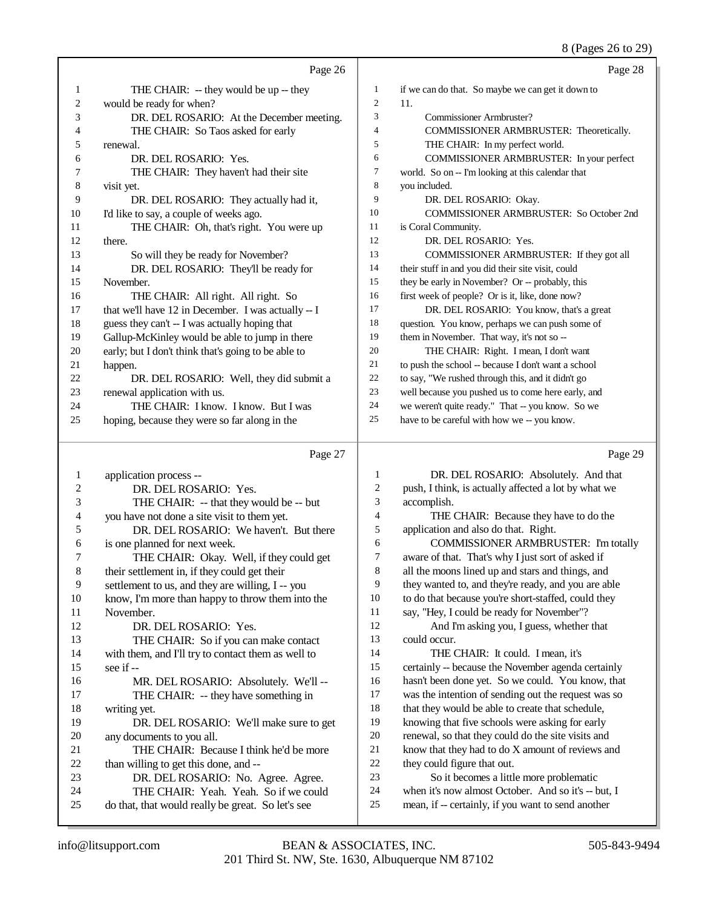Page 26

1 THE CHAIR: -- they would be up -- they
2 would be ready for when?
3 DR. DEL ROSARIO: At the December meeting.
4 THE CHAIR: So Taos asked for early
5 renewal.
6 DR. DEL ROSARIO: Yes.
7 THE CHAIR: They haven't had their site
8 visit yet.
9 DR. DEL ROSARIO: They actually had it,
10 I'd like to say, a couple of weeks ago.
11 THE CHAIR: Oh, that's right. You were up
12 there.
13 So will they be ready for November?
14 DR. DEL ROSARIO: They'll be ready for
15 November.
16 THE CHAIR: All right. All right. So
17 that we'll have 12 in December. I was actually -- I
18 guess they can't -- I was actually hoping that
19 Gallup-McKinley would be able to jump in there
20 early; but I don't think that's going to be able to
21 happen.
22 DR. DEL ROSARIO: Well, they did submit a
23 renewal application with us.
24 THE CHAIR: I know. I know. But I was
25 hoping, because they were so far along in the

Page 27

1 application process --
2 DR. DEL ROSARIO: Yes.
3 THE CHAIR: -- that they would be -- but
4 you have not done a site visit to them yet.
5 DR. DEL ROSARIO: We haven't. But there
6 is one planned for next week.
7 THE CHAIR: Okay. Well, if they could get
8 their settlement in, if they could get their
9 settlement to us, and they are willing, I -- you
10 know, I'm more than happy to throw them into the
11 November.
12 DR. DEL ROSARIO: Yes.
13 THE CHAIR: So if you can make contact
14 with them, and I'll try to contact them as well to
15 see if --
16 MR. DEL ROSARIO: Absolutely. We'll --
17 THE CHAIR: -- they have something in
18 writing yet.
19 DR. DEL ROSARIO: We'll make sure to get
20 any documents to you all.
21 THE CHAIR: Because I think he'd be more
22 than willing to get this done, and --
23 DR. DEL ROSARIO: No. Agree. Agree.
24 THE CHAIR: Yeah. Yeah. So if we could
25 do that, that would really be great. So let's see

Page 28

1 if we can do that. So maybe we can get it down to
2 11.
3 Commissioner Armbruster?
4 COMMISSIONER ARMBRUSTER: Theoretically.
5 THE CHAIR: In my perfect world.
6 COMMISSIONER ARMBRUSTER: In your perfect
7 world. So on -- I'm looking at this calendar that
8 you included.
9 DR. DEL ROSARIO: Okay.
10 COMMISSIONER ARMBRUSTER: So October 2nd
11 is Coral Community.
12 DR. DEL ROSARIO: Yes.
13 COMMISSIONER ARMBRUSTER: If they got all
14 their stuff in and you did their site visit, could
15 they be early in November? Or -- probably, this
16 first week of people? Or is it, like, done now?
17 DR. DEL ROSARIO: You know, that's a great
18 question. You know, perhaps we can push some of
19 them in November. That way, it's not so --
20 THE CHAIR: Right. I mean, I don't want
21 to push the school -- because I don't want a school
22 to say, "We rushed through this, and it didn't go
23 well because you pushed us to come here early, and
24 we weren't quite ready." That -- you know. So we
25 have to be careful with how we -- you know.

Page 29

1 DR. DEL ROSARIO: Absolutely. And that
2 push, I think, is actually affected a lot by what we
3 accomplish.
4 THE CHAIR: Because they have to do the
5 application and also do that. Right.
6 COMMISSIONER ARMBRUSTER: I'm totally
7 aware of that. That's why I just sort of asked if
8 all the moons lined up and stars and things, and
9 they wanted to, and they're ready, and you are able
10 to do that because you're short-staffed, could they
11 say, "Hey, I could be ready for November"?
12 And I'm asking you, I guess, whether that
13 could occur.
14 THE CHAIR: It could. I mean, it's
15 certainly -- because the November agenda certainly
16 hasn't been done yet. So we could. You know, that
17 was the intention of sending out the request was so
18 that they would be able to create that schedule,
19 knowing that five schools were asking for early
20 renewal, so that they could do the site visits and
21 know that they had to do X amount of reviews and
22 they could figure that out.
23 So it becomes a little more problematic
24 when it's now almost October. And so it's -- but, I
25 mean, if -- certainly, if you want to send another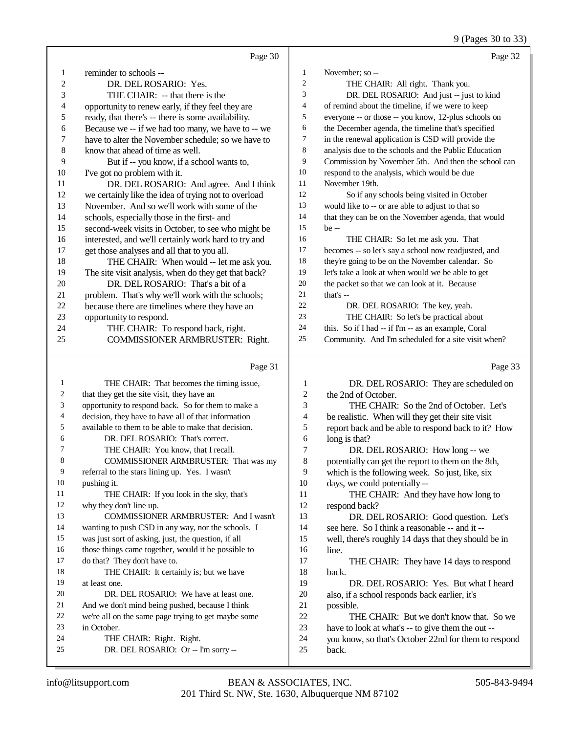Page 30

1 reminder to schools --
2 DR. DEL ROSARIO: Yes.
3 THE CHAIR: -- that there is the
4 opportunity to renew early, if they feel they are
5 ready, that there's -- there is some availability.
6 Because we -- if we had too many, we have to -- we
7 have to alter the November schedule; so we have to
8 know that ahead of time as well.
9 But if -- you know, if a school wants to,
10 I've got no problem with it.
11 DR. DEL ROSARIO: And agree. And I think
12 we certainly like the idea of trying not to overload
13 November. And so we'll work with some of the
14 schools, especially those in the first- and
15 second-week visits in October, to see who might be
16 interested, and we'll certainly work hard to try and
17 get those analyses and all that to you all.
18 THE CHAIR: When would -- let me ask you.
19 The site visit analysis, when do they get that back?
20 DR. DEL ROSARIO: That's a bit of a
21 problem. That's why we'll work with the schools;
22 because there are timelines where they have an
23 opportunity to respond.
24 THE CHAIR: To respond back, right.
25 COMMISSIONER ARMBRUSTER: Right.

Page 31

1 THE CHAIR: That becomes the timing issue,
2 that they get the site visit, they have an
3 opportunity to respond back. So for them to make a
4 decision, they have to have all of that information
5 available to them to be able to make that decision.
6 DR. DEL ROSARIO: That's correct.
7 THE CHAIR: You know, that I recall.
8 COMMISSIONER ARMBRUSTER: That was my
9 referral to the stars lining up. Yes. I wasn't
10 pushing it.
11 THE CHAIR: If you look in the sky, that's
12 why they don't line up.
13 COMMISSIONER ARMBRUSTER: And I wasn't
14 wanting to push CSD in any way, nor the schools. I
15 was just sort of asking, just, the question, if all
16 those things came together, would it be possible to
17 do that? They don't have to.
18 THE CHAIR: It certainly is; but we have
19 at least one.
20 DR. DEL ROSARIO: We have at least one.
21 And we don't mind being pushed, because I think
22 we're all on the same page trying to get maybe some
23 in October.
24 THE CHAIR: Right. Right.
25 DR. DEL ROSARIO: Or -- I'm sorry --

Page 32

1 November; so --
2 THE CHAIR: All right. Thank you.
3 DR. DEL ROSARIO: And just -- just to kind
4 of remind about the timeline, if we were to keep
5 everyone -- or those -- you know, 12-plus schools on
6 the December agenda, the timeline that's specified
7 in the renewal application is CSD will provide the
8 analysis due to the schools and the Public Education
9 Commission by November 5th. And then the school can
10 respond to the analysis, which would be due
11 November 19th.
12 So if any schools being visited in October
13 would like to -- or are able to adjust to that so
14 that they can be on the November agenda, that would
15 be --
16 THE CHAIR: So let me ask you. That
17 becomes -- so let's say a school now readjusted, and
18 they're going to be on the November calendar. So
19 let's take a look at when would we be able to get
20 the packet so that we can look at it. Because
21 that's --
22 DR. DEL ROSARIO: The key, yeah.
23 THE CHAIR: So let's be practical about
24 this. So if I had -- if I'm -- as an example, Coral
25 Community. And I'm scheduled for a site visit when?

Page 33

1 DR. DEL ROSARIO: They are scheduled on
2 the 2nd of October.
3 THE CHAIR: So the 2nd of October. Let's
4 be realistic. When will they get their site visit
5 report back and be able to respond back to it? How
6 long is that?
7 DR. DEL ROSARIO: How long -- we
8 potentially can get the report to them on the 8th,
9 which is the following week. So just, like, six
10 days, we could potentially --
11 THE CHAIR: And they have how long to
12 respond back?
13 DR. DEL ROSARIO: Good question. Let's
14 see here. So I think a reasonable -- and it --
15 well, there's roughly 14 days that they should be in
16 line.
17 THE CHAIR: They have 14 days to respond
18 back.
19 DR. DEL ROSARIO: Yes. But what I heard
20 also, if a school responds back earlier, it's
21 possible.
22 THE CHAIR: But we don't know that. So we
23 have to look at what's -- to give them the out --
24 you know, so that's October 22nd for them to respond
25 back.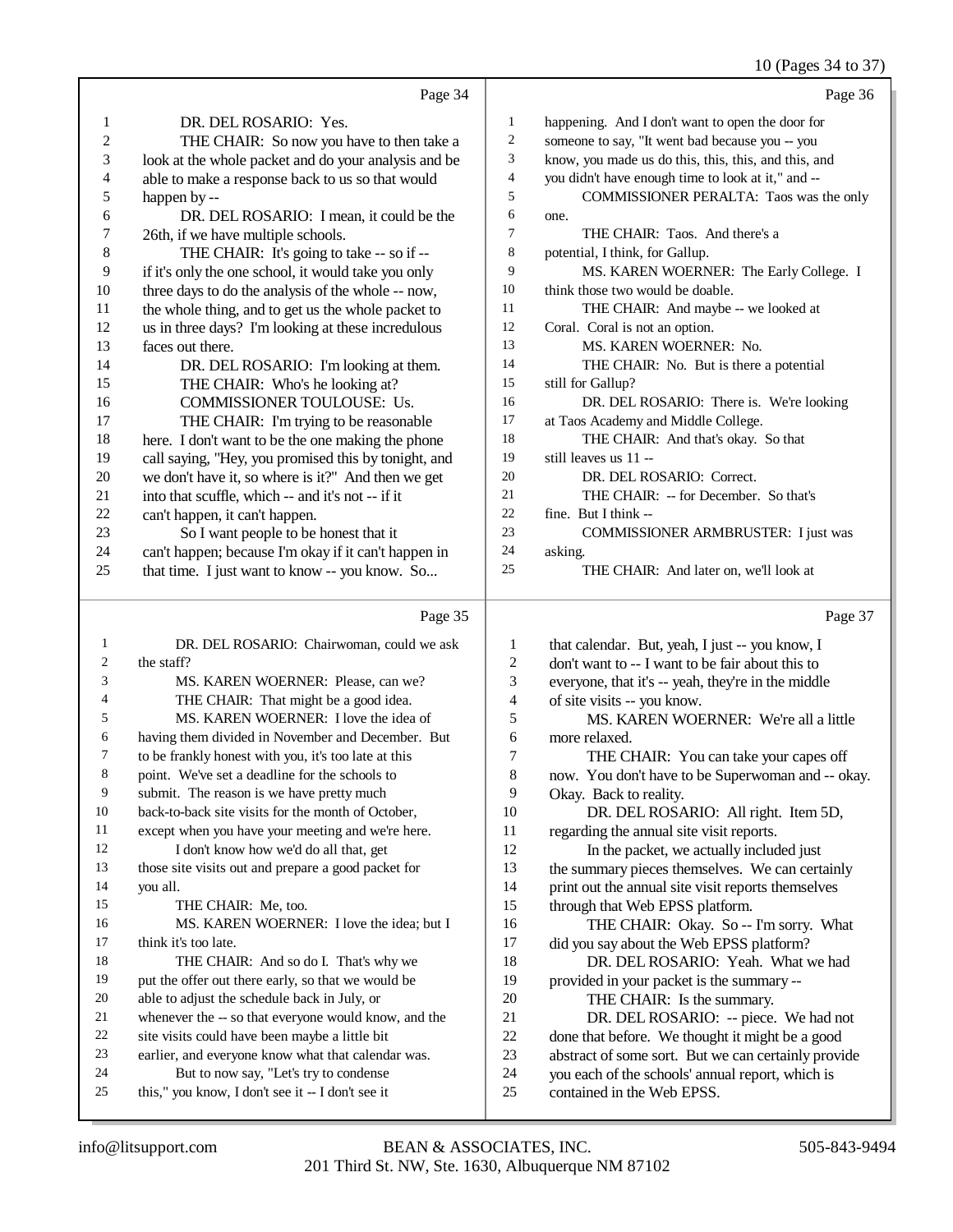Page 34

1 DR. DEL ROSARIO: Yes.
2 THE CHAIR: So now you have to then take a
3 look at the whole packet and do your analysis and be
4 able to make a response back to us so that would
5 happen by --
6 DR. DEL ROSARIO: I mean, it could be the
7 26th, if we have multiple schools.
8 THE CHAIR: It's going to take -- so if --
9 if it's only the one school, it would take you only
10 three days to do the analysis of the whole -- now,
11 the whole thing, and to get us the whole packet to
12 us in three days? I'm looking at these incredulous
13 faces out there.
14 DR. DEL ROSARIO: I'm looking at them.
15 THE CHAIR: Who's he looking at?
16 COMMISSIONER TOULOUSE: Us.
17 THE CHAIR: I'm trying to be reasonable
18 here. I don't want to be the one making the phone
19 call saying, "Hey, you promised this by tonight, and
20 we don't have it, so where is it?" And then we get
21 into that scuffle, which -- and it's not -- if it
22 can't happen, it can't happen.
23 So I want people to be honest that it
24 can't happen; because I'm okay if it can't happen in
25 that time. I just want to know -- you know. So...

Page 35

1 DR. DEL ROSARIO: Chairwoman, could we ask
2 the staff?
3 MS. KAREN WOERNER: Please, can we?
4 THE CHAIR: That might be a good idea.
5 MS. KAREN WOERNER: I love the idea of
6 having them divided in November and December. But
7 to be frankly honest with you, it's too late at this
8 point. We've set a deadline for the schools to
9 submit. The reason is we have pretty much
10 back-to-back site visits for the month of October,
11 except when you have your meeting and we're here.
12 I don't know how we'd do all that, get
13 those site visits out and prepare a good packet for
14 you all.
15 THE CHAIR: Me, too.
16 MS. KAREN WOERNER: I love the idea; but I
17 think it's too late.
18 THE CHAIR: And so do I. That's why we
19 put the offer out there early, so that we would be
20 able to adjust the schedule back in July, or
21 whenever the -- so that everyone would know, and the
22 site visits could have been maybe a little bit
23 earlier, and everyone know what that calendar was.
24 But to now say, "Let's try to condense
25 this," you know, I don't see it -- I don't see it

Page 36

1 happening. And I don't want to open the door for
2 someone to say, "It went bad because you -- you
3 know, you made us do this, this, this, and this, and
4 you didn't have enough time to look at it," and --
5 COMMISSIONER PERALTA: Taos was the only
6 one.
7 THE CHAIR: Taos. And there's a
8 potential, I think, for Gallup.
9 MS. KAREN WOERNER: The Early College. I
10 think those two would be doable.
11 THE CHAIR: And maybe -- we looked at
12 Coral. Coral is not an option.
13 MS. KAREN WOERNER: No.
14 THE CHAIR: No. But is there a potential
15 still for Gallup?
16 DR. DEL ROSARIO: There is. We're looking
17 at Taos Academy and Middle College.
18 THE CHAIR: And that's okay. So that
19 still leaves us 11 --
20 DR. DEL ROSARIO: Correct.
21 THE CHAIR: -- for December. So that's
22 fine. But I think --
23 COMMISSIONER ARMBRUSTER: I just was
24 asking.
25 THE CHAIR: And later on, we'll look at

Page 37

1 that calendar. But, yeah, I just -- you know, I
2 don't want to -- I want to be fair about this to
3 everyone, that it's -- yeah, they're in the middle
4 of site visits -- you know.
5 MS. KAREN WOERNER: We're all a little
6 more relaxed.
7 THE CHAIR: You can take your capes off
8 now. You don't have to be Superwoman and -- okay.
9 Okay. Back to reality.
10 DR. DEL ROSARIO: All right. Item 5D,
11 regarding the annual site visit reports.
12 In the packet, we actually included just
13 the summary pieces themselves. We can certainly
14 print out the annual site visit reports themselves
15 through that Web EPSS platform.
16 THE CHAIR: Okay. So -- I'm sorry. What
17 did you say about the Web EPSS platform?
18 DR. DEL ROSARIO: Yeah. What we had
19 provided in your packet is the summary --
20 THE CHAIR: Is the summary.
21 DR. DEL ROSARIO: -- piece. We had not
22 done that before. We thought it might be a good
23 abstract of some sort. But we can certainly provide
24 you each of the schools' annual report, which is
25 contained in the Web EPSS.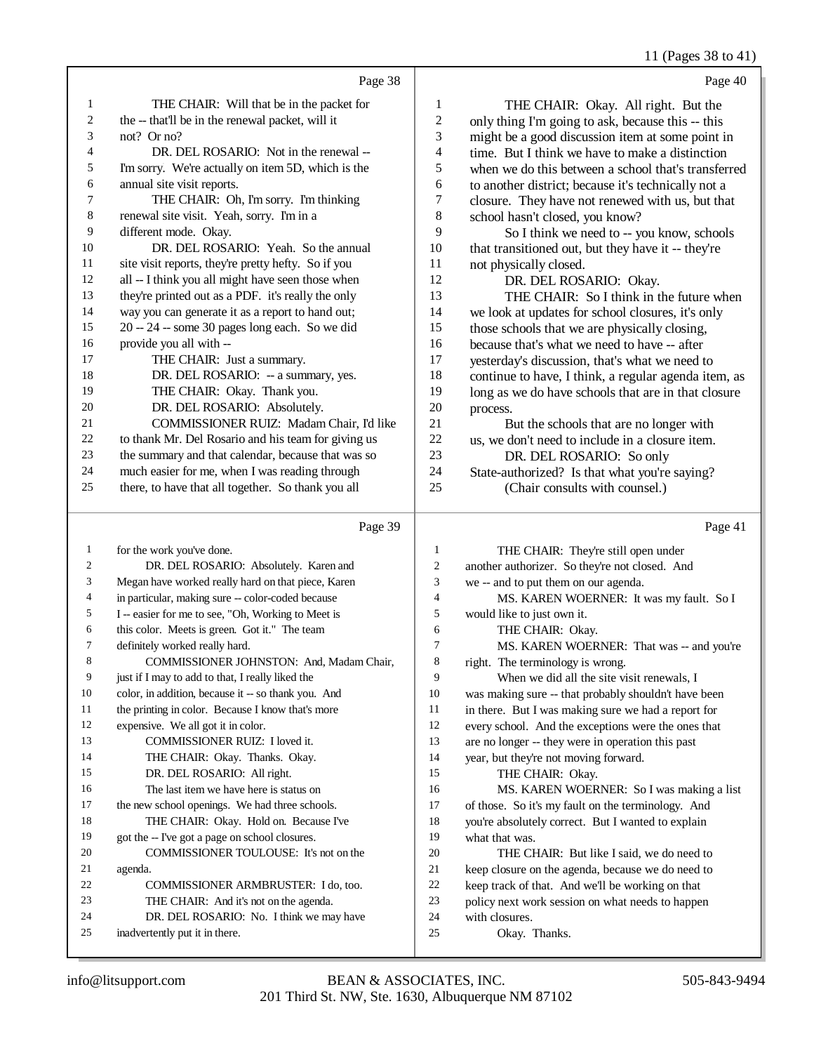Page 38

1 THE CHAIR: Will that be in the packet for
2 the -- that'll be in the renewal packet, will it
3 not? Or no?
4 DR. DEL ROSARIO: Not in the renewal --
5 I'm sorry. We're actually on item 5D, which is the
6 annual site visit reports.
7 THE CHAIR: Oh, I'm sorry. I'm thinking
8 renewal site visit. Yeah, sorry. I'm in a
9 different mode. Okay.
10 DR. DEL ROSARIO: Yeah. So the annual
11 site visit reports, they're pretty hefty. So if you
12 all -- I think you all might have seen those when
13 they're printed out as a PDF. it's really the only
14 way you can generate it as a report to hand out;
15 20 -- 24 -- some 30 pages long each. So we did
16 provide you all with --
17 THE CHAIR: Just a summary.
18 DR. DEL ROSARIO: -- a summary, yes.
19 THE CHAIR: Okay. Thank you.
20 DR. DEL ROSARIO: Absolutely.
21 COMMISSIONER RUIZ: Madam Chair, I'd like
22 to thank Mr. Del Rosario and his team for giving us
23 the summary and that calendar, because that was so
24 much easier for me, when I was reading through
25 there, to have that all together. So thank you all

Page 39

1 for the work you've done.
2 DR. DEL ROSARIO: Absolutely. Karen and
3 Megan have worked really hard on that piece, Karen
4 in particular, making sure -- color-coded because
5 I -- easier for me to see, "Oh, Working to Meet is
6 this color. Meets is green. Got it." The team
7 definitely worked really hard.
8 COMMISSIONER JOHNSTON: And, Madam Chair,
9 just if I may to add to that, I really liked the
10 color, in addition, because it -- so thank you. And
11 the printing in color. Because I know that's more
12 expensive. We all got it in color.
13 COMMISSIONER RUIZ: I loved it.
14 THE CHAIR: Okay. Thanks. Okay.
15 DR. DEL ROSARIO: All right.
16 The last item we have here is status on
17 the new school openings. We had three schools.
18 THE CHAIR: Okay. Hold on. Because I've
19 got the -- I've got a page on school closures.
20 COMMISSIONER TOULOUSE: It's not on the
21 agenda.
22 COMMISSIONER ARMBRUSTER: I do, too.
23 THE CHAIR: And it's not on the agenda.
24 DR. DEL ROSARIO: No. I think we may have
25 inadvertently put it in there.

Page 40

1 THE CHAIR: Okay. All right. But the
2 only thing I'm going to ask, because this -- this
3 might be a good discussion item at some point in
4 time. But I think we have to make a distinction
5 when we do this between a school that's transferred
6 to another district; because it's technically not a
7 closure. They have not renewed with us, but that
8 school hasn't closed, you know?
9 So I think we need to -- you know, schools
10 that transitioned out, but they have it -- they're
11 not physically closed.
12 DR. DEL ROSARIO: Okay.
13 THE CHAIR: So I think in the future when
14 we look at updates for school closures, it's only
15 those schools that we are physically closing,
16 because that's what we need to have -- after
17 yesterday's discussion, that's what we need to
18 continue to have, I think, a regular agenda item, as
19 long as we do have schools that are in that closure
20 process.
21 But the schools that are no longer with
22 us, we don't need to include in a closure item.
23 DR. DEL ROSARIO: So only
24 State-authorized? Is that what you're saying?
25 (Chair consults with counsel.)

Page 41

1 THE CHAIR: They're still open under
2 another authorizer. So they're not closed. And
3 we -- and to put them on our agenda.
4 MS. KAREN WOERNER: It was my fault. So I
5 would like to just own it.
6 THE CHAIR: Okay.
7 MS. KAREN WOERNER: That was -- and you're
8 right. The terminology is wrong.
9 When we did all the site visit renewals, I
10 was making sure -- that probably shouldn't have been
11 in there. But I was making sure we had a report for
12 every school. And the exceptions were the ones that
13 are no longer -- they were in operation this past
14 year, but they're not moving forward.
15 THE CHAIR: Okay.
16 MS. KAREN WOERNER: So I was making a list
17 of those. So it's my fault on the terminology. And
18 you're absolutely correct. But I wanted to explain
19 what that was.
20 THE CHAIR: But like I said, we do need to
21 keep closure on the agenda, because we do need to
22 keep track of that. And we'll be working on that
23 policy next work session on what needs to happen
24 with closures.
25 Okay. Thanks.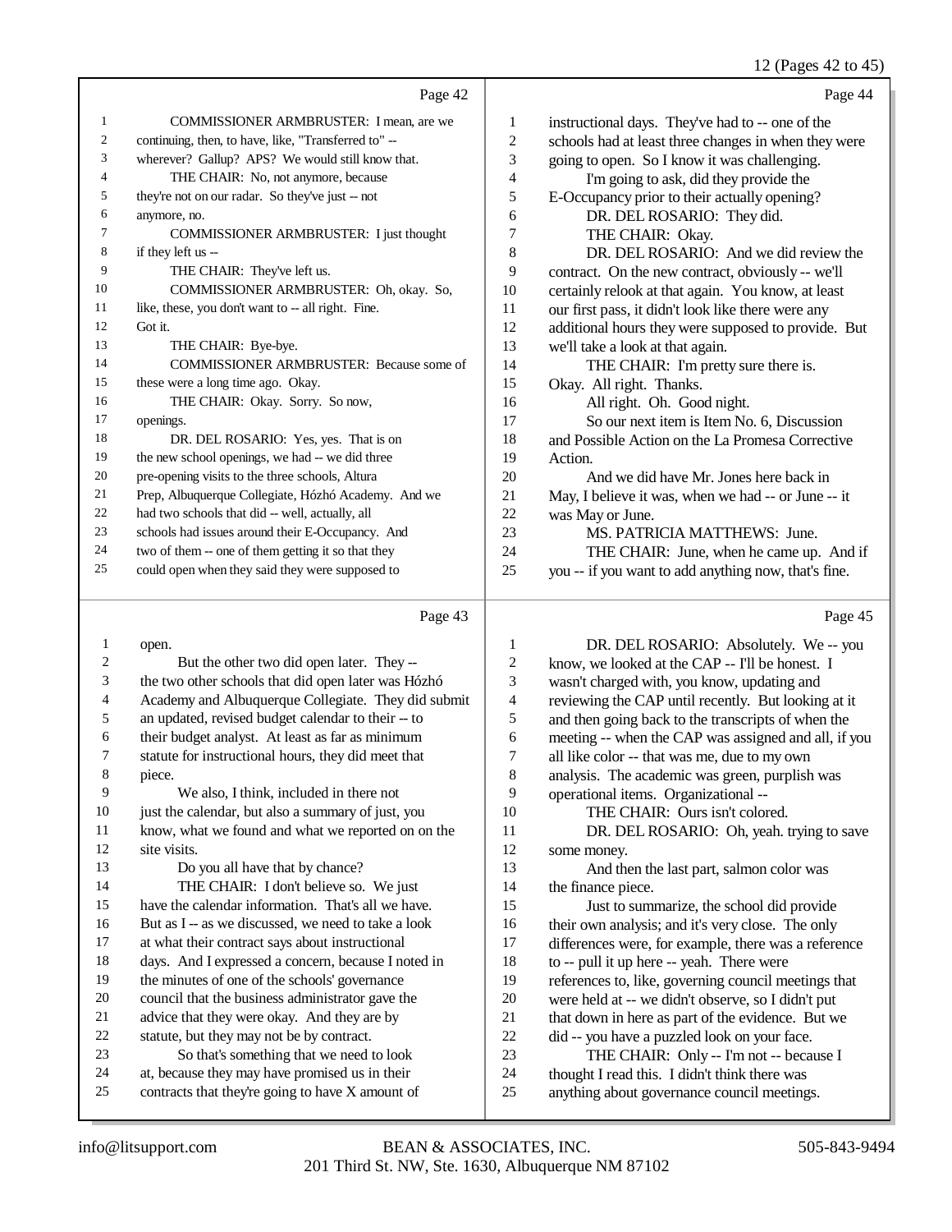Page 42

1 COMMISSIONER ARMBRUSTER: I mean, are we
2 continuing, then, to have, like, "Transferred to" --
3 wherever? Gallup? APS? We would still know that.
4 THE CHAIR: No, not anymore, because
5 they're not on our radar. So they've just -- not
6 anymore, no.
7 COMMISSIONER ARMBRUSTER: I just thought
8 if they left us --
9 THE CHAIR: They've left us.
10 COMMISSIONER ARMBRUSTER: Oh, okay. So,
11 like, these, you don't want to -- all right. Fine.
12 Got it.
13 THE CHAIR: Bye-bye.
14 COMMISSIONER ARMBRUSTER: Because some of
15 these were a long time ago. Okay.
16 THE CHAIR: Okay. Sorry. So now,
17 openings.
18 DR. DEL ROSARIO: Yes, yes. That is on
19 the new school openings, we had -- we did three
20 pre-opening visits to the three schools, Altura
21 Prep, Albuquerque Collegiate, Hózhó Academy. And we
22 had two schools that did -- well, actually, all
23 schools had issues around their E-Occupancy. And
24 two of them -- one of them getting it so that they
25 could open when they said they were supposed to

Page 43

1 open.
2 But the other two did open later. They --
3 the two other schools that did open later was Hózhó
4 Academy and Albuquerque Collegiate. They did submit
5 an updated, revised budget calendar to their -- to
6 their budget analyst. At least as far as minimum
7 statute for instructional hours, they did meet that
8 piece.
9 We also, I think, included in there not
10 just the calendar, but also a summary of just, you
11 know, what we found and what we reported on on the
12 site visits.
13 Do you all have that by chance?
14 THE CHAIR: I don't believe so. We just
15 have the calendar information. That's all we have.
16 But as I -- as we discussed, we need to take a look
17 at what their contract says about instructional
18 days. And I expressed a concern, because I noted in
19 the minutes of one of the schools' governance
20 council that the business administrator gave the
21 advice that they were okay. And they are by
22 statute, but they may not be by contract.
23 So that's something that we need to look
24 at, because they may have promised us in their
25 contracts that they're going to have X amount of

Page 44

1 instructional days. They've had to -- one of the
2 schools had at least three changes in when they were
3 going to open. So I know it was challenging.
4 I'm going to ask, did they provide the
5 E-Occupancy prior to their actually opening?
6 DR. DEL ROSARIO: They did.
7 THE CHAIR: Okay.
8 DR. DEL ROSARIO: And we did review the
9 contract. On the new contract, obviously -- we'll
10 certainly relook at that again. You know, at least
11 our first pass, it didn't look like there were any
12 additional hours they were supposed to provide. But
13 we'll take a look at that again.
14 THE CHAIR: I'm pretty sure there is.
15 Okay. All right. Thanks.
16 All right. Oh. Good night.
17 So our next item is Item No. 6, Discussion
18 and Possible Action on the La Promesa Corrective
19 Action.
20 And we did have Mr. Jones here back in
21 May, I believe it was, when we had -- or June -- it
22 was May or June.
23 MS. PATRICIA MATTHEWS: June.
24 THE CHAIR: June, when he came up. And if
25 you -- if you want to add anything now, that's fine.

Page 45

1 DR. DEL ROSARIO: Absolutely. We -- you
2 know, we looked at the CAP -- I'll be honest. I
3 wasn't charged with, you know, updating and
4 reviewing the CAP until recently. But looking at it
5 and then going back to the transcripts of when the
6 meeting -- when the CAP was assigned and all, if you
7 all like color -- that was me, due to my own
8 analysis. The academic was green, purplish was
9 operational items. Organizational --
10 THE CHAIR: Ours isn't colored.
11 DR. DEL ROSARIO: Oh, yeah. trying to save
12 some money.
13 And then the last part, salmon color was
14 the finance piece.
15 Just to summarize, the school did provide
16 their own analysis; and it's very close. The only
17 differences were, for example, there was a reference
18 to -- pull it up here -- yeah. There were
19 references to, like, governing council meetings that
20 were held at -- we didn't observe, so I didn't put
21 that down in here as part of the evidence. But we
22 did -- you have a puzzled look on your face.
23 THE CHAIR: Only -- I'm not -- because I
24 thought I read this. I didn't think there was
25 anything about governance council meetings.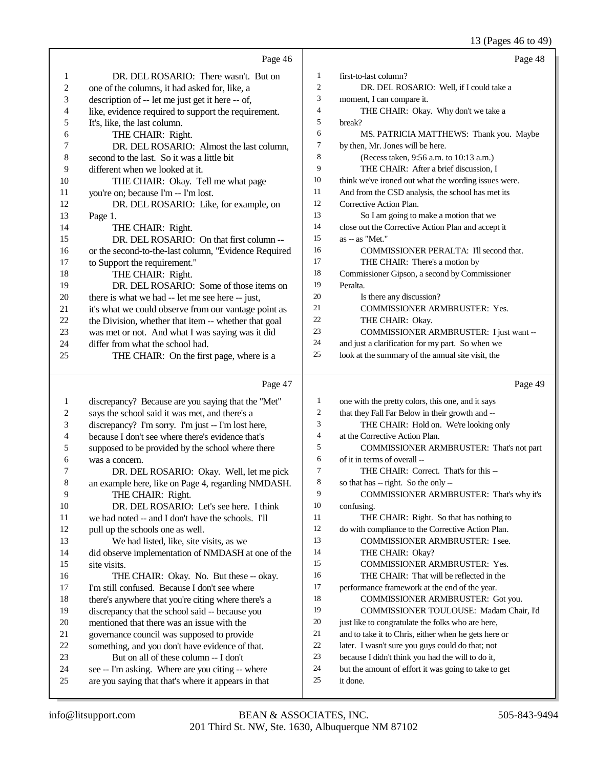Page 46

1 DR. DEL ROSARIO: There wasn't. But on
2 one of the columns, it had asked for, like, a
3 description of -- let me just get it here -- of,
4 like, evidence required to support the requirement.
5 It's, like, the last column.
6 THE CHAIR: Right.
7 DR. DEL ROSARIO: Almost the last column,
8 second to the last. So it was a little bit
9 different when we looked at it.
10 THE CHAIR: Okay. Tell me what page
11 you're on; because I'm -- I'm lost.
12 DR. DEL ROSARIO: Like, for example, on
13 Page 1.
14 THE CHAIR: Right.
15 DR. DEL ROSARIO: On that first column --
16 or the second-to-the-last column, "Evidence Required
17 to Support the requirement."
18 THE CHAIR: Right.
19 DR. DEL ROSARIO: Some of those items on
20 there is what we had -- let me see here -- just,
21 it's what we could observe from our vantage point as
22 the Division, whether that item -- whether that goal
23 was met or not. And what I was saying was it did
24 differ from what the school had.
25 THE CHAIR: On the first page, where is a

Page 47

1 discrepancy? Because are you saying that the "Met"
2 says the school said it was met, and there's a
3 discrepancy? I'm sorry. I'm just -- I'm lost here,
4 because I don't see where there's evidence that's
5 supposed to be provided by the school where there
6 was a concern.
7 DR. DEL ROSARIO: Okay. Well, let me pick
8 an example here, like on Page 4, regarding NMDASH.
9 THE CHAIR: Right.
10 DR. DEL ROSARIO: Let's see here. I think
11 we had noted -- and I don't have the schools. I'll
12 pull up the schools one as well.
13 We had listed, like, site visits, as we
14 did observe implementation of NMDASH at one of the
15 site visits.
16 THE CHAIR: Okay. No. But these -- okay.
17 I'm still confused. Because I don't see where
18 there's anywhere that you're citing where there's a
19 discrepancy that the school said -- because you
20 mentioned that there was an issue with the
21 governance council was supposed to provide
22 something, and you don't have evidence of that.
23 But on all of these column -- I don't
24 see -- I'm asking. Where are you citing -- where
25 are you saying that that's where it appears in that

Page 48

1 first-to-last column?
2 DR. DEL ROSARIO: Well, if I could take a
3 moment, I can compare it.
4 THE CHAIR: Okay. Why don't we take a
5 break?
6 MS. PATRICIA MATTHEWS: Thank you. Maybe
7 by then, Mr. Jones will be here.
8 (Recess taken, 9:56 a.m. to 10:13 a.m.)
9 THE CHAIR: After a brief discussion, I
10 think we've ironed out what the wording issues were.
11 And from the CSD analysis, the school has met its
12 Corrective Action Plan.
13 So I am going to make a motion that we
14 close out the Corrective Action Plan and accept it
15 as -- as "Met."
16 COMMISSIONER PERALTA: I'll second that.
17 THE CHAIR: There's a motion by
18 Commissioner Gipson, a second by Commissioner
19 Peralta.
20 Is there any discussion?
21 COMMISSIONER ARMBRUSTER: Yes.
22 THE CHAIR: Okay.
23 COMMISSIONER ARMBRUSTER: I just want --
24 and just a clarification for my part. So when we
25 look at the summary of the annual site visit, the

Page 49

1 one with the pretty colors, this one, and it says
2 that they Fall Far Below in their growth and --
3 THE CHAIR: Hold on. We're looking only
4 at the Corrective Action Plan.
5 COMMISSIONER ARMBRUSTER: That's not part
6 of it in terms of overall --
7 THE CHAIR: Correct. That's for this --
8 so that has -- right. So the only --
9 COMMISSIONER ARMBRUSTER: That's why it's
10 confusing.
11 THE CHAIR: Right. So that has nothing to
12 do with compliance to the Corrective Action Plan.
13 COMMISSIONER ARMBRUSTER: I see.
14 THE CHAIR: Okay?
15 COMMISSIONER ARMBRUSTER: Yes.
16 THE CHAIR: That will be reflected in the
17 performance framework at the end of the year.
18 COMMISSIONER ARMBRUSTER: Got you.
19 COMMISSIONER TOULOUSE: Madam Chair, I'd
20 just like to congratulate the folks who are here,
21 and to take it to Chris, either when he gets here or
22 later. I wasn't sure you guys could do that; not
23 because I didn't think you had the will to do it,
24 but the amount of effort it was going to take to get
25 it done.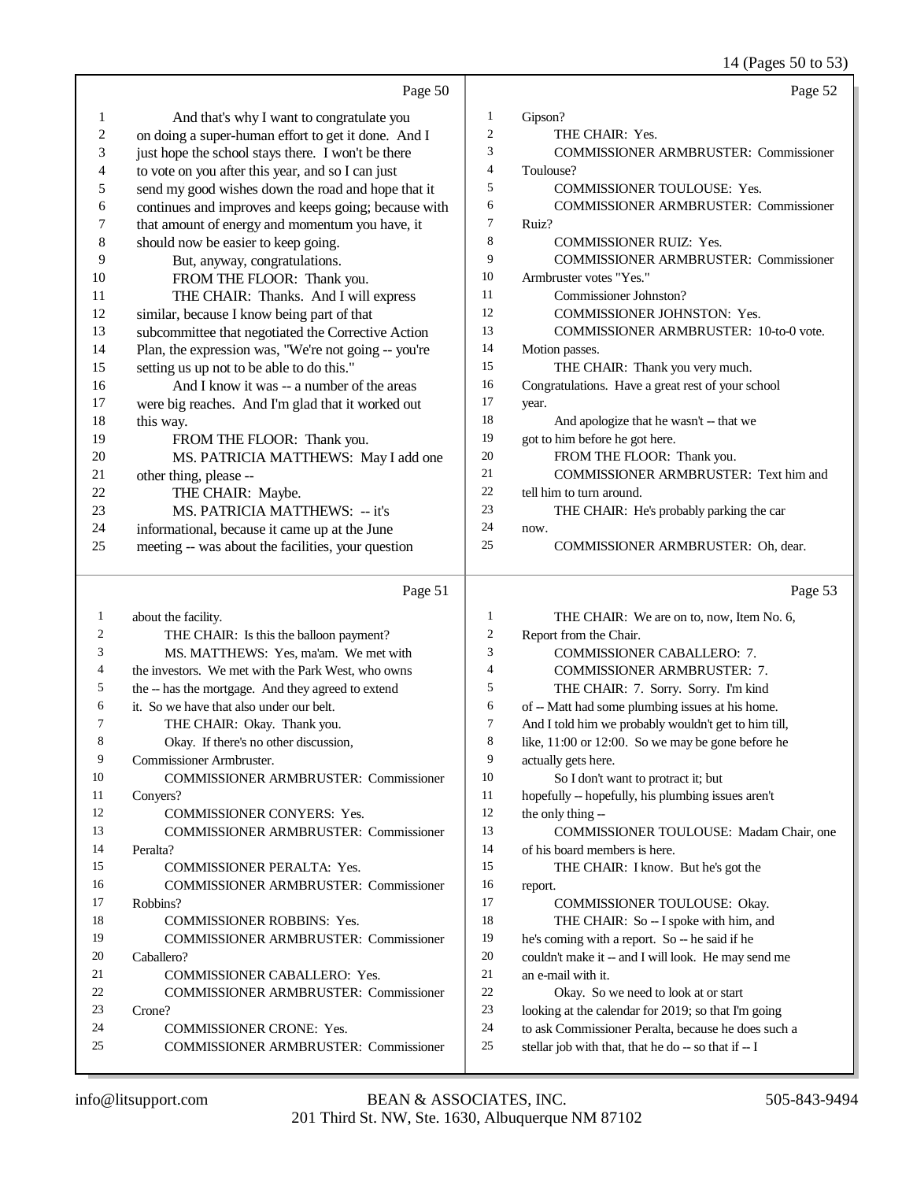Page 50

1 And that's why I want to congratulate you
2 on doing a super-human effort to get it done. And I
3 just hope the school stays there. I won't be there
4 to vote on you after this year, and so I can just
5 send my good wishes down the road and hope that it
6 continues and improves and keeps going; because with
7 that amount of energy and momentum you have, it
8 should now be easier to keep going.
9 But, anyway, congratulations.
10 FROM THE FLOOR: Thank you.
11 THE CHAIR: Thanks. And I will express
12 similar, because I know being part of that
13 subcommittee that negotiated the Corrective Action
14 Plan, the expression was, "We're not going -- you're
15 setting us up not to be able to do this."
16 And I know it was -- a number of the areas
17 were big reaches. And I'm glad that it worked out
18 this way.
19 FROM THE FLOOR: Thank you.
20 MS. PATRICIA MATTHEWS: May I add one
21 other thing, please --
22 THE CHAIR: Maybe.
23 MS. PATRICIA MATTHEWS: -- it's
24 informational, because it came up at the June
25 meeting -- was about the facilities, your question

Page 51

1 about the facility.
2 THE CHAIR: Is this the balloon payment?
3 MS. MATTHEWS: Yes, ma'am. We met with
4 the investors. We met with the Park West, who owns
5 the -- has the mortgage. And they agreed to extend
6 it. So we have that also under our belt.
7 THE CHAIR: Okay. Thank you.
8 Okay. If there's no other discussion,
9 Commissioner Armbruster.
10 COMMISSIONER ARMBRUSTER: Commissioner
11 Conyers?
12 COMMISSIONER CONYERS: Yes.
13 COMMISSIONER ARMBRUSTER: Commissioner
14 Peralta?
15 COMMISSIONER PERALTA: Yes.
16 COMMISSIONER ARMBRUSTER: Commissioner
17 Robbins?
18 COMMISSIONER ROBBINS: Yes.
19 COMMISSIONER ARMBRUSTER: Commissioner
20 Caballero?
21 COMMISSIONER CABALLERO: Yes.
22 COMMISSIONER ARMBRUSTER: Commissioner
23 Crone?
24 COMMISSIONER CRONE: Yes.
25 COMMISSIONER ARMBRUSTER: Commissioner

Page 52

1 Gipson?
2 THE CHAIR: Yes.
3 COMMISSIONER ARMBRUSTER: Commissioner
4 Toulouse?
5 COMMISSIONER TOULOUSE: Yes.
6 COMMISSIONER ARMBRUSTER: Commissioner
7 Ruiz?
8 COMMISSIONER RUIZ: Yes.
9 COMMISSIONER ARMBRUSTER: Commissioner
10 Armbruster votes "Yes."
11 Commissioner Johnston?
12 COMMISSIONER JOHNSTON: Yes.
13 COMMISSIONER ARMBRUSTER: 10-to-0 vote.
14 Motion passes.
15 THE CHAIR: Thank you very much.
16 Congratulations. Have a great rest of your school
17 year.
18 And apologize that he wasn't -- that we
19 got to him before he got here.
20 FROM THE FLOOR: Thank you.
21 COMMISSIONER ARMBRUSTER: Text him and
22 tell him to turn around.
23 THE CHAIR: He's probably parking the car
24 now.
25 COMMISSIONER ARMBRUSTER: Oh, dear.

Page 53

1 THE CHAIR: We are on to, now, Item No. 6,
2 Report from the Chair.
3 COMMISSIONER CABALLERO: 7.
4 COMMISSIONER ARMBRUSTER: 7.
5 THE CHAIR: 7. Sorry. Sorry. I'm kind
6 of -- Matt had some plumbing issues at his home.
7 And I told him we probably wouldn't get to him till,
8 like, 11:00 or 12:00. So we may be gone before he
9 actually gets here.
10 So I don't want to protract it; but
11 hopefully -- hopefully, his plumbing issues aren't
12 the only thing --
13 COMMISSIONER TOULOUSE: Madam Chair, one
14 of his board members is here.
15 THE CHAIR: I know. But he's got the
16 report.
17 COMMISSIONER TOULOUSE: Okay.
18 THE CHAIR: So -- I spoke with him, and
19 he's coming with a report. So -- he said if he
20 couldn't make it -- and I will look. He may send me
21 an e-mail with it.
22 Okay. So we need to look at or start
23 looking at the calendar for 2019; so that I'm going
24 to ask Commissioner Peralta, because he does such a
25 stellar job with that, that he do -- so that if -- I

info@litsupport.com BEAN & ASSOCIATES, INC. 505-843-9494
201 Third St. NW, Ste. 1630, Albuquerque NM 87102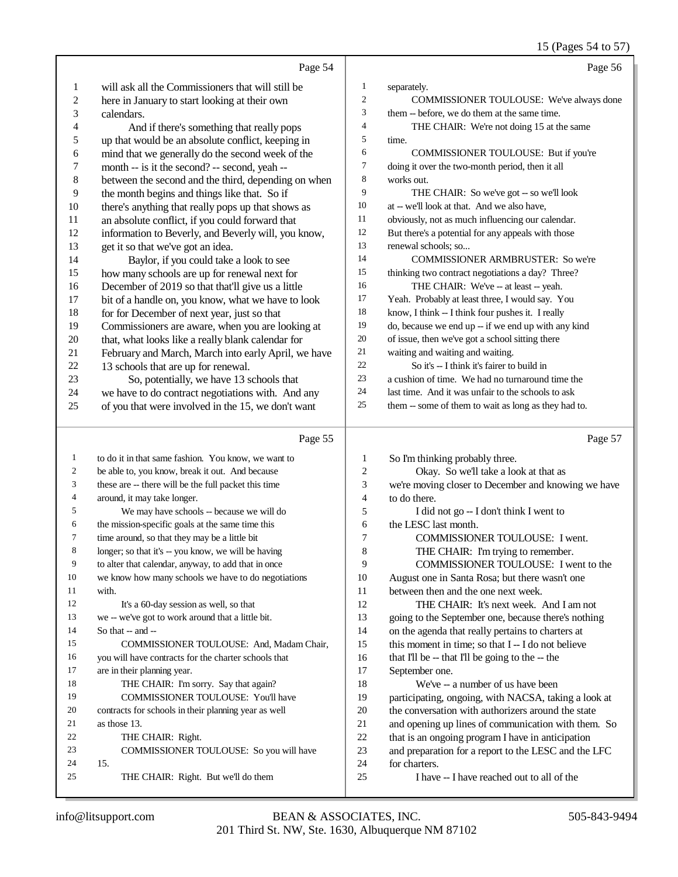15 (Pages 54 to 57)

Page 54

1 will ask all the Commissioners that will still be
2 here in January to start looking at their own
3 calendars.
4 And if there's something that really pops
5 up that would be an absolute conflict, keeping in
6 mind that we generally do the second week of the
7 month -- is it the second? -- second, yeah --
8 between the second and the third, depending on when
9 the month begins and things like that. So if
10 there's anything that really pops up that shows as
11 an absolute conflict, if you could forward that
12 information to Beverly, and Beverly will, you know,
13 get it so that we've got an idea.
14 Baylor, if you could take a look to see
15 how many schools are up for renewal next for
16 December of 2019 so that that'll give us a little
17 bit of a handle on, you know, what we have to look
18 for for December of next year, just so that
19 Commissioners are aware, when you are looking at
20 that, what looks like a really blank calendar for
21 February and March, March into early April, we have
22 13 schools that are up for renewal.
23 So, potentially, we have 13 schools that
24 we have to do contract negotiations with. And any
25 of you that were involved in the 15, we don't want

Page 55

1 to do it in that same fashion. You know, we want to
2 be able to, you know, break it out. And because
3 these are -- there will be the full packet this time
4 around, it may take longer.
5 We may have schools -- because we will do
6 the mission-specific goals at the same time this
7 time around, so that they may be a little bit
8 longer; so that it's -- you know, we will be having
9 to alter that calendar, anyway, to add that in once
10 we know how many schools we have to do negotiations
11 with.
12 It's a 60-day session as well, so that
13 we -- we've got to work around that a little bit.
14 So that -- and --
15 COMMISSIONER TOULOUSE: And, Madam Chair,
16 you will have contracts for the charter schools that
17 are in their planning year.
18 THE CHAIR: I'm sorry. Say that again?
19 COMMISSIONER TOULOUSE: You'll have
20 contracts for schools in their planning year as well
21 as those 13.
22 THE CHAIR: Right.
23 COMMISSIONER TOULOUSE: So you will have
24 15.
25 THE CHAIR: Right. But we'll do them

Page 56

1 separately.
2 COMMISSIONER TOULOUSE: We've always done
3 them -- before, we do them at the same time.
4 THE CHAIR: We're not doing 15 at the same
5 time.
6 COMMISSIONER TOULOUSE: But if you're
7 doing it over the two-month period, then it all
8 works out.
9 THE CHAIR: So we've got -- so we'll look
10 at -- we'll look at that. And we also have,
11 obviously, not as much influencing our calendar.
12 But there's a potential for any appeals with those
13 renewal schools; so...
14 COMMISSIONER ARMBRUSTER: So we're
15 thinking two contract negotiations a day? Three?
16 THE CHAIR: We've -- at least -- yeah.
17 Yeah. Probably at least three, I would say. You
18 know, I think -- I think four pushes it. I really
19 do, because we end up -- if we end up with any kind
20 of issue, then we've got a school sitting there
21 waiting and waiting and waiting.
22 So it's -- I think it's fairer to build in
23 a cushion of time. We had no turnaround time the
24 last time. And it was unfair to the schools to ask
25 them -- some of them to wait as long as they had to.

Page 57

1 So I'm thinking probably three.
2 Okay. So we'll take a look at that as
3 we're moving closer to December and knowing we have
4 to do there.
5 I did not go -- I don't think I went to
6 the LESC last month.
7 COMMISSIONER TOULOUSE: I went.
8 THE CHAIR: I'm trying to remember.
9 COMMISSIONER TOULOUSE: I went to the
10 August one in Santa Rosa; but there wasn't one
11 between then and the one next week.
12 THE CHAIR: It's next week. And I am not
13 going to the September one, because there's nothing
14 on the agenda that really pertains to charters at
15 this moment in time; so that I -- I do not believe
16 that I'll be -- that I'll be going to the -- the
17 September one.
18 We've -- a number of us have been
19 participating, ongoing, with NACSA, taking a look at
20 the conversation with authorizers around the state
21 and opening up lines of communication with them. So
22 that is an ongoing program I have in anticipation
23 and preparation for a report to the LESC and the LFC
24 for charters.
25 I have -- I have reached out to all of the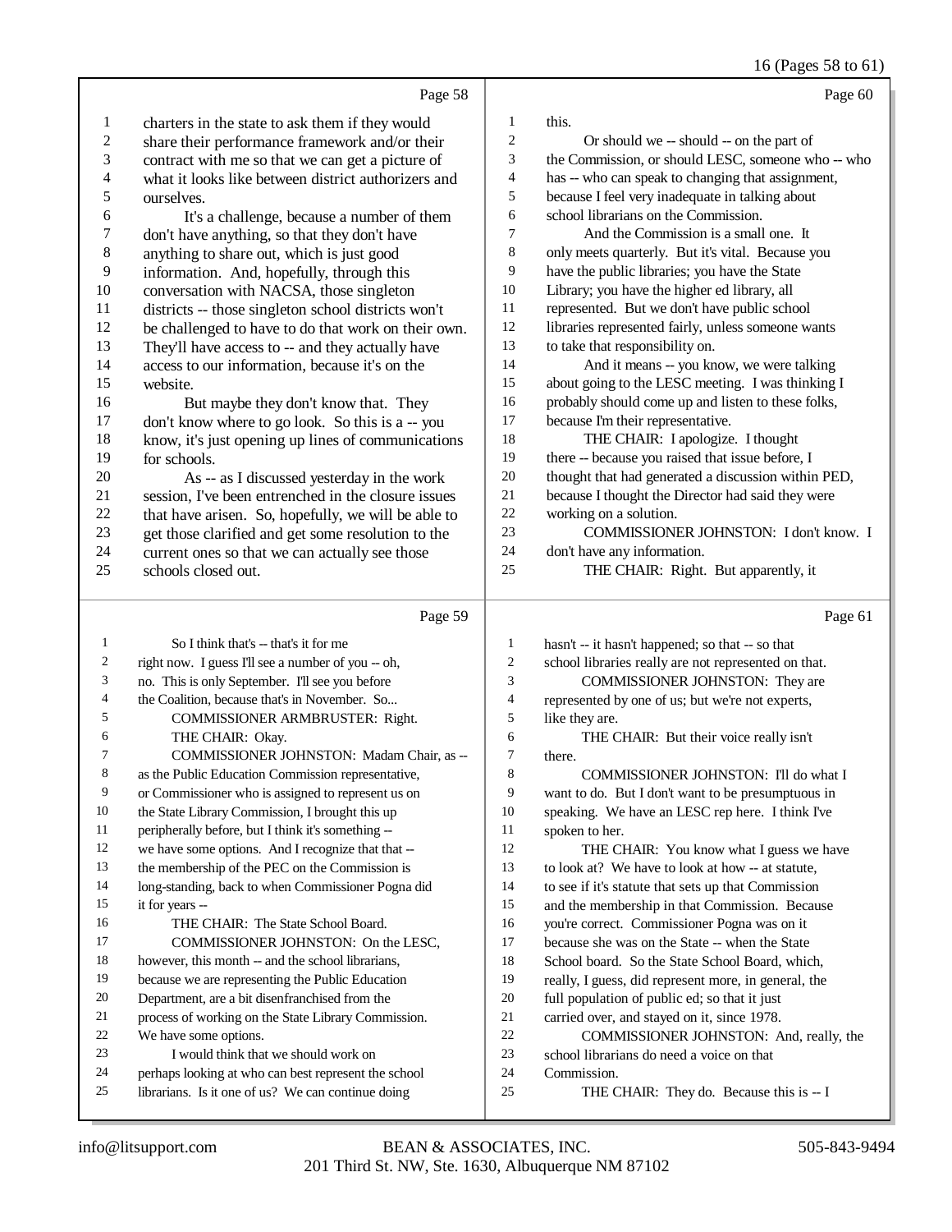Page 58

1 charters in the state to ask them if they would
2 share their performance framework and/or their
3 contract with me so that we can get a picture of
4 what it looks like between district authorizers and
5 ourselves.
6 It's a challenge, because a number of them
7 don't have anything, so that they don't have
8 anything to share out, which is just good
9 information. And, hopefully, through this
10 conversation with NACSA, those singleton
11 districts -- those singleton school districts won't
12 be challenged to have to do that work on their own.
13 They'll have access to -- and they actually have
14 access to our information, because it's on the
15 website.
16 But maybe they don't know that. They
17 don't know where to go look. So this is a -- you
18 know, it's just opening up lines of communications
19 for schools.
20 As -- as I discussed yesterday in the work
21 session, I've been entrenched in the closure issues
22 that have arisen. So, hopefully, we will be able to
23 get those clarified and get some resolution to the
24 current ones so that we can actually see those
25 schools closed out.

Page 59

1 So I think that's -- that's it for me
2 right now. I guess I'll see a number of you -- oh,
3 no. This is only September. I'll see you before
4 the Coalition, because that's in November. So...
5 COMMISSIONER ARMBRUSTER: Right.
6 THE CHAIR: Okay.
7 COMMISSIONER JOHNSTON: Madam Chair, as --
8 as the Public Education Commission representative,
9 or Commissioner who is assigned to represent us on
10 the State Library Commission, I brought this up
11 peripherally before, but I think it's something --
12 we have some options. And I recognize that that --
13 the membership of the PEC on the Commission is
14 long-standing, back to when Commissioner Pogna did
15 it for years --
16 THE CHAIR: The State School Board.
17 COMMISSIONER JOHNSTON: On the LESC,
18 however, this month -- and the school librarians,
19 because we are representing the Public Education
20 Department, are a bit disenfranchised from the
21 process of working on the State Library Commission.
22 We have some options.
23 I would think that we should work on
24 perhaps looking at who can best represent the school
25 librarians. Is it one of us? We can continue doing

Page 60

1 this.
2 Or should we -- should -- on the part of
3 the Commission, or should LESC, someone who -- who
4 has -- who can speak to changing that assignment,
5 because I feel very inadequate in talking about
6 school librarians on the Commission.
7 And the Commission is a small one. It
8 only meets quarterly. But it's vital. Because you
9 have the public libraries; you have the State
10 Library; you have the higher ed library, all
11 represented. But we don't have public school
12 libraries represented fairly, unless someone wants
13 to take that responsibility on.
14 And it means -- you know, we were talking
15 about going to the LESC meeting. I was thinking I
16 probably should come up and listen to these folks,
17 because I'm their representative.
18 THE CHAIR: I apologize. I thought
19 there -- because you raised that issue before, I
20 thought that had generated a discussion within PED,
21 because I thought the Director had said they were
22 working on a solution.
23 COMMISSIONER JOHNSTON: I don't know. I
24 don't have any information.
25 THE CHAIR: Right. But apparently, it

Page 61

1 hasn't -- it hasn't happened; so that -- so that
2 school libraries really are not represented on that.
3 COMMISSIONER JOHNSTON: They are
4 represented by one of us; but we're not experts,
5 like they are.
6 THE CHAIR: But their voice really isn't
7 there.
8 COMMISSIONER JOHNSTON: I'll do what I
9 want to do. But I don't want to be presumptuous in
10 speaking. We have an LESC rep here. I think I've
11 spoken to her.
12 THE CHAIR: You know what I guess we have
13 to look at? We have to look at how -- at statute,
14 to see if it's statute that sets up that Commission
15 and the membership in that Commission. Because
16 you're correct. Commissioner Pogna was on it
17 because she was on the State -- when the State
18 School board. So the State School Board, which,
19 really, I guess, did represent more, in general, the
20 full population of public ed; so that it just
21 carried over, and stayed on it, since 1978.
22 COMMISSIONER JOHNSTON: And, really, the
23 school librarians do need a voice on that
24 Commission.
25 THE CHAIR: They do. Because this is -- I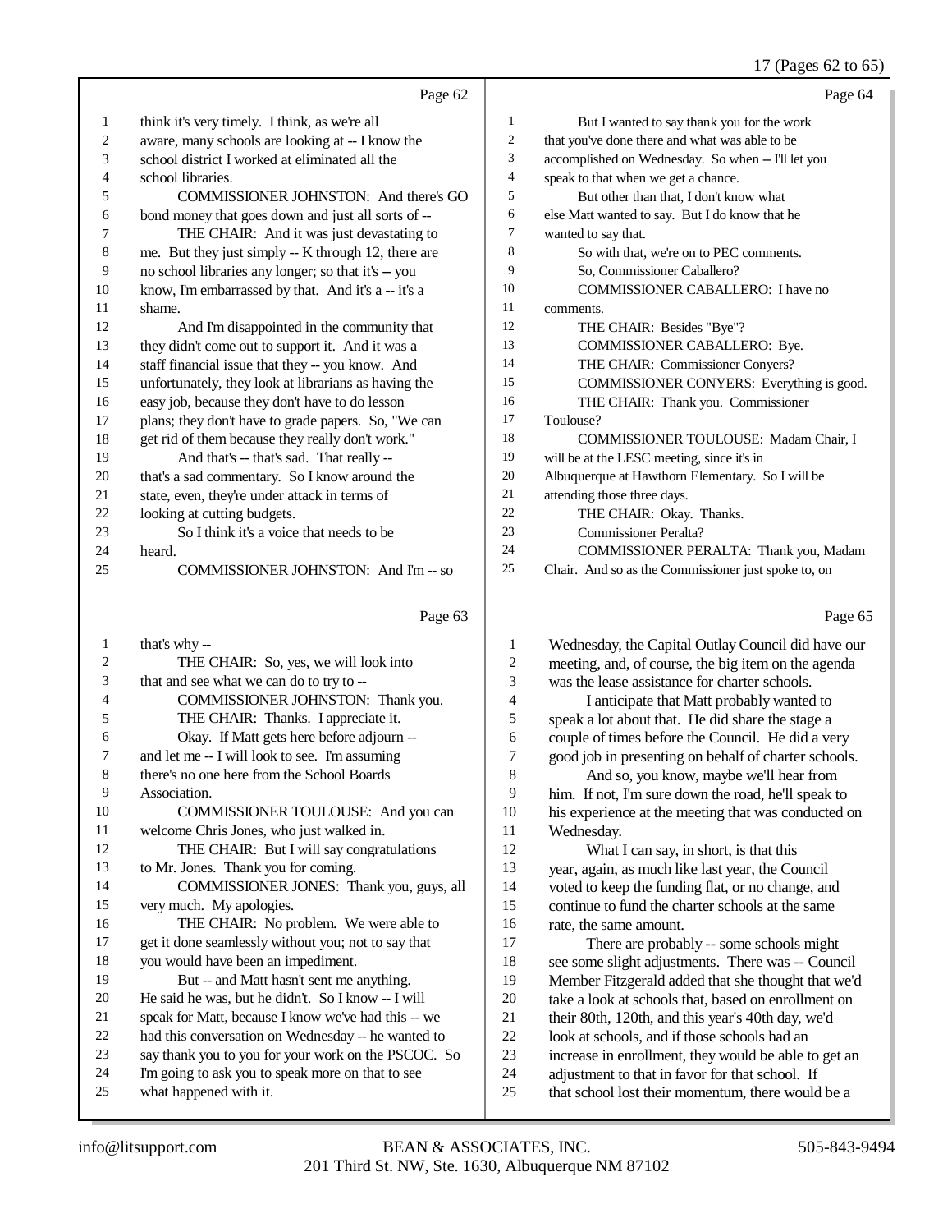Page 62

1 think it's very timely. I think, as we're all
2 aware, many schools are looking at -- I know the
3 school district I worked at eliminated all the
4 school libraries.
5 COMMISSIONER JOHNSTON: And there's GO
6 bond money that goes down and just all sorts of --
7 THE CHAIR: And it was just devastating to
8 me. But they just simply -- K through 12, there are
9 no school libraries any longer; so that it's -- you
10 know, I'm embarrassed by that. And it's a -- it's a
11 shame.
12 And I'm disappointed in the community that
13 they didn't come out to support it. And it was a
14 staff financial issue that they -- you know. And
15 unfortunately, they look at librarians as having the
16 easy job, because they don't have to do lesson
17 plans; they don't have to grade papers. So, "We can
18 get rid of them because they really don't work."
19 And that's -- that's sad. That really --
20 that's a sad commentary. So I know around the
21 state, even, they're under attack in terms of
22 looking at cutting budgets.
23 So I think it's a voice that needs to be
24 heard.
25 COMMISSIONER JOHNSTON: And I'm -- so

Page 63

1 that's why --
2 THE CHAIR: So, yes, we will look into
3 that and see what we can do to try to --
4 COMMISSIONER JOHNSTON: Thank you.
5 THE CHAIR: Thanks. I appreciate it.
6 Okay. If Matt gets here before adjourn --
7 and let me -- I will look to see. I'm assuming
8 there's no one here from the School Boards
9 Association.
10 COMMISSIONER TOULOUSE: And you can
11 welcome Chris Jones, who just walked in.
12 THE CHAIR: But I will say congratulations
13 to Mr. Jones. Thank you for coming.
14 COMMISSIONER JONES: Thank you, guys, all
15 very much. My apologies.
16 THE CHAIR: No problem. We were able to
17 get it done seamlessly without you; not to say that
18 you would have been an impediment.
19 But -- and Matt hasn't sent me anything.
20 He said he was, but he didn't. So I know -- I will
21 speak for Matt, because I know we've had this -- we
22 had this conversation on Wednesday -- he wanted to
23 say thank you to you for your work on the PSCOC. So
24 I'm going to ask you to speak more on that to see
25 what happened with it.

Page 64

1 But I wanted to say thank you for the work
2 that you've done there and what was able to be
3 accomplished on Wednesday. So when -- I'll let you
4 speak to that when we get a chance.
5 But other than that, I don't know what
6 else Matt wanted to say. But I do know that he
7 wanted to say that.
8 So with that, we're on to PEC comments.
9 So, Commissioner Caballero?
10 COMMISSIONER CABALLERO: I have no
11 comments.
12 THE CHAIR: Besides "Bye"?
13 COMMISSIONER CABALLERO: Bye.
14 THE CHAIR: Commissioner Conyers?
15 COMMISSIONER CONYERS: Everything is good.
16 THE CHAIR: Thank you. Commissioner
17 Toulouse?
18 COMMISSIONER TOULOUSE: Madam Chair, I
19 will be at the LESC meeting, since it's in
20 Albuquerque at Hawthorn Elementary. So I will be
21 attending those three days.
22 THE CHAIR: Okay. Thanks.
23 Commissioner Peralta?
24 COMMISSIONER PERALTA: Thank you, Madam
25 Chair. And so as the Commissioner just spoke to, on

Page 65

1 Wednesday, the Capital Outlay Council did have our
2 meeting, and, of course, the big item on the agenda
3 was the lease assistance for charter schools.
4 I anticipate that Matt probably wanted to
5 speak a lot about that. He did share the stage a
6 couple of times before the Council. He did a very
7 good job in presenting on behalf of charter schools.
8 And so, you know, maybe we'll hear from
9 him. If not, I'm sure down the road, he'll speak to
10 his experience at the meeting that was conducted on
11 Wednesday.
12 What I can say, in short, is that this
13 year, again, as much like last year, the Council
14 voted to keep the funding flat, or no change, and
15 continue to fund the charter schools at the same
16 rate, the same amount.
17 There are probably -- some schools might
18 see some slight adjustments. There was -- Council
19 Member Fitzgerald added that she thought that we'd
20 take a look at schools that, based on enrollment on
21 their 80th, 120th, and this year's 40th day, we'd
22 look at schools, and if those schools had an
23 increase in enrollment, they would be able to get an
24 adjustment to that in favor for that school. If
25 that school lost their momentum, there would be a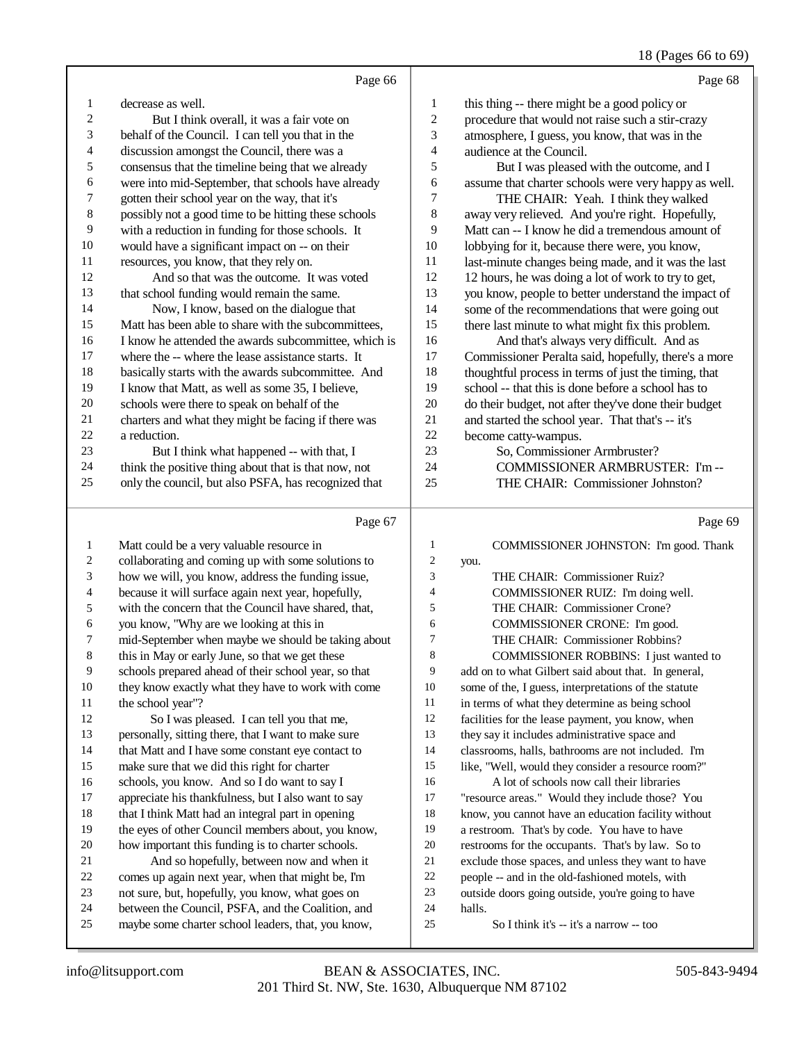Page 66

1 decrease as well.
2 But I think overall, it was a fair vote on
3 behalf of the Council. I can tell you that in the
4 discussion amongst the Council, there was a
5 consensus that the timeline being that we already
6 were into mid-September, that schools have already
7 gotten their school year on the way, that it's
8 possibly not a good time to be hitting these schools
9 with a reduction in funding for those schools. It
10 would have a significant impact on -- on their
11 resources, you know, that they rely on.
12 And so that was the outcome. It was voted
13 that school funding would remain the same.
14 Now, I know, based on the dialogue that
15 Matt has been able to share with the subcommittees,
16 I know he attended the awards subcommittee, which is
17 where the -- where the lease assistance starts. It
18 basically starts with the awards subcommittee. And
19 I know that Matt, as well as some 35, I believe,
20 schools were there to speak on behalf of the
21 charters and what they might be facing if there was
22 a reduction.
23 But I think what happened -- with that, I
24 think the positive thing about that is that now, not
25 only the council, but also PSFA, has recognized that

Page 67

1 Matt could be a very valuable resource in
2 collaborating and coming up with some solutions to
3 how we will, you know, address the funding issue,
4 because it will surface again next year, hopefully,
5 with the concern that the Council have shared, that,
6 you know, "Why are we looking at this in
7 mid-September when maybe we should be taking about
8 this in May or early June, so that we get these
9 schools prepared ahead of their school year, so that
10 they know exactly what they have to work with come
11 the school year"?
12 So I was pleased. I can tell you that me,
13 personally, sitting there, that I want to make sure
14 that Matt and I have some constant eye contact to
15 make sure that we did this right for charter
16 schools, you know. And so I do want to say I
17 appreciate his thankfulness, but I also want to say
18 that I think Matt had an integral part in opening
19 the eyes of other Council members about, you know,
20 how important this funding is to charter schools.
21 And so hopefully, between now and when it
22 comes up again next year, when that might be, I'm
23 not sure, but, hopefully, you know, what goes on
24 between the Council, PSFA, and the Coalition, and
25 maybe some charter school leaders, that, you know,

Page 68

1 this thing -- there might be a good policy or
2 procedure that would not raise such a stir-crazy
3 atmosphere, I guess, you know, that was in the
4 audience at the Council.
5 But I was pleased with the outcome, and I
6 assume that charter schools were very happy as well.
7 THE CHAIR: Yeah. I think they walked
8 away very relieved. And you're right. Hopefully,
9 Matt can -- I know he did a tremendous amount of
10 lobbying for it, because there were, you know,
11 last-minute changes being made, and it was the last
12 12 hours, he was doing a lot of work to try to get,
13 you know, people to better understand the impact of
14 some of the recommendations that were going out
15 there last minute to what might fix this problem.
16 And that's always very difficult. And as
17 Commissioner Peralta said, hopefully, there's a more
18 thoughtful process in terms of just the timing, that
19 school -- that this is done before a school has to
20 do their budget, not after they've done their budget
21 and started the school year. That that's -- it's
22 become catty-wampus.
23 So, Commissioner Armbruster?
24 COMMISSIONER ARMBRUSTER: I'm --
25 THE CHAIR: Commissioner Johnston?

Page 69

1 COMMISSIONER JOHNSTON: I'm good. Thank
2 you.
3 THE CHAIR: Commissioner Ruiz?
4 COMMISSIONER RUIZ: I'm doing well.
5 THE CHAIR: Commissioner Crone?
6 COMMISSIONER CRONE: I'm good.
7 THE CHAIR: Commissioner Robbins?
8 COMMISSIONER ROBBINS: I just wanted to
9 add on to what Gilbert said about that. In general,
10 some of the, I guess, interpretations of the statute
11 in terms of what they determine as being school
12 facilities for the lease payment, you know, when
13 they say it includes administrative space and
14 classrooms, halls, bathrooms are not included. I'm
15 like, "Well, would they consider a resource room?"
16 A lot of schools now call their libraries
17 "resource areas." Would they include those? You
18 know, you cannot have an education facility without
19 a restroom. That's by code. You have to have
20 restrooms for the occupants. That's by law. So to
21 exclude those spaces, and unless they want to have
22 people -- and in the old-fashioned motels, with
23 outside doors going outside, you're going to have
24 halls.
25 So I think it's -- it's a narrow -- too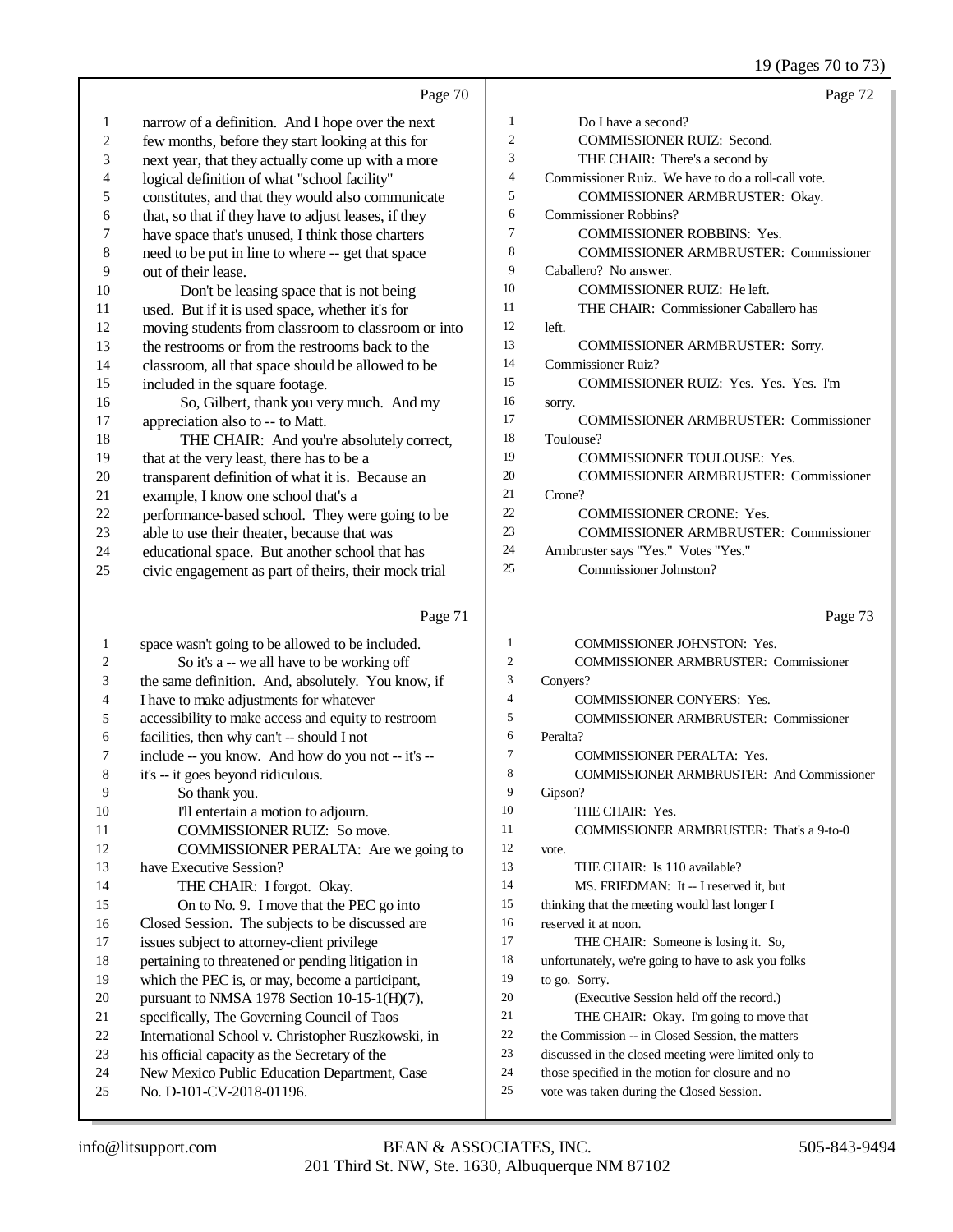Page 70

1 narrow of a definition. And I hope over the next
2 few months, before they start looking at this for
3 next year, that they actually come up with a more
4 logical definition of what "school facility"
5 constitutes, and that they would also communicate
6 that, so that if they have to adjust leases, if they
7 have space that's unused, I think those charters
8 need to be put in line to where -- get that space
9 out of their lease.
10 Don't be leasing space that is not being
11 used. But if it is used space, whether it's for
12 moving students from classroom to classroom or into
13 the restrooms or from the restrooms back to the
14 classroom, all that space should be allowed to be
15 included in the square footage.
16 So, Gilbert, thank you very much. And my
17 appreciation also to -- to Matt.
18 THE CHAIR: And you're absolutely correct,
19 that at the very least, there has to be a
20 transparent definition of what it is. Because an
21 example, I know one school that's a
22 performance-based school. They were going to be
23 able to use their theater, because that was
24 educational space. But another school that has
25 civic engagement as part of theirs, their mock trial

Page 71

1 space wasn't going to be allowed to be included.
2 So it's a -- we all have to be working off
3 the same definition. And, absolutely. You know, if
4 I have to make adjustments for whatever
5 accessibility to make access and equity to restroom
6 facilities, then why can't -- should I not
7 include -- you know. And how do you not -- it's --
8 it's -- it goes beyond ridiculous.
9 So thank you.
10 I'll entertain a motion to adjourn.
11 COMMISSIONER RUIZ: So move.
12 COMMISSIONER PERALTA: Are we going to
13 have Executive Session?
14 THE CHAIR: I forgot. Okay.
15 On to No. 9. I move that the PEC go into
16 Closed Session. The subjects to be discussed are
17 issues subject to attorney-client privilege
18 pertaining to threatened or pending litigation in
19 which the PEC is, or may, become a participant,
20 pursuant to NMSA 1978 Section 10-15-1(H)(7),
21 specifically, The Governing Council of Taos
22 International School v. Christopher Ruszkowski, in
23 his official capacity as the Secretary of the
24 New Mexico Public Education Department, Case
25 No. D-101-CV-2018-01196.

Page 72

1 Do I have a second?
2 COMMISSIONER RUIZ: Second.
3 THE CHAIR: There's a second by
4 Commissioner Ruiz. We have to do a roll-call vote.
5 COMMISSIONER ARMBRUSTER: Okay.
6 Commissioner Robbins?
7 COMMISSIONER ROBBINS: Yes.
8 COMMISSIONER ARMBRUSTER: Commissioner
9 Caballero? No answer.
10 COMMISSIONER RUIZ: He left.
11 THE CHAIR: Commissioner Caballero has
12 left.
13 COMMISSIONER ARMBRUSTER: Sorry.
14 Commissioner Ruiz?
15 COMMISSIONER RUIZ: Yes. Yes. Yes. I'm
16 sorry.
17 COMMISSIONER ARMBRUSTER: Commissioner
18 Toulouse?
19 COMMISSIONER TOULOUSE: Yes.
20 COMMISSIONER ARMBRUSTER: Commissioner
21 Crone?
22 COMMISSIONER CRONE: Yes.
23 COMMISSIONER ARMBRUSTER: Commissioner
24 Armbruster says "Yes." Votes "Yes."
25 Commissioner Johnston?

Page 73

1 COMMISSIONER JOHNSTON: Yes.
2 COMMISSIONER ARMBRUSTER: Commissioner
3 Conyers?
4 COMMISSIONER CONYERS: Yes.
5 COMMISSIONER ARMBRUSTER: Commissioner
6 Peralta?
7 COMMISSIONER PERALTA: Yes.
8 COMMISSIONER ARMBRUSTER: And Commissioner
9 Gipson?
10 THE CHAIR: Yes.
11 COMMISSIONER ARMBRUSTER: That's a 9-to-0
12 vote.
13 THE CHAIR: Is 110 available?
14 MS. FRIEDMAN: It -- I reserved it, but
15 thinking that the meeting would last longer I
16 reserved it at noon.
17 THE CHAIR: Someone is losing it. So,
18 unfortunately, we're going to have to ask you folks
19 to go. Sorry.
20 (Executive Session held off the record.)
21 THE CHAIR: Okay. I'm going to move that
22 the Commission -- in Closed Session, the matters
23 discussed in the closed meeting were limited only to
24 those specified in the motion for closure and no
25 vote was taken during the Closed Session.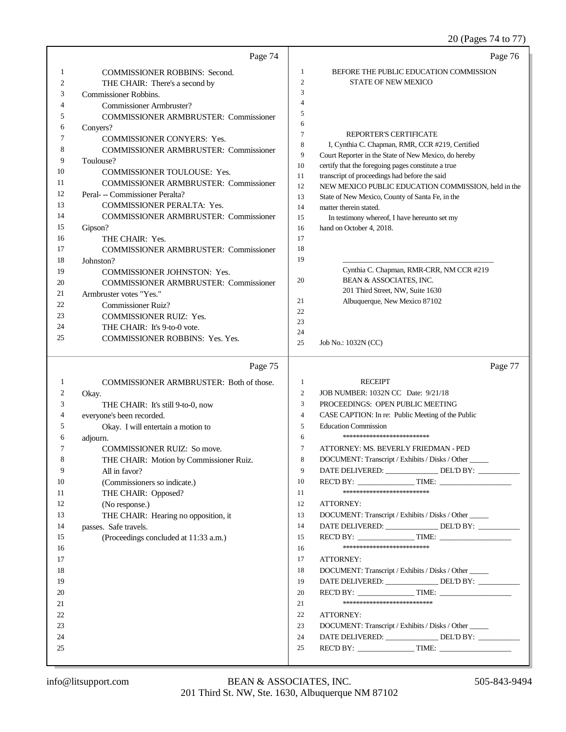Page 74

1 COMMISSIONER ROBBINS: Second.
2 THE CHAIR: There's a second by
3 Commissioner Robbins.
4 Commissioner Armbruster?
5 COMMISSIONER ARMBRUSTER: Commissioner
6 Conyers?
7 COMMISSIONER CONYERS: Yes.
8 COMMISSIONER ARMBRUSTER: Commissioner
9 Toulouse?
10 COMMISSIONER TOULOUSE: Yes.
11 COMMISSIONER ARMBRUSTER: Commissioner
12 Peral- -- Commissioner Peralta?
13 COMMISSIONER PERALTA: Yes.
14 COMMISSIONER ARMBRUSTER: Commissioner
15 Gipson?
16 THE CHAIR: Yes.
17 COMMISSIONER ARMBRUSTER: Commissioner
18 Johnston?
19 COMMISSIONER JOHNSTON: Yes.
20 COMMISSIONER ARMBRUSTER: Commissioner
21 Armbruster votes "Yes."
22 Commissioner Ruiz?
23 COMMISSIONER RUIZ: Yes.
24 THE CHAIR: It's 9-to-0 vote.
25 COMMISSIONER ROBBINS: Yes. Yes.

Page 75

1 COMMISSIONER ARMBRUSTER: Both of those.
2 Okay.
3 THE CHAIR: It's still 9-to-0, now
4 everyone's been recorded.
5 Okay. I will entertain a motion to
6 adjourn.
7 COMMISSIONER RUIZ: So move.
8 THE CHAIR: Motion by Commissioner Ruiz.
9 All in favor?
10 (Commissioners so indicate.)
11 THE CHAIR: Opposed?
12 (No response.)
13 THE CHAIR: Hearing no opposition, it
14 passes. Safe travels.
15 (Proceedings concluded at 11:33 a.m.)
16
17
18
19
20
21
22
23
24
25

Page 76

1 BEFORE THE PUBLIC EDUCATION COMMISSION
2 STATE OF NEW MEXICO
3
4
5
6
7 REPORTER'S CERTIFICATE
8 I, Cynthia C. Chapman, RMR, CCR #219, Certified
9 Court Reporter in the State of New Mexico, do hereby
10 certify that the foregoing pages constitute a true
11 transcript of proceedings had before the said
12 NEW MEXICO PUBLIC EDUCATION COMMISSION, held in the
13 State of New Mexico, County of Santa Fe, in the
14 matter therein stated.
15 In testimony whereof, I have hereunto set my
16 hand on October 4, 2018.
17
18
19 ______________________________
Cynthia C. Chapman, RMR-CRR, NM CCR #219
20 BEAN & ASSOCIATES, INC.
201 Third Street, NW, Suite 1630
21 Albuquerque, New Mexico 87102
22
23
24
25 Job No.: 1032N (CC)

Page 77

1 RECEIPT
2 JOB NUMBER: 1032N CC Date: 9/21/18
3 PROCEEDINGS: OPEN PUBLIC MEETING
4 CASE CAPTION: In re: Public Meeting of the Public
5 Education Commission
6 **************************
7 ATTORNEY: MS. BEVERLY FRIEDMAN - PED
8 DOCUMENT: Transcript / Exhibits / Disks / Other _____
9 DATE DELIVERED: ______________ DEL'D BY: ___________
10 REC'D BY: _______________ TIME: ___________________
11 **************************
12 ATTORNEY:
13 DOCUMENT: Transcript / Exhibits / Disks / Other _____
14 DATE DELIVERED: ______________ DEL'D BY: ___________
15 REC'D BY: _______________ TIME: ___________________
16 **************************
17 ATTORNEY:
18 DOCUMENT: Transcript / Exhibits / Disks / Other _____
19 DATE DELIVERED: ______________ DEL'D BY: ___________
20 REC'D BY: _______________ TIME: ___________________
21 **************************
22 ATTORNEY:
23 DOCUMENT: Transcript / Exhibits / Disks / Other _____
24 DATE DELIVERED: ______________ DEL'D BY: ___________
25 REC'D BY: _______________ TIME: ___________________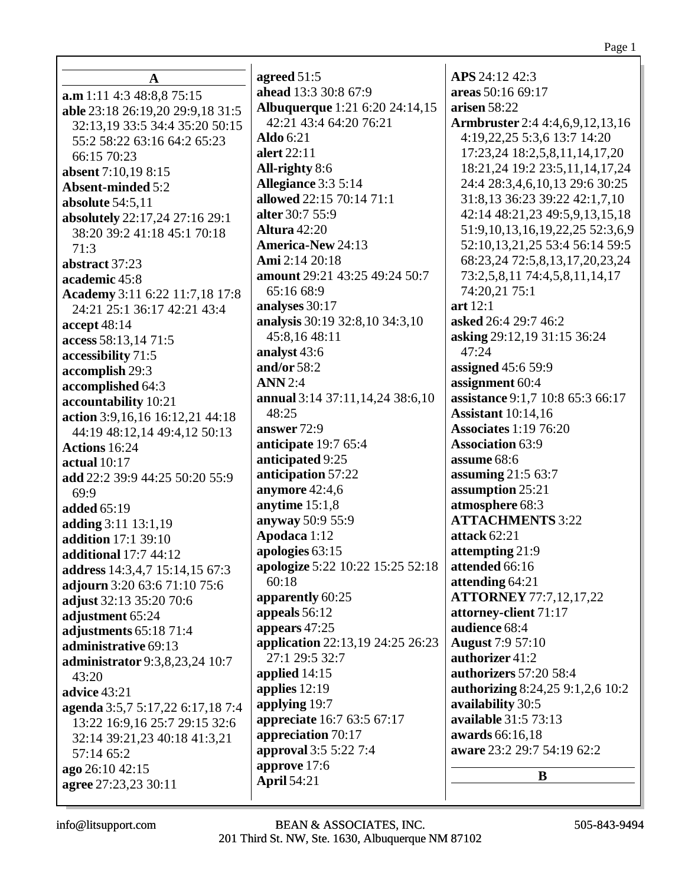## A

**a.m** 1:11 4:3 48:8,8 75:15
**able** 23:18 26:19,20 29:9,18 31:5 32:13,19 33:5 34:4 35:20 50:15 55:2 58:22 63:16 64:2 65:23 66:15 70:23
**absent** 7:10,19 8:15
**Absent-minded** 5:2
**absolute** 54:5,11
**absolutely** 22:17,24 27:16 29:1 38:20 39:2 41:18 45:1 70:18 71:3
**abstract** 37:23
**academic** 45:8
**Academy** 3:11 6:22 11:7,18 17:8 24:21 25:1 36:17 42:21 43:4
**accept** 48:14
**access** 58:13,14 71:5
**accessibility** 71:5
**accomplish** 29:3
**accomplished** 64:3
**accountability** 10:21
**action** 3:9,16,16 16:12,21 44:18 44:19 48:12,14 49:4,12 50:13
**Actions** 16:24
**actual** 10:17
**add** 22:2 39:9 44:25 50:20 55:9 69:9
**added** 65:19
**adding** 3:11 13:1,19
**addition** 17:1 39:10
**additional** 17:7 44:12
**address** 14:3,4,7 15:14,15 67:3
**adjourn** 3:20 63:6 71:10 75:6
**adjust** 32:13 35:20 70:6
**adjustment** 65:24
**adjustments** 65:18 71:4
**administrative** 69:13
**administrator** 9:3,8,23,24 10:7 43:20
**advice** 43:21
**agenda** 3:5,7 5:17,22 6:17,18 7:4 13:22 16:9,16 25:7 29:15 32:6 32:14 39:21,23 40:18 41:3,21 57:14 65:2
**ago** 26:10 42:15
**agree** 27:23,23 30:11
**agreed** 51:5
**ahead** 13:3 30:8 67:9
**Albuquerque** 1:21 6:20 24:14,15 42:21 43:4 64:20 76:21
**Aldo** 6:21
**alert** 22:11
**All-righty** 8:6
**Allegiance** 3:3 5:14
**allowed** 22:15 70:14 71:1
**alter** 30:7 55:9
**Altura** 42:20
**America-New** 24:13
**Ami** 2:14 20:18
**amount** 29:21 43:25 49:24 50:7 65:16 68:9
**analyses** 30:17
**analysis** 30:19 32:8,10 34:3,10 45:8,16 48:11
**analyst** 43:6
**and/or** 58:2
**ANN** 2:4
**annual** 3:14 37:11,14,24 38:6,10 48:25
**answer** 72:9
**anticipate** 19:7 65:4
**anticipated** 9:25
**anticipation** 57:22
**anymore** 42:4,6
**anytime** 15:1,8
**anyway** 50:9 55:9
**Apodaca** 1:12
**apologies** 63:15
**apologize** 5:22 10:22 15:25 52:18 60:18
**apparently** 60:25
**appeals** 56:12
**appears** 47:25
**application** 22:13,19 24:25 26:23 27:1 29:5 32:7
**applied** 14:15
**applies** 12:19
**applying** 19:7
**appreciate** 16:7 63:5 67:17
**appreciation** 70:17
**approval** 3:5 5:22 7:4
**approve** 17:6
**April** 54:21
**APS** 24:12 42:3
**areas** 50:16 69:17
**arisen** 58:22
**Armbruster** 2:4 4:4,6,9,12,13,16 4:19,22,25 5:3,6 13:7 14:20 17:23,24 18:2,5,8,11,14,17,20 18:21,24 19:2 23:5,11,14,17,24 24:4 28:3,4,6,10,13 29:6 30:25 31:8,13 36:23 39:22 42:1,7,10 42:14 48:21,23 49:5,9,13,15,18 51:9,10,13,16,19,22,25 52:3,6,9 52:10,13,21,25 53:4 56:14 59:5 68:23,24 72:5,8,13,17,20,23,24 73:2,5,8,11 74:4,5,8,11,14,17 74:20,21 75:1
**art** 12:1
**asked** 26:4 29:7 46:2
**asking** 29:12,19 31:15 36:24 47:24
**assigned** 45:6 59:9
**assignment** 60:4
**assistance** 9:1,7 10:8 65:3 66:17
**Assistant** 10:14,16
**Associates** 1:19 76:20
**Association** 63:9
**assume** 68:6
**assuming** 21:5 63:7
**assumption** 25:21
**atmosphere** 68:3
**ATTACHMENTS** 3:22
**attack** 62:21
**attempting** 21:9
**attended** 66:16
**attending** 64:21
**ATTORNEY** 77:7,12,17,22
**attorney-client** 71:17
**audience** 68:4
**August** 7:9 57:10
**authorizer** 41:2
**authorizers** 57:20 58:4
**authorizing** 8:24,25 9:1,2,6 10:2
**availability** 30:5
**available** 31:5 73:13
**awards** 66:16,18
**aware** 23:2 29:7 54:19 62:2

## B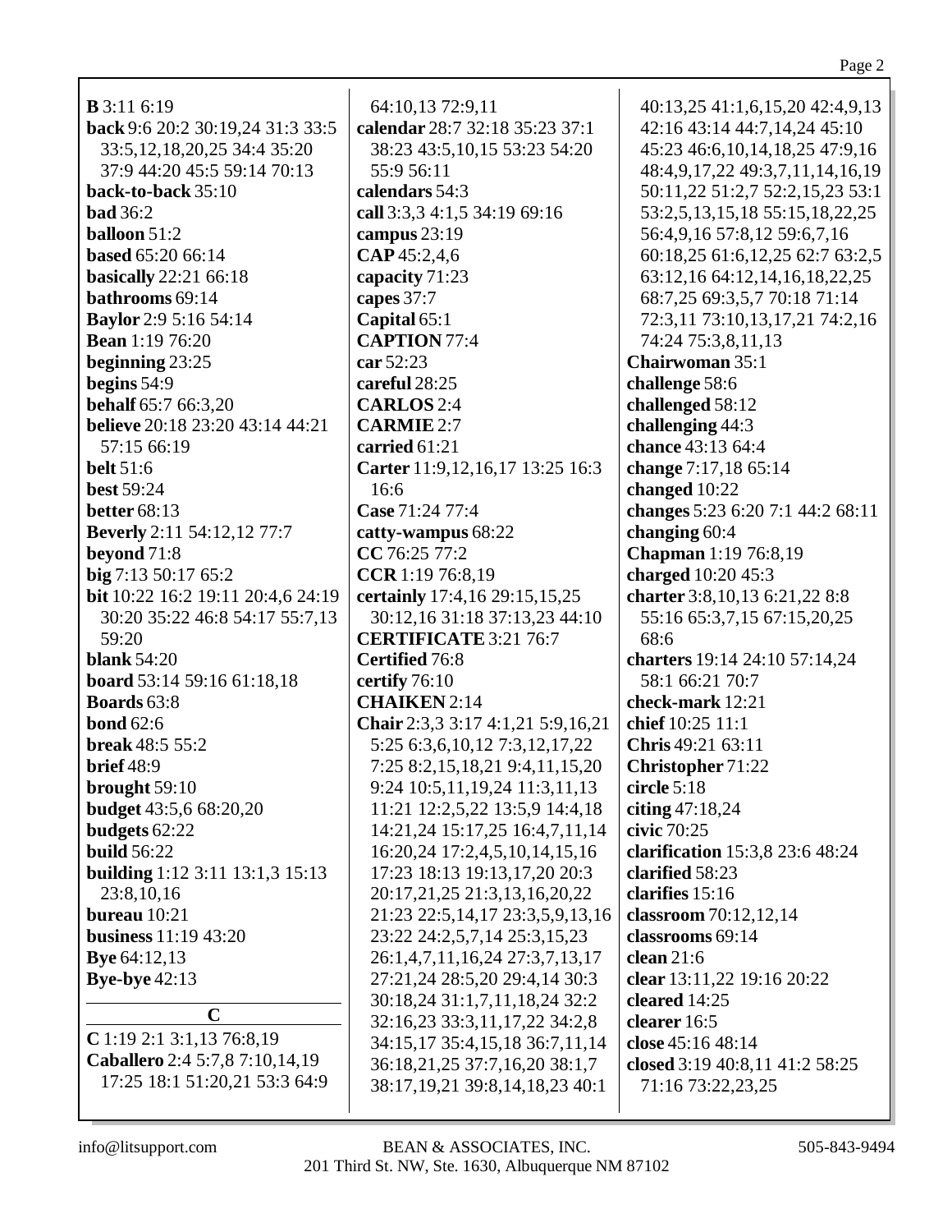**B** 3:11 6:19
**back** 9:6 20:2 30:19,24 31:3 33:5 33:5,12,18,20,25 34:4 35:20 37:9 44:20 45:5 59:14 70:13
**back-to-back** 35:10
**bad** 36:2
**balloon** 51:2
**based** 65:20 66:14
**basically** 22:21 66:18
**bathrooms** 69:14
**Baylor** 2:9 5:16 54:14
**Bean** 1:19 76:20
**beginning** 23:25
**begins** 54:9
**behalf** 65:7 66:3,20
**believe** 20:18 23:20 43:14 44:21 57:15 66:19
**belt** 51:6
**best** 59:24
**better** 68:13
**Beverly** 2:11 54:12,12 77:7
**beyond** 71:8
**big** 7:13 50:17 65:2
**bit** 10:22 16:2 19:11 20:4,6 24:19 30:20 35:22 46:8 54:17 55:7,13 59:20
**blank** 54:20
**board** 53:14 59:16 61:18,18
**Boards** 63:8
**bond** 62:6
**break** 48:5 55:2
**brief** 48:9
**brought** 59:10
**budget** 43:5,6 68:20,20
**budgets** 62:22
**build** 56:22
**building** 1:12 3:11 13:1,3 15:13 23:8,10,16
**bureau** 10:21
**business** 11:19 43:20
**Bye** 64:12,13
**Bye-bye** 42:13

**C**

**C** 1:19 2:1 3:1,13 76:8,19
**Caballero** 2:4 5:7,8 7:10,14,19 17:25 18:1 51:20,21 53:3 64:9 64:10,13 72:9,11
**calendar** 28:7 32:18 35:23 37:1 38:23 43:5,10,15 53:23 54:20 55:9 56:11
**calendars** 54:3
**call** 3:3,3 4:1,5 34:19 69:16
**campus** 23:19
**CAP** 45:2,4,6
**capacity** 71:23
**capes** 37:7
**Capital** 65:1
**CAPTION** 77:4
**car** 52:23
**careful** 28:25
**CARLOS** 2:4
**CARMIE** 2:7
**carried** 61:21
**Carter** 11:9,12,16,17 13:25 16:3 16:6
**Case** 71:24 77:4
**catty-wampus** 68:22
**CC** 76:25 77:2
**CCR** 1:19 76:8,19
**certainly** 17:4,16 29:15,15,25 30:12,16 31:18 37:13,23 44:10
**CERTIFICATE** 3:21 76:7
**Certified** 76:8
**certify** 76:10
**CHAIKEN** 2:14
**Chair** 2:3,3 3:17 4:1,21 5:9,16,21 5:25 6:3,6,10,12 7:3,12,17,22 7:25 8:2,15,18,21 9:4,11,15,20 9:24 10:5,11,19,24 11:3,11,13 11:21 12:2,5,22 13:5,9 14:4,18 14:21,24 15:17,25 16:4,7,11,14 16:20,24 17:2,4,5,10,14,15,16 17:23 18:13 19:13,17,20 20:3 20:17,21,25 21:3,13,16,20,22 21:23 22:5,14,17 23:3,5,9,13,16 23:22 24:2,5,7,14 25:3,15,23 26:1,4,7,11,16,24 27:3,7,13,17 27:21,24 28:5,20 29:4,14 30:3 30:18,24 31:1,7,11,18,24 32:2 32:16,23 33:3,11,17,22 34:2,8 34:15,17 35:4,15,18 36:7,11,14 36:18,21,25 37:7,16,20 38:1,7 38:17,19,21 39:8,14,18,23 40:1 40:13,25 41:1,6,15,20 42:4,9,13 42:16 43:14 44:7,14,24 45:10 45:23 46:6,10,14,18,25 47:9,16 48:4,9,17,22 49:3,7,11,14,16,19 50:11,22 51:2,7 52:2,15,23 53:1 53:2,5,13,15,18 55:15,18,22,25 56:4,9,16 57:8,12 59:6,7,16 60:18,25 61:6,12,25 62:7 63:2,5 63:12,16 64:12,14,16,18,22,25 68:7,25 69:3,5,7 70:18 71:14 72:3,11 73:10,13,17,21 74:2,16 74:24 75:3,8,11,13
**Chairwoman** 35:1
**challenge** 58:6
**challenged** 58:12
**challenging** 44:3
**chance** 43:13 64:4
**change** 7:17,18 65:14
**changed** 10:22
**changes** 5:23 6:20 7:1 44:2 68:11
**changing** 60:4
**Chapman** 1:19 76:8,19
**charged** 10:20 45:3
**charter** 3:8,10,13 6:21,22 8:8 55:16 65:3,7,15 67:15,20,25 68:6
**charters** 19:14 24:10 57:14,24 58:1 66:21 70:7
**check-mark** 12:21
**chief** 10:25 11:1
**Chris** 49:21 63:11
**Christopher** 71:22
**circle** 5:18
**citing** 47:18,24
**civic** 70:25
**clarification** 15:3,8 23:6 48:24
**clarified** 58:23
**clarifies** 15:16
**classroom** 70:12,12,14
**classrooms** 69:14
**clean** 21:6
**clear** 13:11,22 19:16 20:22
**cleared** 14:25
**clearer** 16:5
**close** 45:16 48:14
**closed** 3:19 40:8,11 41:2 58:25 71:16 73:22,23,25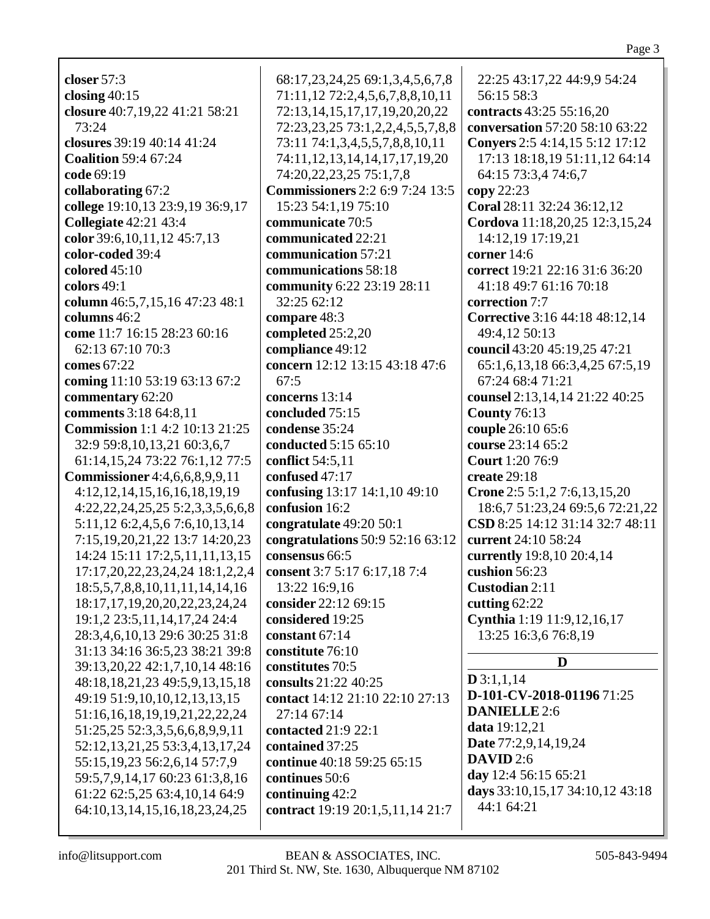**closer** 57:3
**closing** 40:15
**closure** 40:7,19,22 41:21 58:21 73:24
**closures** 39:19 40:14 41:24
**Coalition** 59:4 67:24
**code** 69:19
**collaborating** 67:2
**college** 19:10,13 23:9,19 36:9,17
**Collegiate** 42:21 43:4
**color** 39:6,10,11,12 45:7,13
**color-coded** 39:4
**colored** 45:10
**colors** 49:1
**column** 46:5,7,15,16 47:23 48:1
**columns** 46:2
**come** 11:7 16:15 28:23 60:16 62:13 67:10 70:3
**comes** 67:22
**coming** 11:10 53:19 63:13 67:2
**commentary** 62:20
**comments** 3:18 64:8,11
**Commission** 1:1 4:2 10:13 21:25 32:9 59:8,10,13,21 60:3,6,7 61:14,15,24 73:22 76:1,12 77:5
**Commissioner** 4:4,6,6,8,9,9,11 4:12,12,14,15,16,16,18,19,19 4:22,22,24,25,25 5:2,3,3,5,6,6,8 5:11,12 6:2,4,5,6 7:6,10,13,14 7:15,19,20,21,22 13:7 14:20,23 14:24 15:11 17:2,5,11,11,13,15 17:17,20,22,23,24,24 18:1,2,2,4 18:5,5,7,8,8,10,11,11,14,14,16 18:17,17,19,20,20,22,23,24,24 19:1,2 23:5,11,14,17,24 24:4 28:3,4,6,10,13 29:6 30:25 31:8 31:13 34:16 36:5,23 38:21 39:8 39:13,20,22 42:1,7,10,14 48:16 48:18,18,21,23 49:5,9,13,15,18 49:19 51:9,10,10,12,13,13,15 51:16,16,18,19,19,21,22,22,24 51:25,25 52:3,3,5,6,6,8,9,9,11 52:12,13,21,25 53:3,4,13,17,24 55:15,19,23 56:2,6,14 57:7,9 59:5,7,9,14,17 60:23 61:3,8,16 61:22 62:5,25 63:4,10,14 64:9 64:10,13,14,15,16,18,23,24,25 68:17,23,24,25 69:1,3,4,5,6,7,8 71:11,12 72:2,4,5,6,7,8,8,10,11 72:13,14,15,17,17,19,20,20,22 72:23,23,25 73:1,2,2,4,5,5,7,8,8 73:11 74:1,3,4,5,5,7,8,8,10,11 74:11,12,13,14,14,17,17,19,20 74:20,22,23,25 75:1,7,8
**Commissioners** 2:2 6:9 7:24 13:5 15:23 54:1,19 75:10
**communicate** 70:5
**communicated** 22:21
**communication** 57:21
**communications** 58:18
**community** 6:22 23:19 28:11 32:25 62:12
**compare** 48:3
**completed** 25:2,20
**compliance** 49:12
**concern** 12:12 13:15 43:18 47:6 67:5
**concerns** 13:14
**concluded** 75:15
**condense** 35:24
**conducted** 5:15 65:10
**conflict** 54:5,11
**confused** 47:17
**confusing** 13:17 14:1,10 49:10
**confusion** 16:2
**congratulate** 49:20 50:1
**congratulations** 50:9 52:16 63:12
**consensus** 66:5
**consent** 3:7 5:17 6:17,18 7:4 13:22 16:9,16
**consider** 22:12 69:15
**considered** 19:25
**constant** 67:14
**constitute** 76:10
**constitutes** 70:5
**consults** 21:22 40:25
**contact** 14:12 21:10 22:10 27:13 27:14 67:14
**contacted** 21:9 22:1
**contained** 37:25
**continue** 40:18 59:25 65:15
**continues** 50:6
**continuing** 42:2
**contract** 19:19 20:1,5,11,14 21:7 22:25 43:17,22 44:9,9 54:24 56:15 58:3
**contracts** 43:25 55:16,20
**conversation** 57:20 58:10 63:22
**Conyers** 2:5 4:14,15 5:12 17:12 17:13 18:18,19 51:11,12 64:14 64:15 73:3,4 74:6,7
**copy** 22:23
**Coral** 28:11 32:24 36:12,12
**Cordova** 11:18,20,25 12:3,15,24 14:12,19 17:19,21
**corner** 14:6
**correct** 19:21 22:16 31:6 36:20 41:18 49:7 61:16 70:18
**correction** 7:7
**Corrective** 3:16 44:18 48:12,14 49:4,12 50:13
**council** 43:20 45:19,25 47:21 65:1,6,13,18 66:3,4,25 67:5,19 67:24 68:4 71:21
**counsel** 2:13,14,14 21:22 40:25
**County** 76:13
**couple** 26:10 65:6
**course** 23:14 65:2
**Court** 1:20 76:9
**create** 29:18
**Crone** 2:5 5:1,2 7:6,13,15,20 18:6,7 51:23,24 69:5,6 72:21,22
**CSD** 8:25 14:12 31:14 32:7 48:11
**current** 24:10 58:24
**currently** 19:8,10 20:4,14
**cushion** 56:23
**Custodian** 2:11
**cutting** 62:22
**Cynthia** 1:19 11:9,12,16,17 13:25 16:3,6 76:8,19

## D

**D** 3:1,1,14
**D-101-CV-2018-01196** 71:25
**DANIELLE** 2:6
**data** 19:12,21
**Date** 77:2,9,14,19,24
**DAVID** 2:6
**day** 12:4 56:15 65:21
**days** 33:10,15,17 34:10,12 43:18 44:1 64:21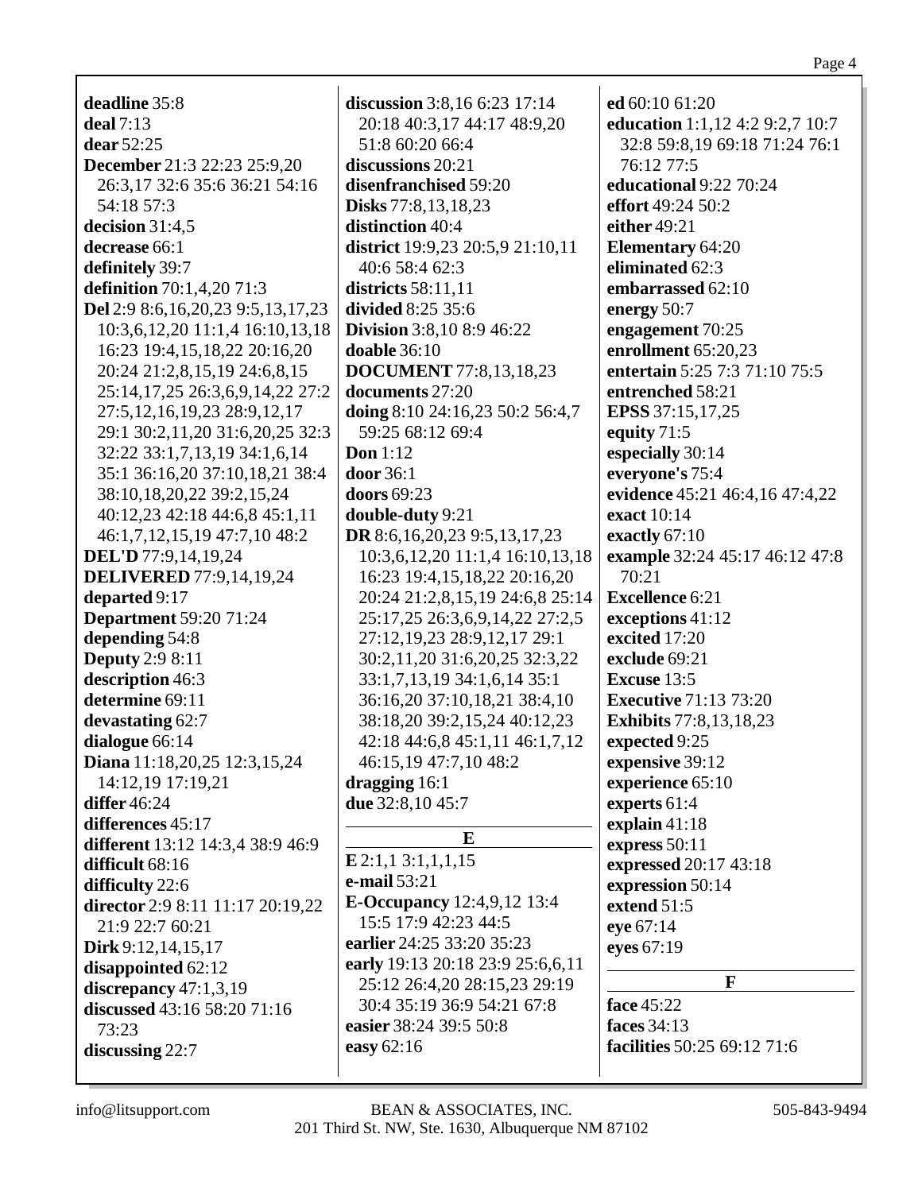**deadline** 35:8
**deal** 7:13
**dear** 52:25
**December** 21:3 22:23 25:9,20 26:3,17 32:6 35:6 36:21 54:16 54:18 57:3
**decision** 31:4,5
**decrease** 66:1
**definitely** 39:7
**definition** 70:1,4,20 71:3
**Del** 2:9 8:6,16,20,23 9:5,13,17,23 10:3,6,12,20 11:1,4 16:10,13,18 16:23 19:4,15,18,22 20:16,20 20:24 21:2,8,15,19 24:6,8,15 25:14,17,25 26:3,6,9,14,22 27:2 27:5,12,16,19,23 28:9,12,17 29:1 30:2,11,20 31:6,20,25 32:3 32:22 33:1,7,13,19 34:1,6,14 35:1 36:16,20 37:10,18,21 38:4 38:10,18,20,22 39:2,15,24 40:12,23 42:18 44:6,8 45:1,11 46:1,7,12,15,19 47:7,10 48:2
**DEL'D** 77:9,14,19,24
**DELIVERED** 77:9,14,19,24
**departed** 9:17
**Department** 59:20 71:24
**depending** 54:8
**Deputy** 2:9 8:11
**description** 46:3
**determine** 69:11
**devastating** 62:7
**dialogue** 66:14
**Diana** 11:18,20,25 12:3,15,24 14:12,19 17:19,21
**differ** 46:24
**differences** 45:17
**different** 13:12 14:3,4 38:9 46:9
**difficult** 68:16
**difficulty** 22:6
**director** 2:9 8:11 11:17 20:19,22 21:9 22:7 60:21
**Dirk** 9:12,14,15,17
**disappointed** 62:12
**discrepancy** 47:1,3,19
**discussed** 43:16 58:20 71:16 73:23
**discussing** 22:7
**discussion** 3:8,16 6:23 17:14 20:18 40:3,17 44:17 48:9,20 51:8 60:20 66:4
**discussions** 20:21
**disenfranchised** 59:20
**Disks** 77:8,13,18,23
**distinction** 40:4
**district** 19:9,23 20:5,9 21:10,11 40:6 58:4 62:3
**districts** 58:11,11
**divided** 8:25 35:6
**Division** 3:8,10 8:9 46:22
**doable** 36:10
**DOCUMENT** 77:8,13,18,23
**documents** 27:20
**doing** 8:10 24:16,23 50:2 56:4,7 59:25 68:12 69:4
**Don** 1:12
**door** 36:1
**doors** 69:23
**double-duty** 9:21
**DR** 8:6,16,20,23 9:5,13,17,23 10:3,6,12,20 11:1,4 16:10,13,18 16:23 19:4,15,18,22 20:16,20 20:24 21:2,8,15,19 24:6,8 25:14 25:17,25 26:3,6,9,14,22 27:2,5 27:12,19,23 28:9,12,17 29:1 30:2,11,20 31:6,20,25 32:3,22 33:1,7,13,19 34:1,6,14 35:1 36:16,20 37:10,18,21 38:4,10 38:18,20 39:2,15,24 40:12,23 42:18 44:6,8 45:1,11 46:1,7,12 46:15,19 47:7,10 48:2
**dragging** 16:1
**due** 32:8,10 45:7

## E

**E** 2:1,1 3:1,1,1,15
**e-mail** 53:21
**E-Occupancy** 12:4,9,12 13:4 15:5 17:9 42:23 44:5
**earlier** 24:25 33:20 35:23
**early** 19:13 20:18 23:9 25:6,6,11 25:12 26:4,20 28:15,23 29:19 30:4 35:19 36:9 54:21 67:8
**easier** 38:24 39:5 50:8
**easy** 62:16
**ed** 60:10 61:20
**education** 1:1,12 4:2 9:2,7 10:7 32:8 59:8,19 69:18 71:24 76:1 76:12 77:5
**educational** 9:22 70:24
**effort** 49:24 50:2
**either** 49:21
**Elementary** 64:20
**eliminated** 62:3
**embarrassed** 62:10
**energy** 50:7
**engagement** 70:25
**enrollment** 65:20,23
**entertain** 5:25 7:3 71:10 75:5
**entrenched** 58:21
**EPSS** 37:15,17,25
**equity** 71:5
**especially** 30:14
**everyone's** 75:4
**evidence** 45:21 46:4,16 47:4,22
**exact** 10:14
**exactly** 67:10
**example** 32:24 45:17 46:12 47:8 70:21
**Excellence** 6:21
**exceptions** 41:12
**excited** 17:20
**exclude** 69:21
**Excuse** 13:5
**Executive** 71:13 73:20
**Exhibits** 77:8,13,18,23
**expected** 9:25
**expensive** 39:12
**experience** 65:10
**experts** 61:4
**explain** 41:18
**express** 50:11
**expressed** 20:17 43:18
**expression** 50:14
**extend** 51:5
**eye** 67:14
**eyes** 67:19

## F

**face** 45:22
**faces** 34:13
**facilities** 50:25 69:12 71:6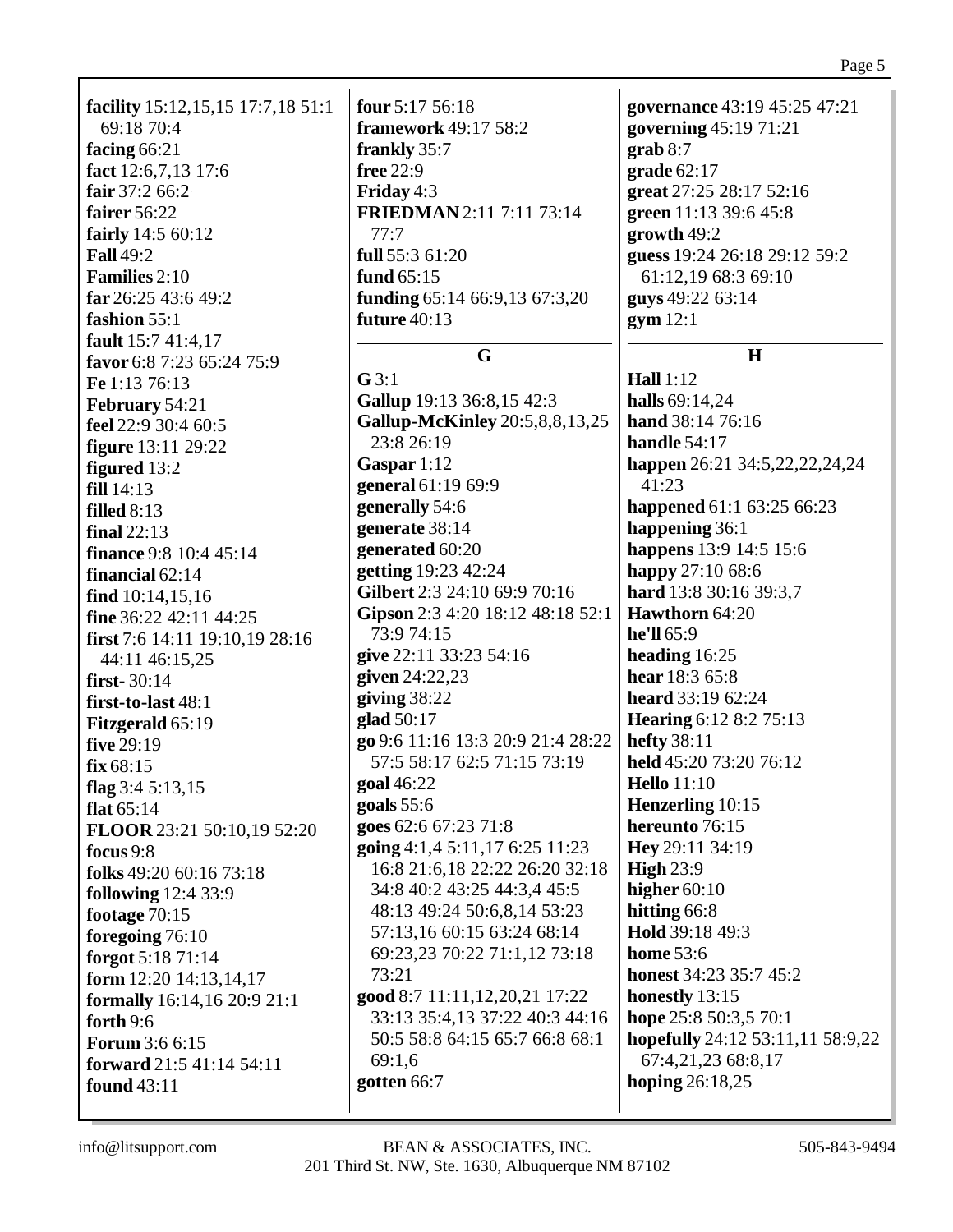**facility** 15:12,15,15 17:7,18 51:1 69:18 70:4
**facing** 66:21
**fact** 12:6,7,13 17:6
**fair** 37:2 66:2
**fairer** 56:22
**fairly** 14:5 60:12
**Fall** 49:2
**Families** 2:10
**far** 26:25 43:6 49:2
**fashion** 55:1
**fault** 15:7 41:4,17
**favor** 6:8 7:23 65:24 75:9
**Fe** 1:13 76:13
**February** 54:21
**feel** 22:9 30:4 60:5
**figure** 13:11 29:22
**figured** 13:2
**fill** 14:13
**filled** 8:13
**final** 22:13
**finance** 9:8 10:4 45:14
**financial** 62:14
**find** 10:14,15,16
**fine** 36:22 42:11 44:25
**first** 7:6 14:11 19:10,19 28:16 44:11 46:15,25
**first-** 30:14
**first-to-last** 48:1
**Fitzgerald** 65:19
**five** 29:19
**fix** 68:15
**flag** 3:4 5:13,15
**flat** 65:14
**FLOOR** 23:21 50:10,19 52:20
**focus** 9:8
**folks** 49:20 60:16 73:18
**following** 12:4 33:9
**footage** 70:15
**foregoing** 76:10
**forgot** 5:18 71:14
**form** 12:20 14:13,14,17
**formally** 16:14,16 20:9 21:1
**forth** 9:6
**Forum** 3:6 6:15
**forward** 21:5 41:14 54:11
**found** 43:11
**four** 5:17 56:18
**framework** 49:17 58:2
**frankly** 35:7
**free** 22:9
**Friday** 4:3
**FRIEDMAN** 2:11 7:11 73:14 77:7
**full** 55:3 61:20
**fund** 65:15
**funding** 65:14 66:9,13 67:3,20
**future** 40:13

## G

**G** 3:1
**Gallup** 19:13 36:8,15 42:3
**Gallup-McKinley** 20:5,8,8,13,25 23:8 26:19
**Gaspar** 1:12
**general** 61:19 69:9
**generally** 54:6
**generate** 38:14
**generated** 60:20
**getting** 19:23 42:24
**Gilbert** 2:3 24:10 69:9 70:16
**Gipson** 2:3 4:20 18:12 48:18 52:1 73:9 74:15
**give** 22:11 33:23 54:16
**given** 24:22,23
**giving** 38:22
**glad** 50:17
**go** 9:6 11:16 13:3 20:9 21:4 28:22 57:5 58:17 62:5 71:15 73:19
**goal** 46:22
**goals** 55:6
**goes** 62:6 67:23 71:8
**going** 4:1,4 5:11,17 6:25 11:23 16:8 21:6,18 22:22 26:20 32:18 34:8 40:2 43:25 44:3,4 45:5 48:13 49:24 50:6,8,14 53:23 57:13,16 60:15 63:24 68:14 69:23,23 70:22 71:1,12 73:18 73:21
**good** 8:7 11:11,12,20,21 17:22 33:13 35:4,13 37:22 40:3 44:16 50:5 58:8 64:15 65:7 66:8 68:1 69:1,6
**gotten** 66:7
**governance** 43:19 45:25 47:21
**governing** 45:19 71:21
**grab** 8:7
**grade** 62:17
**great** 27:25 28:17 52:16
**green** 11:13 39:6 45:8
**growth** 49:2
**guess** 19:24 26:18 29:12 59:2 61:12,19 68:3 69:10
**guys** 49:22 63:14
**gym** 12:1

## H

**Hall** 1:12
**halls** 69:14,24
**hand** 38:14 76:16
**handle** 54:17
**happen** 26:21 34:5,22,22,24,24 41:23
**happened** 61:1 63:25 66:23
**happening** 36:1
**happens** 13:9 14:5 15:6
**happy** 27:10 68:6
**hard** 13:8 30:16 39:3,7
**Hawthorn** 64:20
**he'll** 65:9
**heading** 16:25
**hear** 18:3 65:8
**heard** 33:19 62:24
**Hearing** 6:12 8:2 75:13
**hefty** 38:11
**held** 45:20 73:20 76:12
**Hello** 11:10
**Henzerling** 10:15
**hereunto** 76:15
**Hey** 29:11 34:19
**High** 23:9
**higher** 60:10
**hitting** 66:8
**Hold** 39:18 49:3
**home** 53:6
**honest** 34:23 35:7 45:2
**honestly** 13:15
**hope** 25:8 50:3,5 70:1
**hopefully** 24:12 53:11,11 58:9,22 67:4,21,23 68:8,17
**hoping** 26:18,25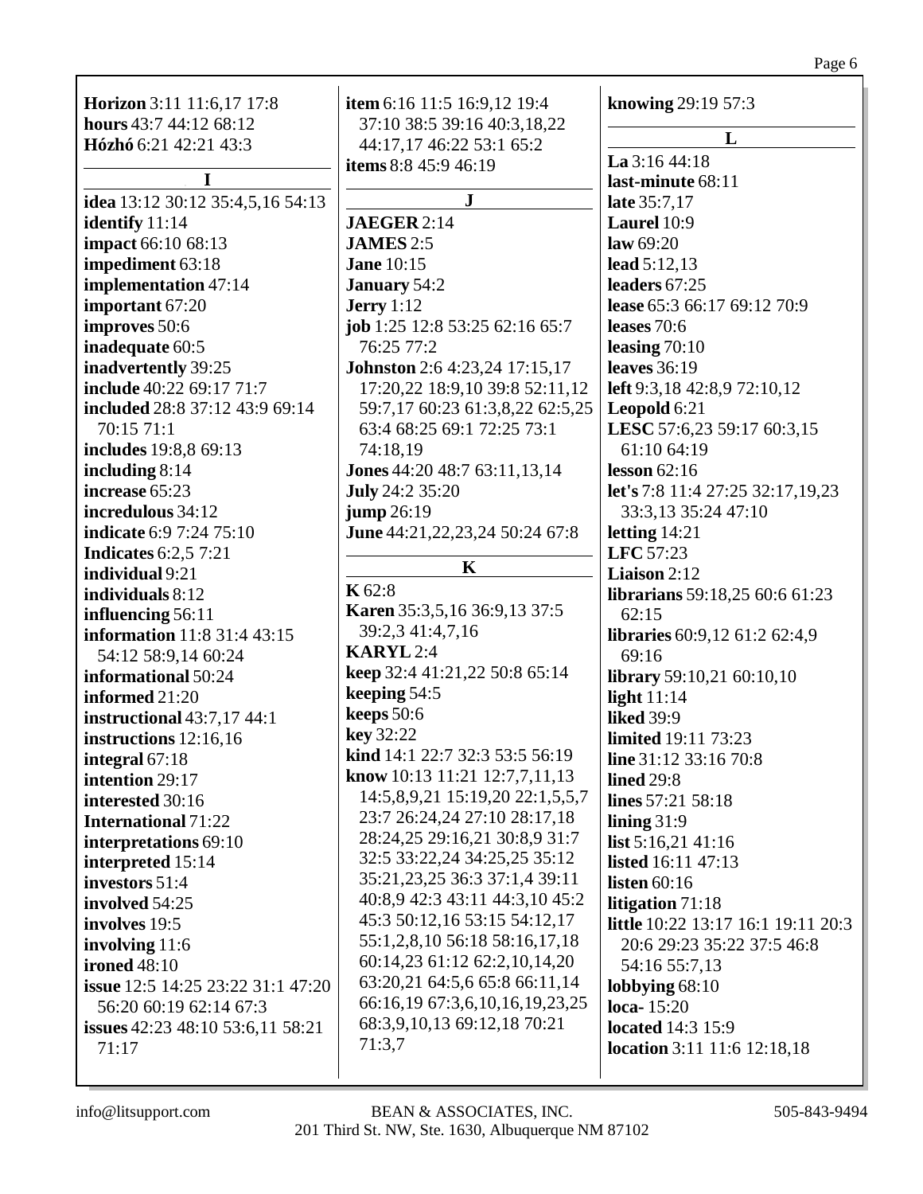**Horizon** 3:11 11:6,17 17:8
**hours** 43:7 44:12 68:12
**Hózhó** 6:21 42:21 43:3

### I

**idea** 13:12 30:12 35:4,5,16 54:13
**identify** 11:14
**impact** 66:10 68:13
**impediment** 63:18
**implementation** 47:14
**important** 67:20
**improves** 50:6
**inadequate** 60:5
**inadvertently** 39:25
**include** 40:22 69:17 71:7
**included** 28:8 37:12 43:9 69:14 70:15 71:1
**includes** 19:8,8 69:13
**including** 8:14
**increase** 65:23
**incredulous** 34:12
**indicate** 6:9 7:24 75:10
**Indicates** 6:2,5 7:21
**individual** 9:21
**individuals** 8:12
**influencing** 56:11
**information** 11:8 31:4 43:15 54:12 58:9,14 60:24
**informational** 50:24
**informed** 21:20
**instructional** 43:7,17 44:1
**instructions** 12:16,16
**integral** 67:18
**intention** 29:17
**interested** 30:16
**International** 71:22
**interpretations** 69:10
**interpreted** 15:14
**investors** 51:4
**involved** 54:25
**involves** 19:5
**involving** 11:6
**ironed** 48:10
**issue** 12:5 14:25 23:22 31:1 47:20 56:20 60:19 62:14 67:3
**issues** 42:23 48:10 53:6,11 58:21 71:17
**item** 6:16 11:5 16:9,12 19:4 37:10 38:5 39:16 40:3,18,22 44:17,17 46:22 53:1 65:2
**items** 8:8 45:9 46:19

### J

**JAEGER** 2:14
**JAMES** 2:5
**Jane** 10:15
**January** 54:2
**Jerry** 1:12
**job** 1:25 12:8 53:25 62:16 65:7 76:25 77:2
**Johnston** 2:6 4:23,24 17:15,17 17:20,22 18:9,10 39:8 52:11,12 59:7,17 60:23 61:3,8,22 62:5,25 63:4 68:25 69:1 72:25 73:1 74:18,19
**Jones** 44:20 48:7 63:11,13,14
**July** 24:2 35:20
**jump** 26:19
**June** 44:21,22,23,24 50:24 67:8

### K

**K** 62:8
**Karen** 35:3,5,16 36:9,13 37:5 39:2,3 41:4,7,16
**KARYL** 2:4
**keep** 32:4 41:21,22 50:8 65:14
**keeping** 54:5
**keeps** 50:6
**key** 32:22
**kind** 14:1 22:7 32:3 53:5 56:19
**know** 10:13 11:21 12:7,7,11,13 14:5,8,9,21 15:19,20 22:1,5,5,7 23:7 26:24,24 27:10 28:17,18 28:24,25 29:16,21 30:8,9 31:7 32:5 33:22,24 34:25,25 35:12 35:21,23,25 36:3 37:1,4 39:11 40:8,9 42:3 43:11 44:3,10 45:2 45:3 50:12,16 53:15 54:12,17 55:1,2,8,10 56:18 58:16,17,18 60:14,23 61:12 62:2,10,14,20 63:20,21 64:5,6 65:8 66:11,14 66:16,19 67:3,6,10,16,19,23,25 68:3,9,10,13 69:12,18 70:21 71:3,7
**knowing** 29:19 57:3

### L

**La** 3:16 44:18
**last-minute** 68:11
**late** 35:7,17
**Laurel** 10:9
**law** 69:20
**lead** 5:12,13
**leaders** 67:25
**lease** 65:3 66:17 69:12 70:9
**leases** 70:6
**leasing** 70:10
**leaves** 36:19
**left** 9:3,18 42:8,9 72:10,12
**Leopold** 6:21
**LESC** 57:6,23 59:17 60:3,15 61:10 64:19
**lesson** 62:16
**let's** 7:8 11:4 27:25 32:17,19,23 33:3,13 35:24 47:10
**letting** 14:21
**LFC** 57:23
**Liaison** 2:12
**librarians** 59:18,25 60:6 61:23 62:15
**libraries** 60:9,12 61:2 62:4,9 69:16
**library** 59:10,21 60:10,10
**light** 11:14
**liked** 39:9
**limited** 19:11 73:23
**line** 31:12 33:16 70:8
**lined** 29:8
**lines** 57:21 58:18
**lining** 31:9
**list** 5:16,21 41:16
**listed** 16:11 47:13
**listen** 60:16
**litigation** 71:18
**little** 10:22 13:17 16:1 19:11 20:3 20:6 29:23 35:22 37:5 46:8 54:16 55:7,13
**lobbying** 68:10
**loca-** 15:20
**located** 14:3 15:9
**location** 3:11 11:6 12:18,18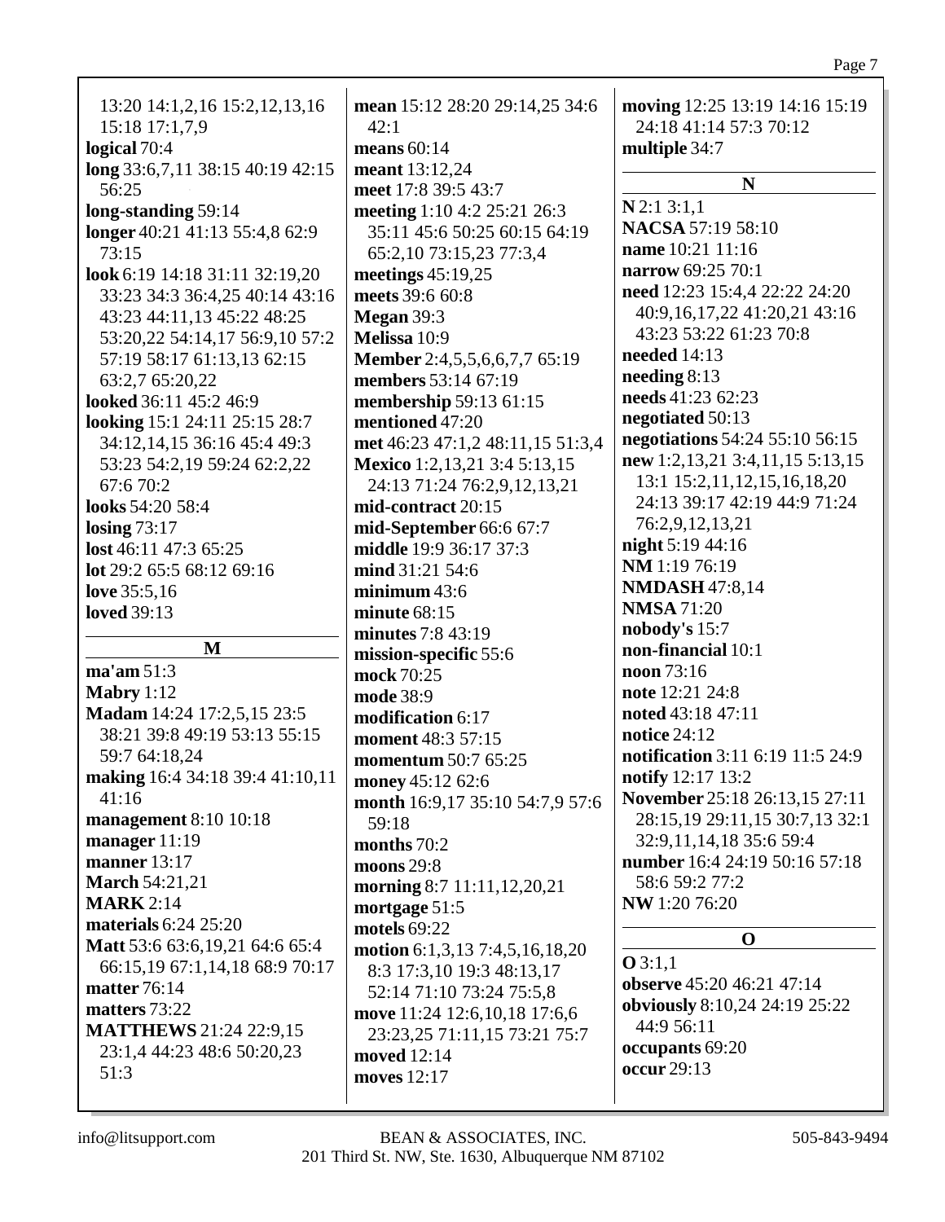13:20 14:1,2,16 15:2,12,13,16 15:18 17:1,7,9
**logical** 70:4
**long** 33:6,7,11 38:15 40:19 42:15 56:25
**long-standing** 59:14
**longer** 40:21 41:13 55:4,8 62:9 73:15
**look** 6:19 14:18 31:11 32:19,20 33:23 34:3 36:4,25 40:14 43:16 43:23 44:11,13 45:22 48:25 53:20,22 54:14,17 56:9,10 57:2 57:19 58:17 61:13,13 62:15 63:2,7 65:20,22
**looked** 36:11 45:2 46:9
**looking** 15:1 24:11 25:15 28:7 34:12,14,15 36:16 45:4 49:3 53:23 54:2,19 59:24 62:2,22 67:6 70:2
**looks** 54:20 58:4
**losing** 73:17
**lost** 46:11 47:3 65:25
**lot** 29:2 65:5 68:12 69:16
**love** 35:5,16
**loved** 39:13

## M

**ma'am** 51:3
**Mabry** 1:12
**Madam** 14:24 17:2,5,15 23:5 38:21 39:8 49:19 53:13 55:15 59:7 64:18,24
**making** 16:4 34:18 39:4 41:10,11 41:16
**management** 8:10 10:18
**manager** 11:19
**manner** 13:17
**March** 54:21,21
**MARK** 2:14
**materials** 6:24 25:20
**Matt** 53:6 63:6,19,21 64:6 65:4 66:15,19 67:1,14,18 68:9 70:17
**matter** 76:14
**matters** 73:22
**MATTHEWS** 21:24 22:9,15 23:1,4 44:23 48:6 50:20,23 51:3
**mean** 15:12 28:20 29:14,25 34:6 42:1
**means** 60:14
**meant** 13:12,24
**meet** 17:8 39:5 43:7
**meeting** 1:10 4:2 25:21 26:3 35:11 45:6 50:25 60:15 64:19 65:2,10 73:15,23 77:3,4
**meetings** 45:19,25
**meets** 39:6 60:8
**Megan** 39:3
**Melissa** 10:9
**Member** 2:4,5,5,6,6,7,7 65:19
**members** 53:14 67:19
**membership** 59:13 61:15
**mentioned** 47:20
**met** 46:23 47:1,2 48:11,15 51:3,4
**Mexico** 1:2,13,21 3:4 5:13,15 24:13 71:24 76:2,9,12,13,21
**mid-contract** 20:15
**mid-September** 66:6 67:7
**middle** 19:9 36:17 37:3
**mind** 31:21 54:6
**minimum** 43:6
**minute** 68:15
**minutes** 7:8 43:19
**mission-specific** 55:6
**mock** 70:25
**mode** 38:9
**modification** 6:17
**moment** 48:3 57:15
**momentum** 50:7 65:25
**money** 45:12 62:6
**month** 16:9,17 35:10 54:7,9 57:6 59:18
**months** 70:2
**moons** 29:8
**morning** 8:7 11:11,12,20,21
**mortgage** 51:5
**motels** 69:22
**motion** 6:1,3,13 7:4,5,16,18,20 8:3 17:3,10 19:3 48:13,17 52:14 71:10 73:24 75:5,8
**move** 11:24 12:6,10,18 17:6,6 23:23,25 71:11,15 73:21 75:7
**moved** 12:14
**moves** 12:17
**moving** 12:25 13:19 14:16 15:19 24:18 41:14 57:3 70:12
**multiple** 34:7

## N

**N** 2:1 3:1,1
**NACSA** 57:19 58:10
**name** 10:21 11:16
**narrow** 69:25 70:1
**need** 12:23 15:4,4 22:22 24:20 40:9,16,17,22 41:20,21 43:16 43:23 53:22 61:23 70:8
**needed** 14:13
**needing** 8:13
**needs** 41:23 62:23
**negotiated** 50:13
**negotiations** 54:24 55:10 56:15
**new** 1:2,13,21 3:4,11,15 5:13,15 13:1 15:2,11,12,15,16,18,20 24:13 39:17 42:19 44:9 71:24 76:2,9,12,13,21
**night** 5:19 44:16
**NM** 1:19 76:19
**NMDASH** 47:8,14
**NMSA** 71:20
**nobody's** 15:7
**non-financial** 10:1
**noon** 73:16
**note** 12:21 24:8
**noted** 43:18 47:11
**notice** 24:12
**notification** 3:11 6:19 11:5 24:9
**notify** 12:17 13:2
**November** 25:18 26:13,15 27:11 28:15,19 29:11,15 30:7,13 32:1 32:9,11,14,18 35:6 59:4
**number** 16:4 24:19 50:16 57:18 58:6 59:2 77:2
**NW** 1:20 76:20

## O

**O** 3:1,1
**observe** 45:20 46:21 47:14
**obviously** 8:10,24 24:19 25:22 44:9 56:11
**occupants** 69:20
**occur** 29:13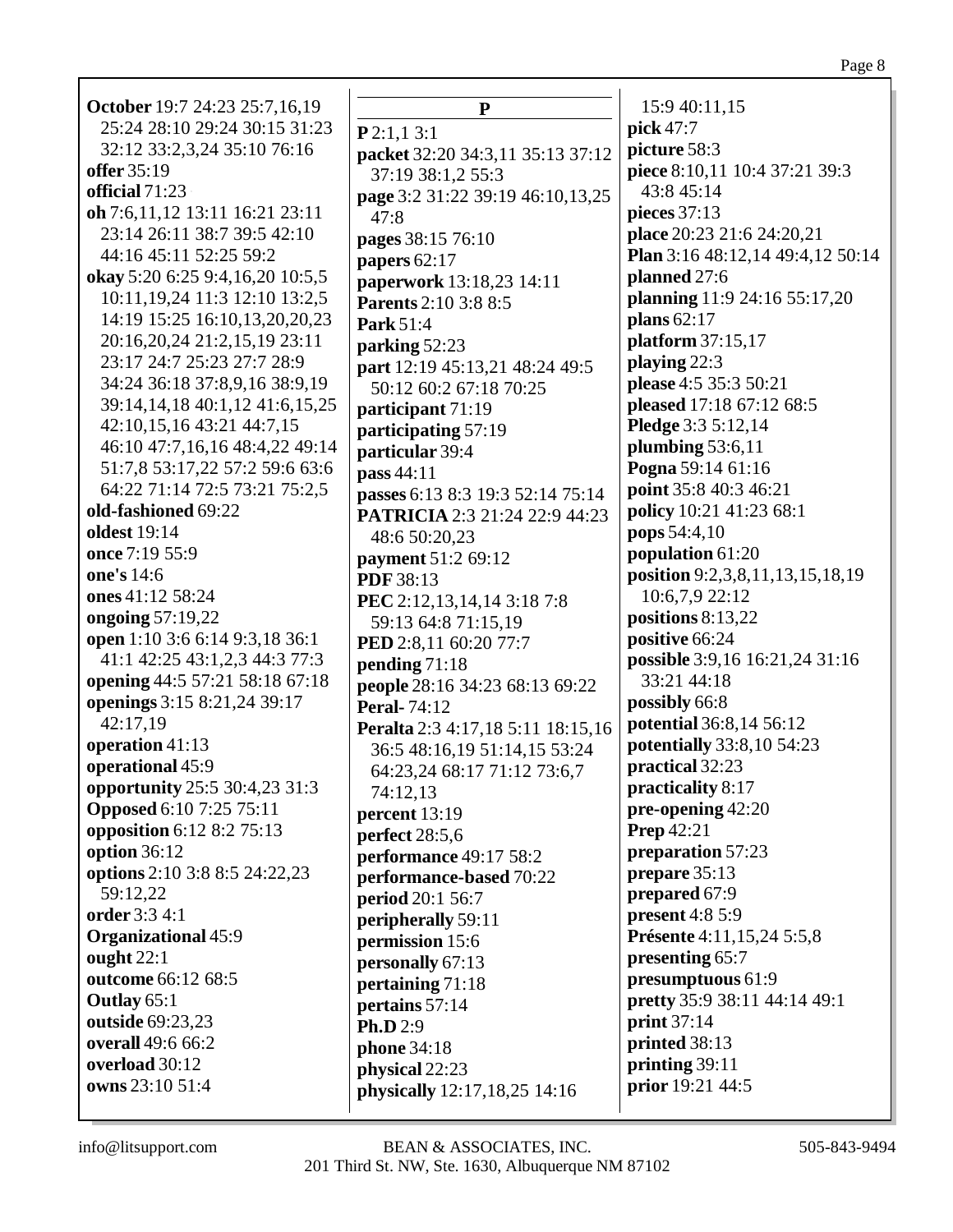**October** 19:7 24:23 25:7,16,19 25:24 28:10 29:24 30:15 31:23 32:12 33:2,3,24 35:10 76:16
**offer** 35:19
**official** 71:23
**oh** 7:6,11,12 13:11 16:21 23:11 23:14 26:11 38:7 39:5 42:10 44:16 45:11 52:25 59:2
**okay** 5:20 6:25 9:4,16,20 10:5,5 10:11,19,24 11:3 12:10 13:2,5 14:19 15:25 16:10,13,20,20,23 20:16,20,24 21:2,15,19 23:11 23:17 24:7 25:23 27:7 28:9 34:24 36:18 37:8,9,16 38:9,19 39:14,14,18 40:1,12 41:6,15,25 42:10,15,16 43:21 44:7,15 46:10 47:7,16,16 48:4,22 49:14 51:7,8 53:17,22 57:2 59:6 63:6 64:22 71:14 72:5 73:21 75:2,5
**old-fashioned** 69:22
**oldest** 19:14
**once** 7:19 55:9
**one's** 14:6
**ones** 41:12 58:24
**ongoing** 57:19,22
**open** 1:10 3:6 6:14 9:3,18 36:1 41:1 42:25 43:1,2,3 44:3 77:3
**opening** 44:5 57:21 58:18 67:18
**openings** 3:15 8:21,24 39:17 42:17,19
**operation** 41:13
**operational** 45:9
**opportunity** 25:5 30:4,23 31:3
**Opposed** 6:10 7:25 75:11
**opposition** 6:12 8:2 75:13
**option** 36:12
**options** 2:10 3:8 8:5 24:22,23 59:12,22
**order** 3:3 4:1
**Organizational** 45:9
**ought** 22:1
**outcome** 66:12 68:5
**Outlay** 65:1
**outside** 69:23,23
**overall** 49:6 66:2
**overload** 30:12
**owns** 23:10 51:4

**P**

**P** 2:1,1 3:1
**packet** 32:20 34:3,11 35:13 37:12 37:19 38:1,2 55:3
**page** 3:2 31:22 39:19 46:10,13,25 47:8
**pages** 38:15 76:10
**papers** 62:17
**paperwork** 13:18,23 14:11
**Parents** 2:10 3:8 8:5
**Park** 51:4
**parking** 52:23
**part** 12:19 45:13,21 48:24 49:5 50:12 60:2 67:18 70:25
**participant** 71:19
**participating** 57:19
**particular** 39:4
**pass** 44:11
**passes** 6:13 8:3 19:3 52:14 75:14
**PATRICIA** 2:3 21:24 22:9 44:23 48:6 50:20,23
**payment** 51:2 69:12
**PDF** 38:13
**PEC** 2:12,13,14,14 3:18 7:8 59:13 64:8 71:15,19
**PED** 2:8,11 60:20 77:7
**pending** 71:18
**people** 28:16 34:23 68:13 69:22
**Peral-** 74:12
**Peralta** 2:3 4:17,18 5:11 18:15,16 36:5 48:16,19 51:14,15 53:24 64:23,24 68:17 71:12 73:6,7 74:12,13
**percent** 13:19
**perfect** 28:5,6
**performance** 49:17 58:2
**performance-based** 70:22
**period** 20:1 56:7
**peripherally** 59:11
**permission** 15:6
**personally** 67:13
**pertaining** 71:18
**pertains** 57:14
**Ph.D** 2:9
**phone** 34:18
**physical** 22:23
**physically** 12:17,18,25 14:16 15:9 40:11,15
**pick** 47:7
**picture** 58:3
**piece** 8:10,11 10:4 37:21 39:3 43:8 45:14
**pieces** 37:13
**place** 20:23 21:6 24:20,21
**Plan** 3:16 48:12,14 49:4,12 50:14
**planned** 27:6
**planning** 11:9 24:16 55:17,20
**plans** 62:17
**platform** 37:15,17
**playing** 22:3
**please** 4:5 35:3 50:21
**pleased** 17:18 67:12 68:5
**Pledge** 3:3 5:12,14
**plumbing** 53:6,11
**Pogna** 59:14 61:16
**point** 35:8 40:3 46:21
**policy** 10:21 41:23 68:1
**pops** 54:4,10
**population** 61:20
**position** 9:2,3,8,11,13,15,18,19 10:6,7,9 22:12
**positions** 8:13,22
**positive** 66:24
**possible** 3:9,16 16:21,24 31:16 33:21 44:18
**possibly** 66:8
**potential** 36:8,14 56:12
**potentially** 33:8,10 54:23
**practical** 32:23
**practicality** 8:17
**pre-opening** 42:20
**Prep** 42:21
**preparation** 57:23
**prepare** 35:13
**prepared** 67:9
**present** 4:8 5:9
**Présente** 4:11,15,24 5:5,8
**presenting** 65:7
**presumptuous** 61:9
**pretty** 35:9 38:11 44:14 49:1
**print** 37:14
**printed** 38:13
**printing** 39:11
**prior** 19:21 44:5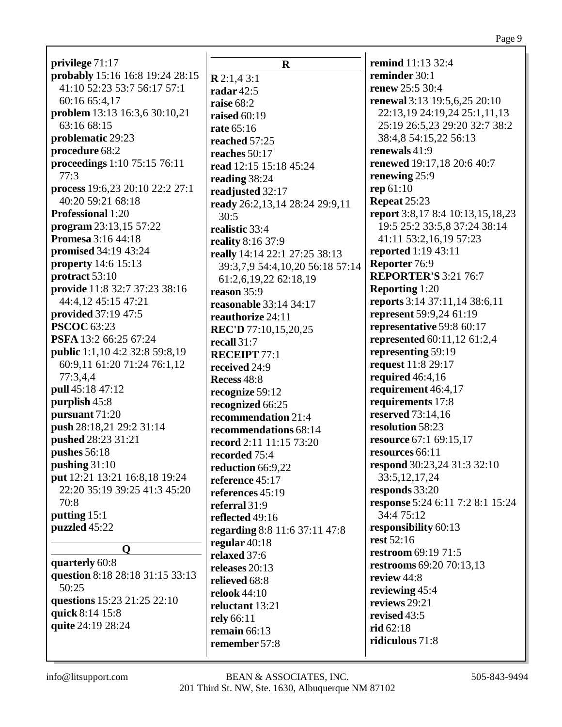**privilege** 71:17
**probably** 15:16 16:8 19:24 28:15 41:10 52:23 53:7 56:17 57:1 60:16 65:4,17
**problem** 13:13 16:3,6 30:10,21 63:16 68:15
**problematic** 29:23
**procedure** 68:2
**proceedings** 1:10 75:15 76:11 77:3
**process** 19:6,23 20:10 22:2 27:1 40:20 59:21 68:18
**Professional** 1:20
**program** 23:13,15 57:22
**Promesa** 3:16 44:18
**promised** 34:19 43:24
**property** 14:6 15:13
**protract** 53:10
**provide** 11:8 32:7 37:23 38:16 44:4,12 45:15 47:21
**provided** 37:19 47:5
**PSCOC** 63:23
**PSFA** 13:2 66:25 67:24
**public** 1:1,10 4:2 32:8 59:8,19 60:9,11 61:20 71:24 76:1,12 77:3,4,4
**pull** 45:18 47:12
**purplish** 45:8
**pursuant** 71:20
**push** 28:18,21 29:2 31:14
**pushed** 28:23 31:21
**pushes** 56:18
**pushing** 31:10
**put** 12:21 13:21 16:8,18 19:24 22:20 35:19 39:25 41:3 45:20 70:8
**putting** 15:1
**puzzled** 45:22

## Q

**quarterly** 60:8
**question** 8:18 28:18 31:15 33:13 50:25
**questions** 15:23 21:25 22:10
**quick** 8:14 15:8
**quite** 24:19 28:24

## R

**R** 2:1,4 3:1
**radar** 42:5
**raise** 68:2
**raised** 60:19
**rate** 65:16
**reached** 57:25
**reaches** 50:17
**read** 12:15 15:18 45:24
**reading** 38:24
**readjusted** 32:17
**ready** 26:2,13,14 28:24 29:9,11 30:5
**realistic** 33:4
**reality** 8:16 37:9
**really** 14:14 22:1 27:25 38:13 39:3,7,9 54:4,10,20 56:18 57:14 61:2,6,19,22 62:18,19
**reason** 35:9
**reasonable** 33:14 34:17
**reauthorize** 24:11
**REC'D** 77:10,15,20,25
**recall** 31:7
**RECEIPT** 77:1
**received** 24:9
**Recess** 48:8
**recognize** 59:12
**recognized** 66:25
**recommendation** 21:4
**recommendations** 68:14
**record** 2:11 11:15 73:20
**recorded** 75:4
**reduction** 66:9,22
**reference** 45:17
**references** 45:19
**referral** 31:9
**reflected** 49:16
**regarding** 8:8 11:6 37:11 47:8
**regular** 40:18
**relaxed** 37:6
**releases** 20:13
**relieved** 68:8
**relook** 44:10
**reluctant** 13:21
**rely** 66:11
**remain** 66:13
**remember** 57:8
**remind** 11:13 32:4
**reminder** 30:1
**renew** 25:5 30:4
**renewal** 3:13 19:5,6,25 20:10 22:13,19 24:19,24 25:1,11,13 25:19 26:5,23 29:20 32:7 38:2 38:4,8 54:15,22 56:13
**renewals** 41:9
**renewed** 19:17,18 20:6 40:7
**renewing** 25:9
**rep** 61:10
**Repeat** 25:23
**report** 3:8,17 8:4 10:13,15,18,23 19:5 25:2 33:5,8 37:24 38:14 41:11 53:2,16,19 57:23
**reported** 1:19 43:11
**Reporter** 76:9
**REPORTER'S** 3:21 76:7
**Reporting** 1:20
**reports** 3:14 37:11,14 38:6,11
**represent** 59:9,24 61:19
**representative** 59:8 60:17
**represented** 60:11,12 61:2,4
**representing** 59:19
**request** 11:8 29:17
**required** 46:4,16
**requirement** 46:4,17
**requirements** 17:8
**reserved** 73:14,16
**resolution** 58:23
**resource** 67:1 69:15,17
**resources** 66:11
**respond** 30:23,24 31:3 32:10 33:5,12,17,24
**responds** 33:20
**response** 5:24 6:11 7:2 8:1 15:24 34:4 75:12
**responsibility** 60:13
**rest** 52:16
**restroom** 69:19 71:5
**restrooms** 69:20 70:13,13
**review** 44:8
**reviewing** 45:4
**reviews** 29:21
**revised** 43:5
**rid** 62:18
**ridiculous** 71:8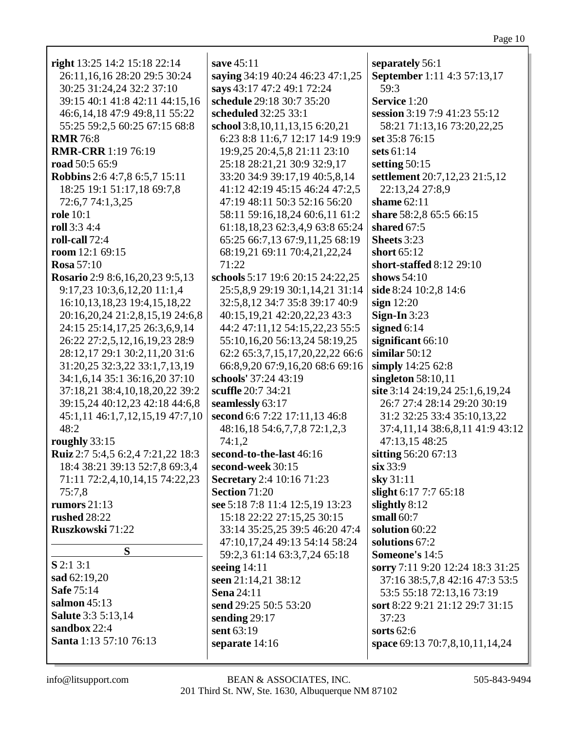**right** 13:25 14:2 15:18 22:14 26:11,16,16 28:20 29:5 30:24 30:25 31:24,24 32:2 37:10 39:15 40:1 41:8 42:11 44:15,16 46:6,14,18 47:9 49:8,11 55:22 55:25 59:2,5 60:25 67:15 68:8
**RMR** 76:8
**RMR-CRR** 1:19 76:19
**road** 50:5 65:9
**Robbins** 2:6 4:7,8 6:5,7 15:11 18:25 19:1 51:17,18 69:7,8 72:6,7 74:1,3,25
**role** 10:1
**roll** 3:3 4:4
**roll-call** 72:4
**room** 12:1 69:15
**Rosa** 57:10
**Rosario** 2:9 8:6,16,20,23 9:5,13 9:17,23 10:3,6,12,20 11:1,4 16:10,13,18,23 19:4,15,18,22 20:16,20,24 21:2,8,15,19 24:6,8 24:15 25:14,17,25 26:3,6,9,14 26:22 27:2,5,12,16,19,23 28:9 28:12,17 29:1 30:2,11,20 31:6 31:20,25 32:3,22 33:1,7,13,19 34:1,6,14 35:1 36:16,20 37:10 37:18,21 38:4,10,18,20,22 39:2 39:15,24 40:12,23 42:18 44:6,8 45:1,11 46:1,7,12,15,19 47:7,10 48:2
**roughly** 33:15
**Ruiz** 2:7 5:4,5 6:2,4 7:21,22 18:3 18:4 38:21 39:13 52:7,8 69:3,4 71:11 72:2,4,10,14,15 74:22,23 75:7,8
**rumors** 21:13
**rushed** 28:22
**Ruszkowski** 71:22

## S

**S** 2:1 3:1
**sad** 62:19,20
**Safe** 75:14
**salmon** 45:13
**Salute** 3:3 5:13,14
**sandbox** 22:4
**Santa** 1:13 57:10 76:13
**save** 45:11
**saying** 34:19 40:24 46:23 47:1,25
**says** 43:17 47:2 49:1 72:24
**schedule** 29:18 30:7 35:20
**scheduled** 32:25 33:1
**school** 3:8,10,11,13,15 6:20,21 6:23 8:8 11:6,7 12:17 14:9 19:9 19:9,25 20:4,5,8 21:11 23:10 25:18 28:21,21 30:9 32:9,17 33:20 34:9 39:17,19 40:5,8,14 41:12 42:19 45:15 46:24 47:2,5 47:19 48:11 50:3 52:16 56:20 58:11 59:16,18,24 60:6,11 61:2 61:18,18,23 62:3,4,9 63:8 65:24 65:25 66:7,13 67:9,11,25 68:19 68:19,21 69:11 70:4,21,22,24 71:22
**schools** 5:17 19:6 20:15 24:22,25 25:5,8,9 29:19 30:1,14,21 31:14 32:5,8,12 34:7 35:8 39:17 40:9 40:15,19,21 42:20,22,23 43:3 44:2 47:11,12 54:15,22,23 55:5 55:10,16,20 56:13,24 58:19,25 62:2 65:3,7,15,17,20,22,22 66:6 66:8,9,20 67:9,16,20 68:6 69:16
**schools'** 37:24 43:19
**scuffle** 20:7 34:21
**seamlessly** 63:17
**second** 6:6 7:22 17:11,13 46:8 48:16,18 54:6,7,7,8 72:1,2,3 74:1,2
**second-to-the-last** 46:16
**second-week** 30:15
**Secretary** 2:4 10:16 71:23
**Section** 71:20
**see** 5:18 7:8 11:4 12:5,19 13:23 15:18 22:22 27:15,25 30:15 33:14 35:25,25 39:5 46:20 47:4 47:10,17,24 49:13 54:14 58:24 59:2,3 61:14 63:3,7,24 65:18
**seeing** 14:11
**seen** 21:14,21 38:12
**Sena** 24:11
**send** 29:25 50:5 53:20
**sending** 29:17
**sent** 63:19
**separate** 14:16
**separately** 56:1
**September** 1:11 4:3 57:13,17 59:3
**Service** 1:20
**session** 3:19 7:9 41:23 55:12 58:21 71:13,16 73:20,22,25
**set** 35:8 76:15
**sets** 61:14
**setting** 50:15
**settlement** 20:7,12,23 21:5,12 22:13,24 27:8,9
**shame** 62:11
**share** 58:2,8 65:5 66:15
**shared** 67:5
**Sheets** 3:23
**short** 65:12
**short-staffed** 8:12 29:10
**shows** 54:10
**side** 8:24 10:2,8 14:6
**sign** 12:20
**Sign-In** 3:23
**signed** 6:14
**significant** 66:10
**similar** 50:12
**simply** 14:25 62:8
**singleton** 58:10,11
**site** 3:14 24:19,24 25:1,6,19,24 26:7 27:4 28:14 29:20 30:19 31:2 32:25 33:4 35:10,13,22 37:4,11,14 38:6,8,11 41:9 43:12 47:13,15 48:25
**sitting** 56:20 67:13
**six** 33:9
**sky** 31:11
**slight** 6:17 7:7 65:18
**slightly** 8:12
**small** 60:7
**solution** 60:22
**solutions** 67:2
**Someone's** 14:5
**sorry** 7:11 9:20 12:24 18:3 31:25 37:16 38:5,7,8 42:16 47:3 53:5 53:5 55:18 72:13,16 73:19
**sort** 8:22 9:21 21:12 29:7 31:15 37:23
**sorts** 62:6
**space** 69:13 70:7,8,10,11,14,24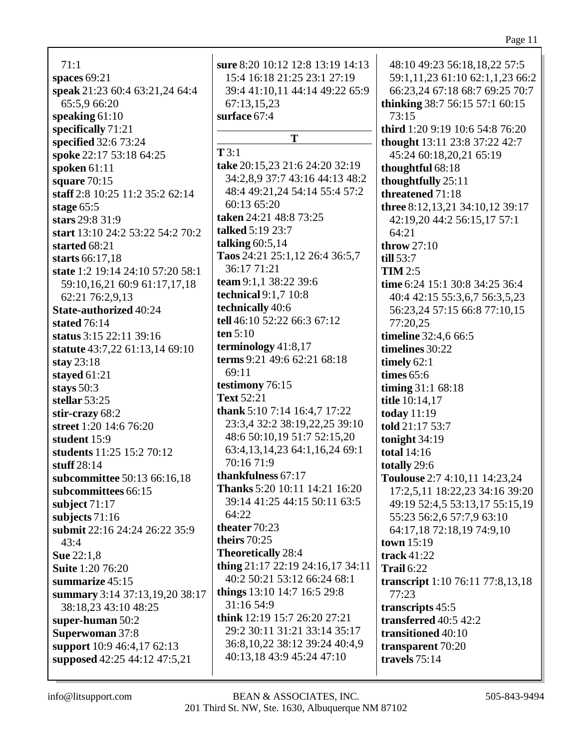71:1
**spaces** 69:21
**speak** 21:23 60:4 63:21,24 64:4 65:5,9 66:20
**speaking** 61:10
**specifically** 71:21
**specified** 32:6 73:24
**spoke** 22:17 53:18 64:25
**spoken** 61:11
**square** 70:15
**staff** 2:8 10:25 11:2 35:2 62:14
**stage** 65:5
**stars** 29:8 31:9
**start** 13:10 24:2 53:22 54:2 70:2
**started** 68:21
**starts** 66:17,18
**state** 1:2 19:14 24:10 57:20 58:1 59:10,16,21 60:9 61:17,17,18 62:21 76:2,9,13
**State-authorized** 40:24
**stated** 76:14
**status** 3:15 22:11 39:16
**statute** 43:7,22 61:13,14 69:10
**stay** 23:18
**stayed** 61:21
**stays** 50:3
**stellar** 53:25
**stir-crazy** 68:2
**street** 1:20 14:6 76:20
**student** 15:9
**students** 11:25 15:2 70:12
**stuff** 28:14
**subcommittee** 50:13 66:16,18
**subcommittees** 66:15
**subject** 71:17
**subjects** 71:16
**submit** 22:16 24:24 26:22 35:9 43:4
**Sue** 22:1,8
**Suite** 1:20 76:20
**summarize** 45:15
**summary** 3:14 37:13,19,20 38:17 38:18,23 43:10 48:25
**super-human** 50:2
**Superwoman** 37:8
**support** 10:9 46:4,17 62:13
**supposed** 42:25 44:12 47:5,21
**sure** 8:20 10:12 12:8 13:19 14:13 15:4 16:18 21:25 23:1 27:19 39:4 41:10,11 44:14 49:22 65:9 67:13,15,23
**surface** 67:4

## T

**T** 3:1
**take** 20:15,23 21:6 24:20 32:19 34:2,8,9 37:7 43:16 44:13 48:2 48:4 49:21,24 54:14 55:4 57:2 60:13 65:20
**taken** 24:21 48:8 73:25
**talked** 5:19 23:7
**talking** 60:5,14
**Taos** 24:21 25:1,12 26:4 36:5,7 36:17 71:21
**team** 9:1,1 38:22 39:6
**technical** 9:1,7 10:8
**technically** 40:6
**tell** 46:10 52:22 66:3 67:12
**ten** 5:10
**terminology** 41:8,17
**terms** 9:21 49:6 62:21 68:18 69:11
**testimony** 76:15
**Text** 52:21
**thank** 5:10 7:14 16:4,7 17:22 23:3,4 32:2 38:19,22,25 39:10 48:6 50:10,19 51:7 52:15,20 63:4,13,14,23 64:1,16,24 69:1 70:16 71:9
**thankfulness** 67:17
**Thanks** 5:20 10:11 14:21 16:20 39:14 41:25 44:15 50:11 63:5 64:22
**theater** 70:23
**theirs** 70:25
**Theoretically** 28:4
**thing** 21:17 22:19 24:16,17 34:11 40:2 50:21 53:12 66:24 68:1
**things** 13:10 14:7 16:5 29:8 31:16 54:9
**think** 12:19 15:7 26:20 27:21 29:2 30:11 31:21 33:14 35:17 36:8,10,22 38:12 39:24 40:4,9 40:13,18 43:9 45:24 47:10 48:10 49:23 56:18,18,22 57:5 59:1,11,23 61:10 62:1,1,23 66:2 66:23,24 67:18 68:7 69:25 70:7
**thinking** 38:7 56:15 57:1 60:15 73:15
**third** 1:20 9:19 10:6 54:8 76:20
**thought** 13:11 23:8 37:22 42:7 45:24 60:18,20,21 65:19
**thoughtful** 68:18
**thoughtfully** 25:11
**threatened** 71:18
**three** 8:12,13,21 34:10,12 39:17 42:19,20 44:2 56:15,17 57:1 64:21
**throw** 27:10
**till** 53:7
**TIM** 2:5
**time** 6:24 15:1 30:8 34:25 36:4 40:4 42:15 55:3,6,7 56:3,5,23 56:23,24 57:15 66:8 77:10,15 77:20,25
**timeline** 32:4,6 66:5
**timelines** 30:22
**timely** 62:1
**times** 65:6
**timing** 31:1 68:18
**title** 10:14,17
**today** 11:19
**told** 21:17 53:7
**tonight** 34:19
**total** 14:16
**totally** 29:6
**Toulouse** 2:7 4:10,11 14:23,24 17:2,5,11 18:22,23 34:16 39:20 49:19 52:4,5 53:13,17 55:15,19 55:23 56:2,6 57:7,9 63:10 64:17,18 72:18,19 74:9,10
**town** 15:19
**track** 41:22
**Trail** 6:22
**transcript** 1:10 76:11 77:8,13,18 77:23
**transcripts** 45:5
**transferred** 40:5 42:2
**transitioned** 40:10
**transparent** 70:20
**travels** 75:14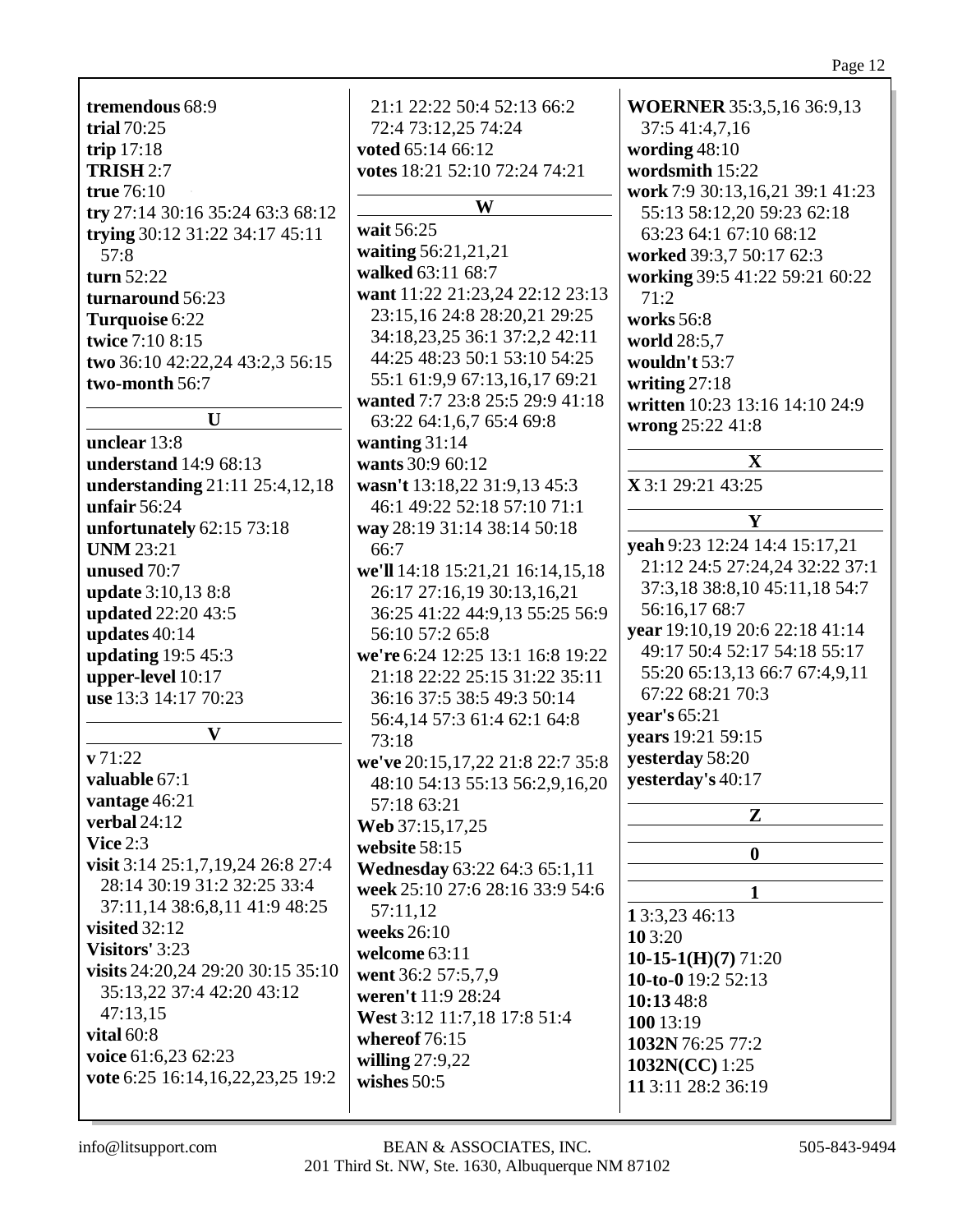**tremendous** 68:9
**trial** 70:25
**trip** 17:18
**TRISH** 2:7
**true** 76:10
**try** 27:14 30:16 35:24 63:3 68:12
**trying** 30:12 31:22 34:17 45:11 57:8
**turn** 52:22
**turnaround** 56:23
**Turquoise** 6:22
**twice** 7:10 8:15
**two** 36:10 42:22,24 43:2,3 56:15
**two-month** 56:7

**U**

**unclear** 13:8
**understand** 14:9 68:13
**understanding** 21:11 25:4,12,18
**unfair** 56:24
**unfortunately** 62:15 73:18
**UNM** 23:21
**unused** 70:7
**update** 3:10,13 8:8
**updated** 22:20 43:5
**updates** 40:14
**updating** 19:5 45:3
**upper-level** 10:17
**use** 13:3 14:17 70:23

**V**

**v** 71:22
**valuable** 67:1
**vantage** 46:21
**verbal** 24:12
**Vice** 2:3
**visit** 3:14 25:1,7,19,24 26:8 27:4 28:14 30:19 31:2 32:25 33:4 37:11,14 38:6,8,11 41:9 48:25
**visited** 32:12
**Visitors'** 3:23
**visits** 24:20,24 29:20 30:15 35:10 35:13,22 37:4 42:20 43:12 47:13,15
**vital** 60:8
**voice** 61:6,23 62:23
**vote** 6:25 16:14,16,22,23,25 19:2 21:1 22:22 50:4 52:13 66:2 72:4 73:12,25 74:24
**voted** 65:14 66:12
**votes** 18:21 52:10 72:24 74:21

**W**

**wait** 56:25
**waiting** 56:21,21,21
**walked** 63:11 68:7
**want** 11:22 21:23,24 22:12 23:13 23:15,16 24:8 28:20,21 29:25 34:18,23,25 36:1 37:2,2 42:11 44:25 48:23 50:1 53:10 54:25 55:1 61:9,9 67:13,16,17 69:21
**wanted** 7:7 23:8 25:5 29:9 41:18 63:22 64:1,6,7 65:4 69:8
**wanting** 31:14
**wants** 30:9 60:12
**wasn't** 13:18,22 31:9,13 45:3 46:1 49:22 52:18 57:10 71:1
**way** 28:19 31:14 38:14 50:18 66:7
**we'll** 14:18 15:21,21 16:14,15,18 26:17 27:16,19 30:13,16,21 36:25 41:22 44:9,13 55:25 56:9 56:10 57:2 65:8
**we're** 6:24 12:25 13:1 16:8 19:22 21:18 22:22 25:15 31:22 35:11 36:16 37:5 38:5 49:3 50:14 56:4,14 57:3 61:4 62:1 64:8 73:18
**we've** 20:15,17,22 21:8 22:7 35:8 48:10 54:13 55:13 56:2,9,16,20 57:18 63:21
**Web** 37:15,17,25
**website** 58:15
**Wednesday** 63:22 64:3 65:1,11
**week** 25:10 27:6 28:16 33:9 54:6 57:11,12
**weeks** 26:10
**welcome** 63:11
**went** 36:2 57:5,7,9
**weren't** 11:9 28:24
**West** 3:12 11:7,18 17:8 51:4
**whereof** 76:15
**willing** 27:9,22
**wishes** 50:5
**WOERNER** 35:3,5,16 36:9,13 37:5 41:4,7,16
**wording** 48:10
**wordsmith** 15:22
**work** 7:9 30:13,16,21 39:1 41:23 55:13 58:12,20 59:23 62:18 63:23 64:1 67:10 68:12
**worked** 39:3,7 50:17 62:3
**working** 39:5 41:22 59:21 60:22 71:2
**works** 56:8
**world** 28:5,7
**wouldn't** 53:7
**writing** 27:18
**written** 10:23 13:16 14:10 24:9
**wrong** 25:22 41:8

**X**

**X** 3:1 29:21 43:25

**Y**

**yeah** 9:23 12:24 14:4 15:17,21 21:12 24:5 27:24,24 32:22 37:1 37:3,18 38:8,10 45:11,18 54:7 56:16,17 68:7
**year** 19:10,19 20:6 22:18 41:14 49:17 50:4 52:17 54:18 55:17 55:20 65:13,13 66:7 67:4,9,11 67:22 68:21 70:3
**year's** 65:21
**years** 19:21 59:15
**yesterday** 58:20
**yesterday's** 40:17

**Z**

**0**

**1**

**1** 3:3,23 46:13
**10** 3:20
**10-15-1(H)(7)** 71:20
**10-to-0** 19:2 52:13
**10:13** 48:8
**100** 13:19
**1032N** 76:25 77:2
**1032N(CC)** 1:25
**11** 3:11 28:2 36:19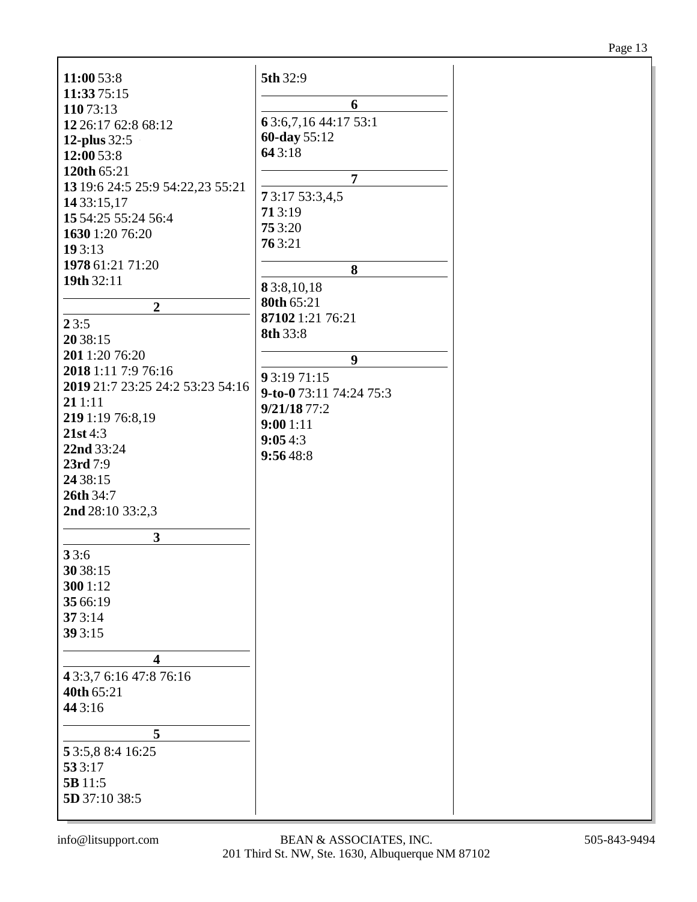**11:00** 53:8
**11:33** 75:15
**110** 73:13
**12** 26:17 62:8 68:12
**12-plus** 32:5
**12:00** 53:8
**120th** 65:21
**13** 19:6 24:5 25:9 54:22,23 55:21
**14** 33:15,17
**15** 54:25 55:24 56:4
**1630** 1:20 76:20
**19** 3:13
**1978** 61:21 71:20
**19th** 32:11

## 2

**2** 3:5
**20** 38:15
**201** 1:20 76:20
**2018** 1:11 7:9 76:16
**2019** 21:7 23:25 24:2 53:23 54:16
**21** 1:11
**219** 1:19 76:8,19
**21st** 4:3
**22nd** 33:24
**23rd** 7:9
**24** 38:15
**26th** 34:7
**2nd** 28:10 33:2,3

## 3

**3** 3:6
**30** 38:15
**300** 1:12
**35** 66:19
**37** 3:14
**39** 3:15

## 4

**4** 3:3,7 6:16 47:8 76:16
**40th** 65:21
**44** 3:16

## 5

**5** 3:5,8 8:4 16:25
**53** 3:17
**5B** 11:5
**5D** 37:10 38:5
**5th** 32:9

## 6

**6** 3:6,7,16 44:17 53:1
**60-day** 55:12
**64** 3:18

## 7

**7** 3:17 53:3,4,5
**71** 3:19
**75** 3:20
**76** 3:21

## 8

**8** 3:8,10,18
**80th** 65:21
**87102** 1:21 76:21
**8th** 33:8

## 9

**9** 3:19 71:15
**9-to-0** 73:11 74:24 75:3
**9/21/18** 77:2
**9:00** 1:11
**9:05** 4:3
**9:56** 48:8